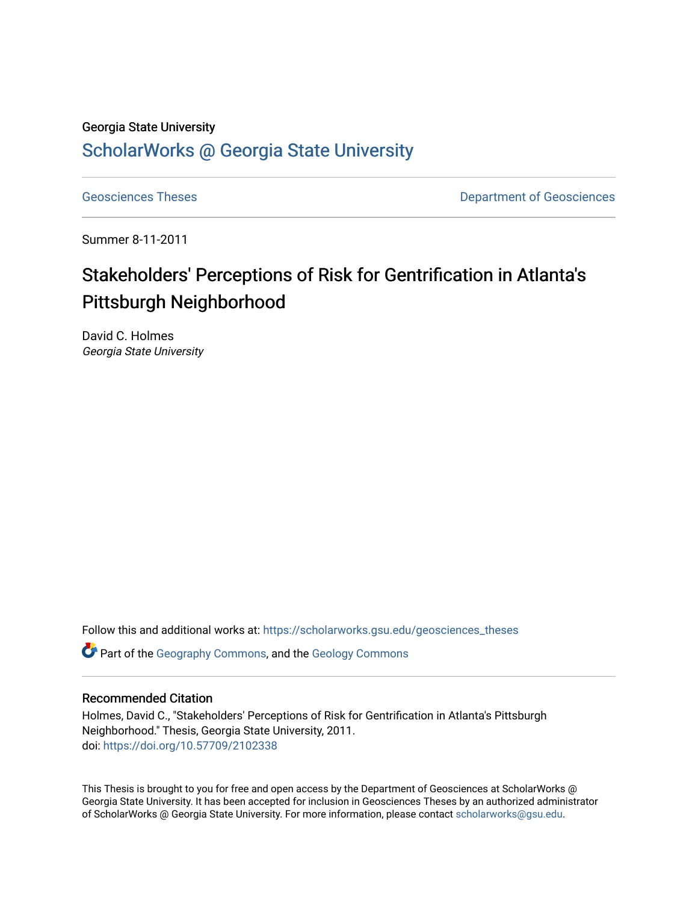Georgia State University

# ScholarWorks @ Georgia State University

Geosciences Theses — Department of Geosciences

Summer 8-11-2011

# Stakeholders' Perceptions of Risk for Gentrification in Atlanta's Pittsburgh Neighborhood

David C. Holmes
*Georgia State University*

Follow this and additional works at: https://scholarworks.gsu.edu/geosciences_theses

Part of the Geography Commons, and the Geology Commons

## Recommended Citation

Holmes, David C., "Stakeholders' Perceptions of Risk for Gentrification in Atlanta's Pittsburgh Neighborhood." Thesis, Georgia State University, 2011.
doi: https://doi.org/10.57709/2102338

This Thesis is brought to you for free and open access by the Department of Geosciences at ScholarWorks @ Georgia State University. It has been accepted for inclusion in Geosciences Theses by an authorized administrator of ScholarWorks @ Georgia State University. For more information, please contact scholarworks@gsu.edu.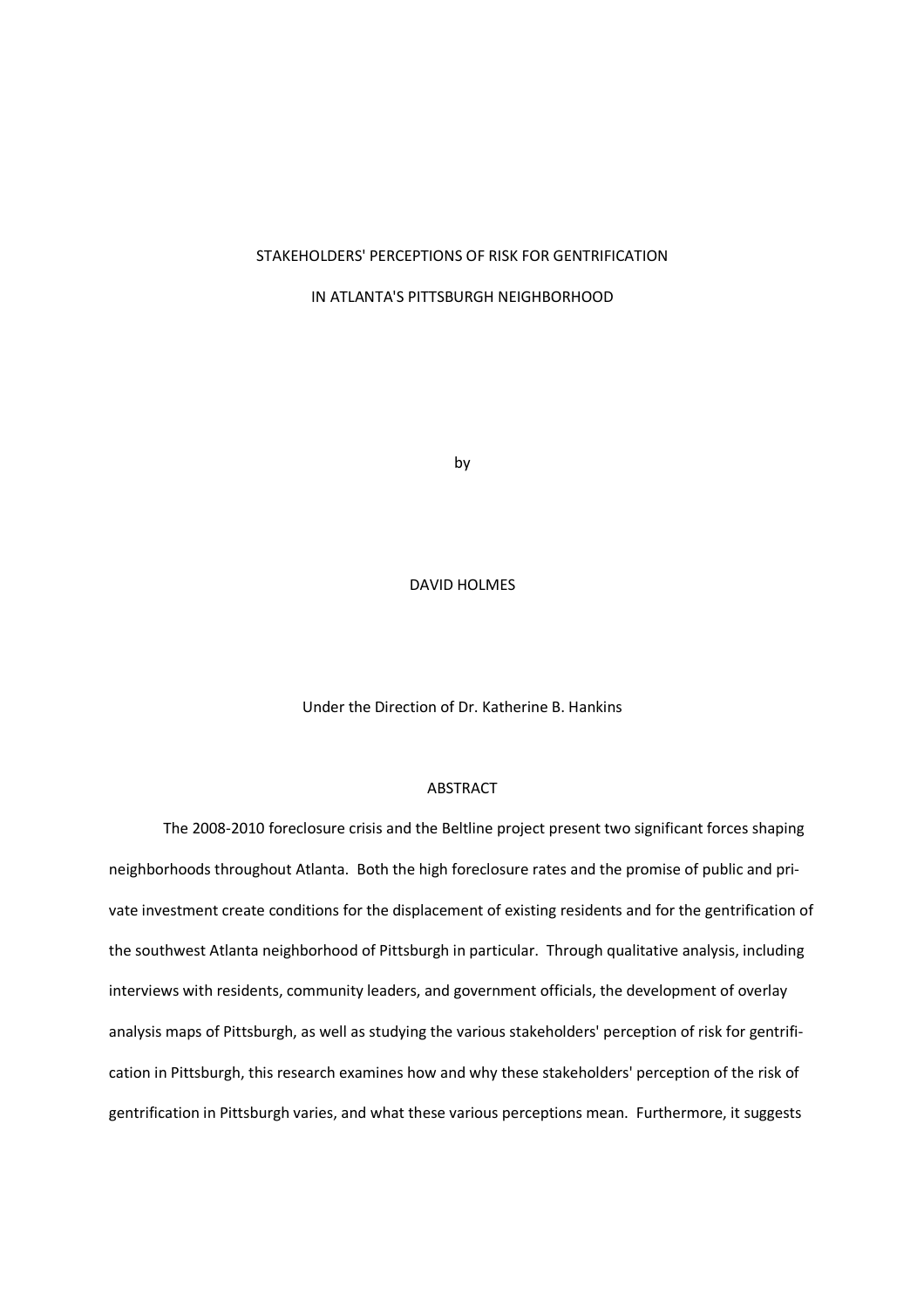STAKEHOLDERS' PERCEPTIONS OF RISK FOR GENTRIFICATION

IN ATLANTA'S PITTSBURGH NEIGHBORHOOD

by

DAVID HOLMES

Under the Direction of Dr. Katherine B. Hankins

## ABSTRACT

The 2008-2010 foreclosure crisis and the Beltline project present two significant forces shaping neighborhoods throughout Atlanta. Both the high foreclosure rates and the promise of public and private investment create conditions for the displacement of existing residents and for the gentrification of the southwest Atlanta neighborhood of Pittsburgh in particular. Through qualitative analysis, including interviews with residents, community leaders, and government officials, the development of overlay analysis maps of Pittsburgh, as well as studying the various stakeholders' perception of risk for gentrification in Pittsburgh, this research examines how and why these stakeholders' perception of the risk of gentrification in Pittsburgh varies, and what these various perceptions mean. Furthermore, it suggests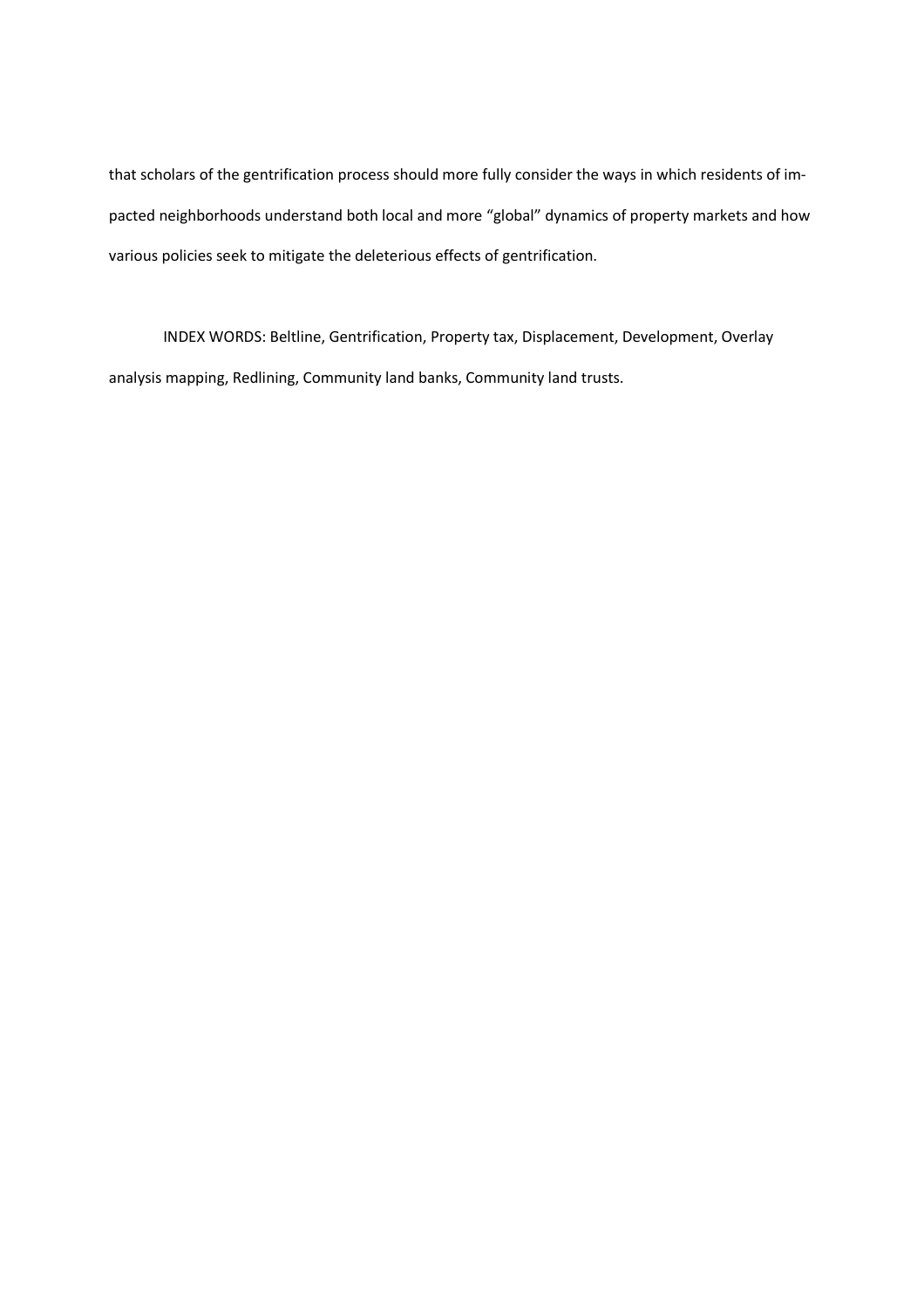that scholars of the gentrification process should more fully consider the ways in which residents of impacted neighborhoods understand both local and more "global" dynamics of property markets and how various policies seek to mitigate the deleterious effects of gentrification.

INDEX WORDS: Beltline, Gentrification, Property tax, Displacement, Development, Overlay analysis mapping, Redlining, Community land banks, Community land trusts.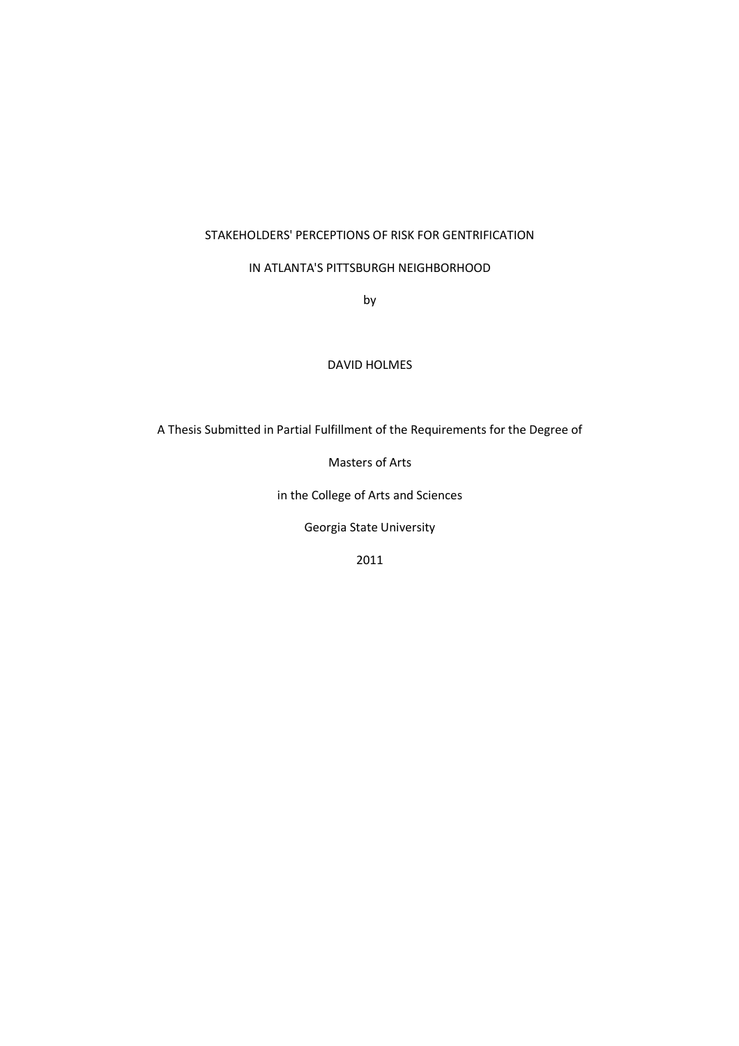STAKEHOLDERS' PERCEPTIONS OF RISK FOR GENTRIFICATION

IN ATLANTA'S PITTSBURGH NEIGHBORHOOD

by

DAVID HOLMES

A Thesis Submitted in Partial Fulfillment of the Requirements for the Degree of

Masters of Arts

in the College of Arts and Sciences

Georgia State University

2011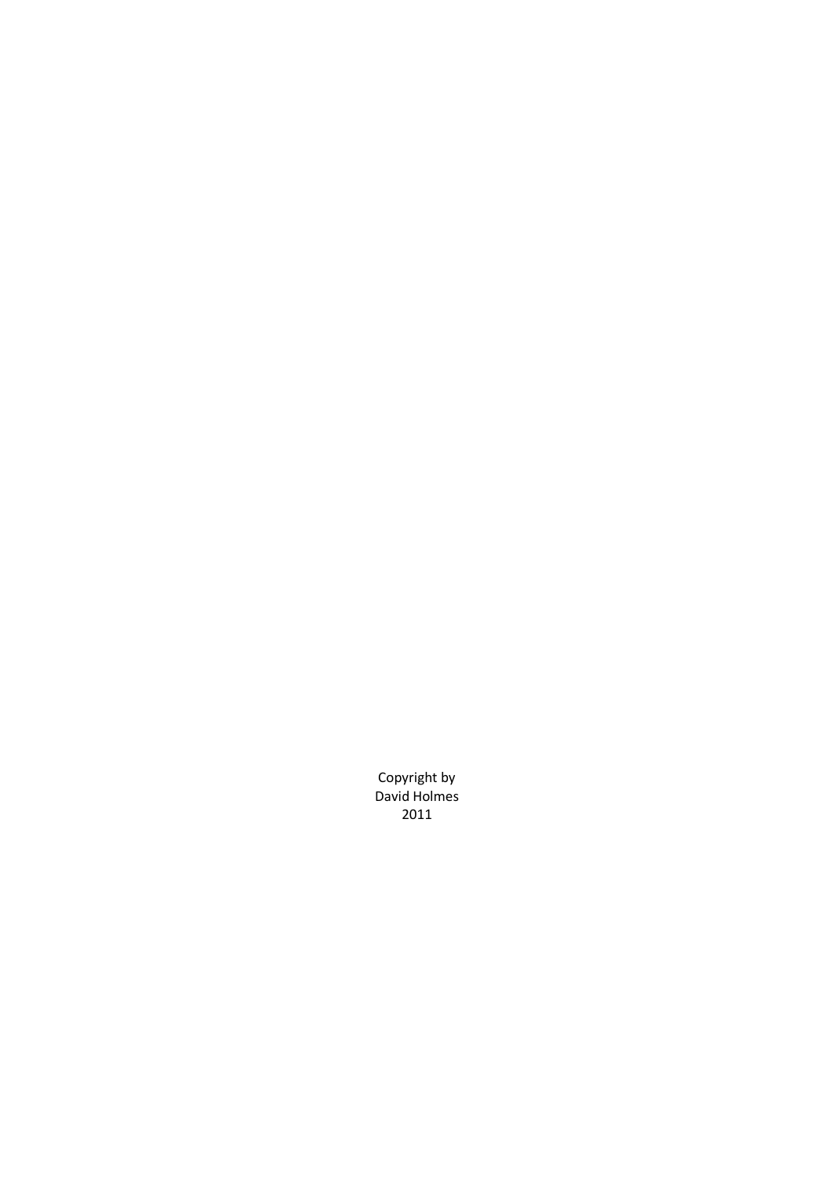Copyright by
David Holmes
2011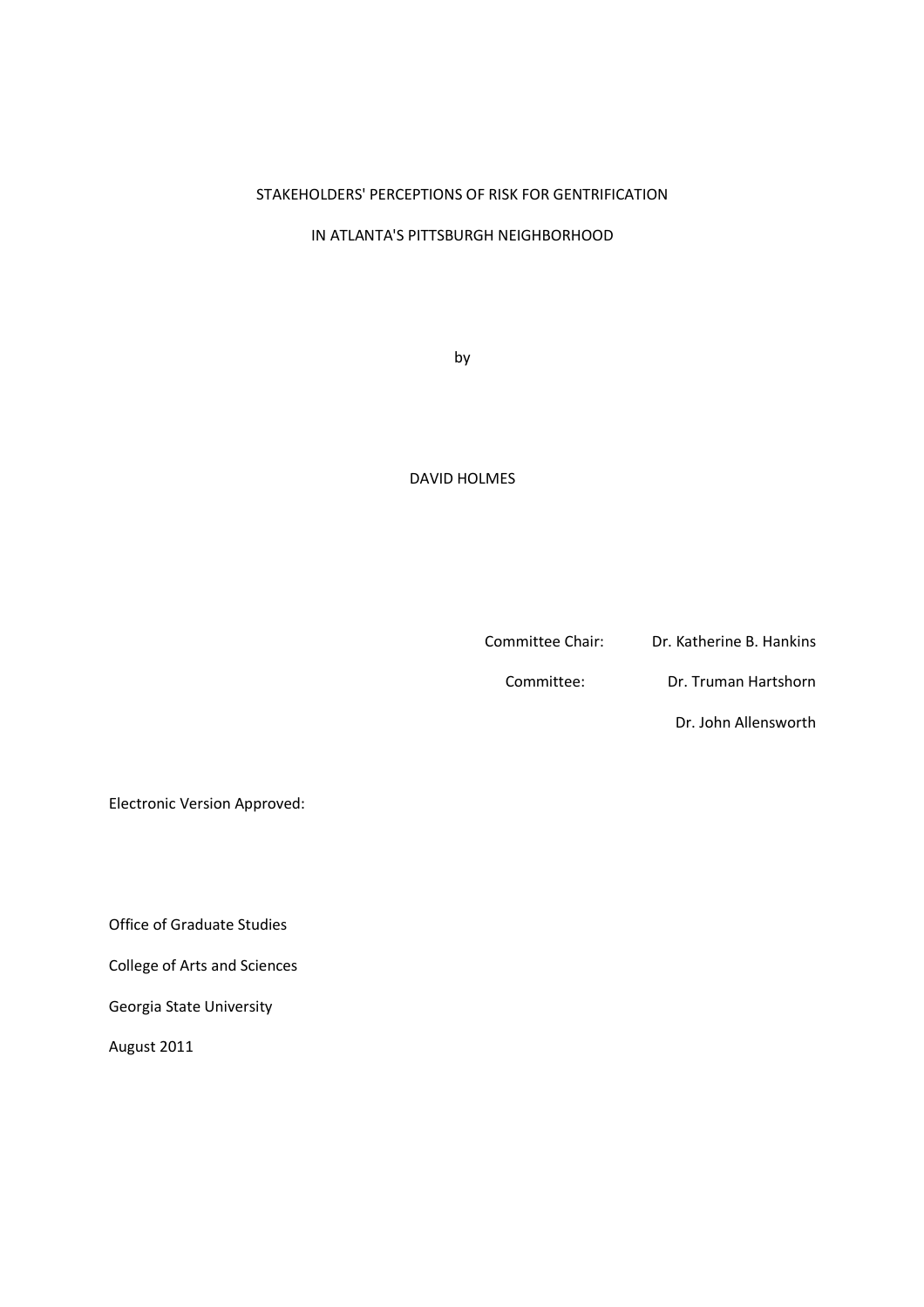STAKEHOLDERS' PERCEPTIONS OF RISK FOR GENTRIFICATION

IN ATLANTA'S PITTSBURGH NEIGHBORHOOD

by

DAVID HOLMES

Committee Chair: Dr. Katherine B. Hankins

Committee: Dr. Truman Hartshorn

Dr. John Allensworth

Electronic Version Approved:

Office of Graduate Studies

College of Arts and Sciences

Georgia State University

August 2011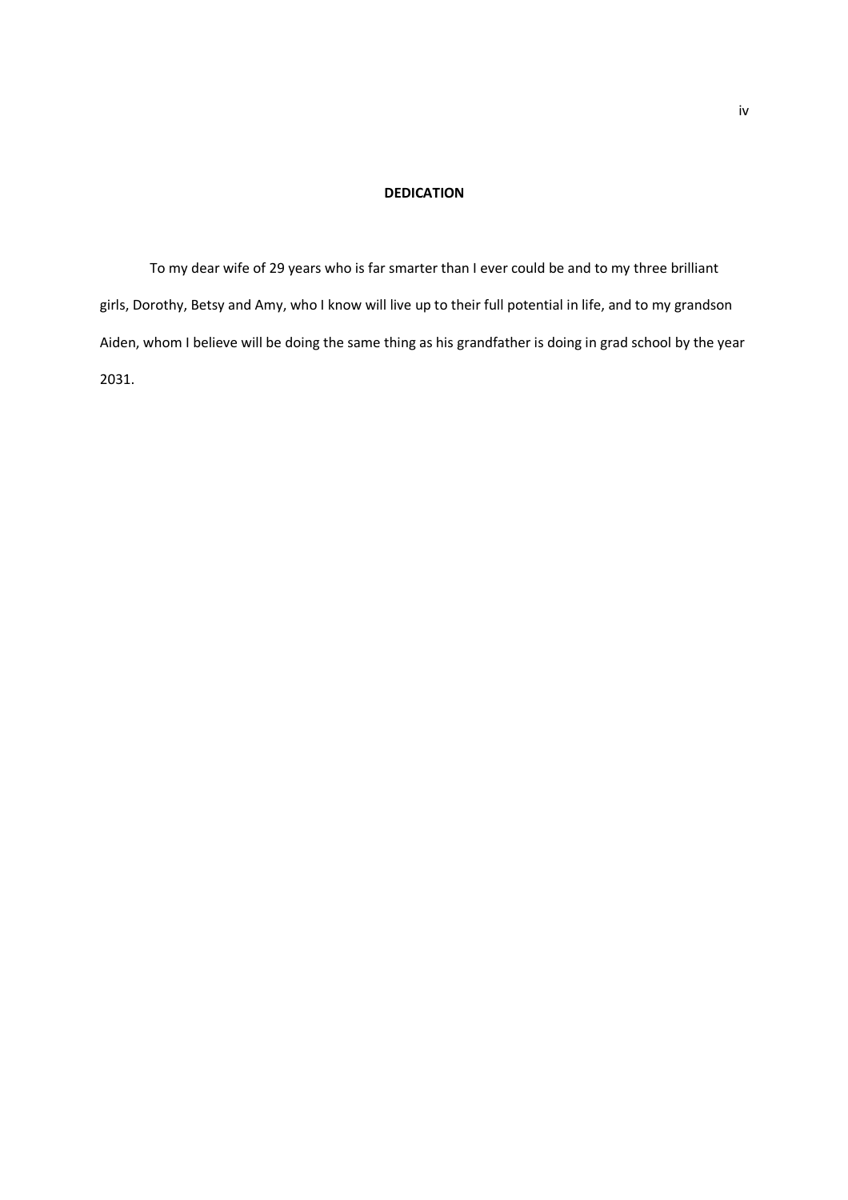## DEDICATION

To my dear wife of 29 years who is far smarter than I ever could be and to my three brilliant girls, Dorothy, Betsy and Amy, who I know will live up to their full potential in life, and to my grandson Aiden, whom I believe will be doing the same thing as his grandfather is doing in grad school by the year 2031.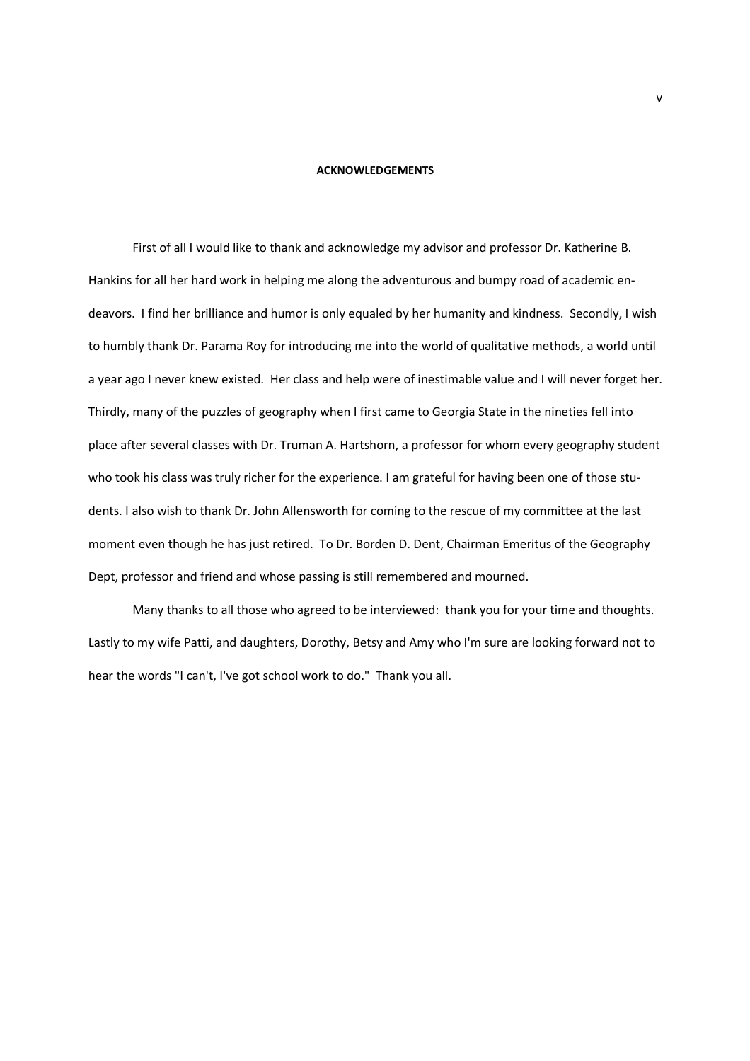**ACKNOWLEDGEMENTS**

First of all I would like to thank and acknowledge my advisor and professor Dr. Katherine B. Hankins for all her hard work in helping me along the adventurous and bumpy road of academic endeavors. I find her brilliance and humor is only equaled by her humanity and kindness. Secondly, I wish to humbly thank Dr. Parama Roy for introducing me into the world of qualitative methods, a world until a year ago I never knew existed. Her class and help were of inestimable value and I will never forget her. Thirdly, many of the puzzles of geography when I first came to Georgia State in the nineties fell into place after several classes with Dr. Truman A. Hartshorn, a professor for whom every geography student who took his class was truly richer for the experience. I am grateful for having been one of those students. I also wish to thank Dr. John Allensworth for coming to the rescue of my committee at the last moment even though he has just retired. To Dr. Borden D. Dent, Chairman Emeritus of the Geography Dept, professor and friend and whose passing is still remembered and mourned.

Many thanks to all those who agreed to be interviewed: thank you for your time and thoughts. Lastly to my wife Patti, and daughters, Dorothy, Betsy and Amy who I'm sure are looking forward not to hear the words "I can't, I've got school work to do." Thank you all.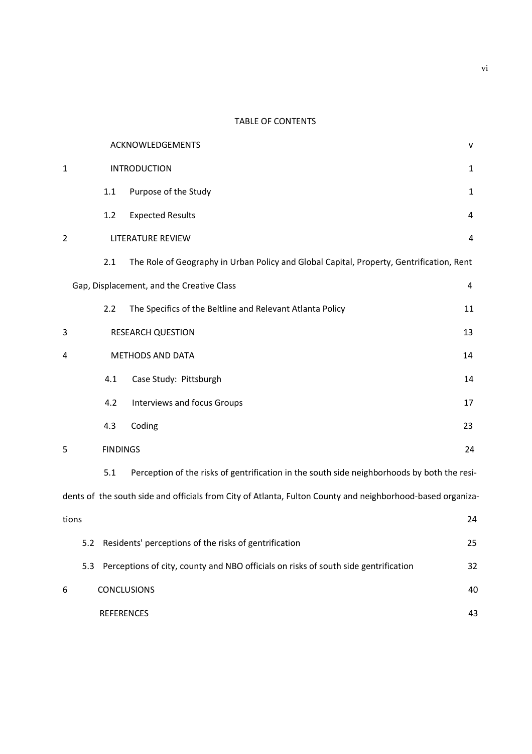# TABLE OF CONTENTS

| | | |
|---|---|---|
| | ACKNOWLEDGEMENTS | v |
| 1 | INTRODUCTION | 1 |
| | 1.1 Purpose of the Study | 1 |
| | 1.2 Expected Results | 4 |
| 2 | LITERATURE REVIEW | 4 |
| | 2.1 The Role of Geography in Urban Policy and Global Capital, Property, Gentrification, Rent Gap, Displacement, and the Creative Class | 4 |
| | 2.2 The Specifics of the Beltline and Relevant Atlanta Policy | 11 |
| 3 | RESEARCH QUESTION | 13 |
| 4 | METHODS AND DATA | 14 |
| | 4.1 Case Study: Pittsburgh | 14 |
| | 4.2 Interviews and focus Groups | 17 |
| | 4.3 Coding | 23 |
| 5 | FINDINGS | 24 |
| | 5.1 Perception of the risks of gentrification in the south side neighborhoods by both the residents of the south side and officials from City of Atlanta, Fulton County and neighborhood-based organizations | 24 |
| | 5.2 Residents' perceptions of the risks of gentrification | 25 |
| | 5.3 Perceptions of city, county and NBO officials on risks of south side gentrification | 32 |
| 6 | CONCLUSIONS | 40 |
| | REFERENCES | 43 |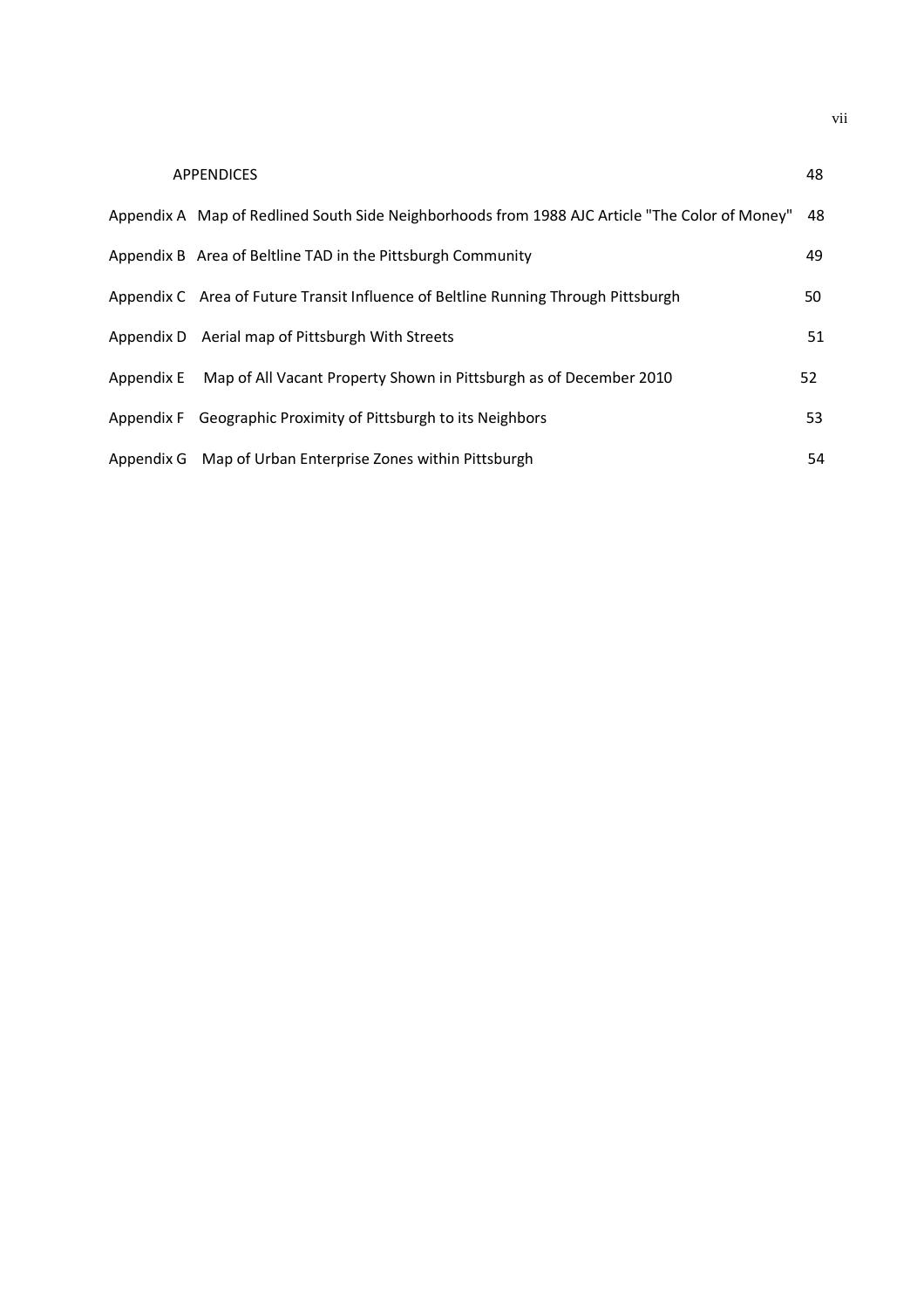APPENDICES 48

Appendix A Map of Redlined South Side Neighborhoods from 1988 AJC Article "The Color of Money" 48

Appendix B Area of Beltline TAD in the Pittsburgh Community 49

Appendix C Area of Future Transit Influence of Beltline Running Through Pittsburgh 50

Appendix D Aerial map of Pittsburgh With Streets 51

Appendix E Map of All Vacant Property Shown in Pittsburgh as of December 2010 52

Appendix F Geographic Proximity of Pittsburgh to its Neighbors 53

Appendix G Map of Urban Enterprise Zones within Pittsburgh 54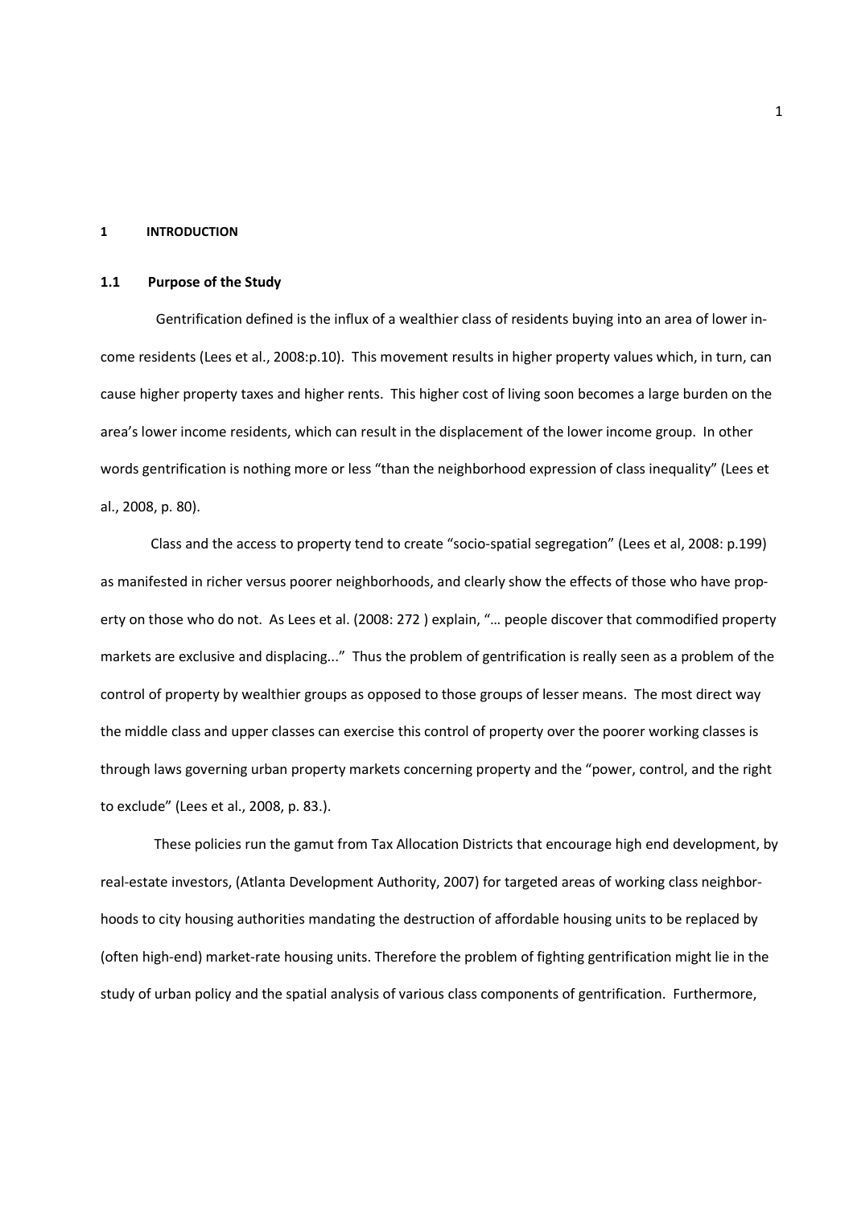# 1 INTRODUCTION

## 1.1 Purpose of the Study

Gentrification defined is the influx of a wealthier class of residents buying into an area of lower income residents (Lees et al., 2008:p.10). This movement results in higher property values which, in turn, can cause higher property taxes and higher rents. This higher cost of living soon becomes a large burden on the area's lower income residents, which can result in the displacement of the lower income group. In other words gentrification is nothing more or less "than the neighborhood expression of class inequality" (Lees et al., 2008, p. 80).

Class and the access to property tend to create "socio-spatial segregation" (Lees et al, 2008: p.199) as manifested in richer versus poorer neighborhoods, and clearly show the effects of those who have property on those who do not. As Lees et al. (2008: 272 ) explain, "… people discover that commodified property markets are exclusive and displacing..." Thus the problem of gentrification is really seen as a problem of the control of property by wealthier groups as opposed to those groups of lesser means. The most direct way the middle class and upper classes can exercise this control of property over the poorer working classes is through laws governing urban property markets concerning property and the "power, control, and the right to exclude" (Lees et al., 2008, p. 83.).

These policies run the gamut from Tax Allocation Districts that encourage high end development, by real-estate investors, (Atlanta Development Authority, 2007) for targeted areas of working class neighborhoods to city housing authorities mandating the destruction of affordable housing units to be replaced by (often high-end) market-rate housing units. Therefore the problem of fighting gentrification might lie in the study of urban policy and the spatial analysis of various class components of gentrification. Furthermore,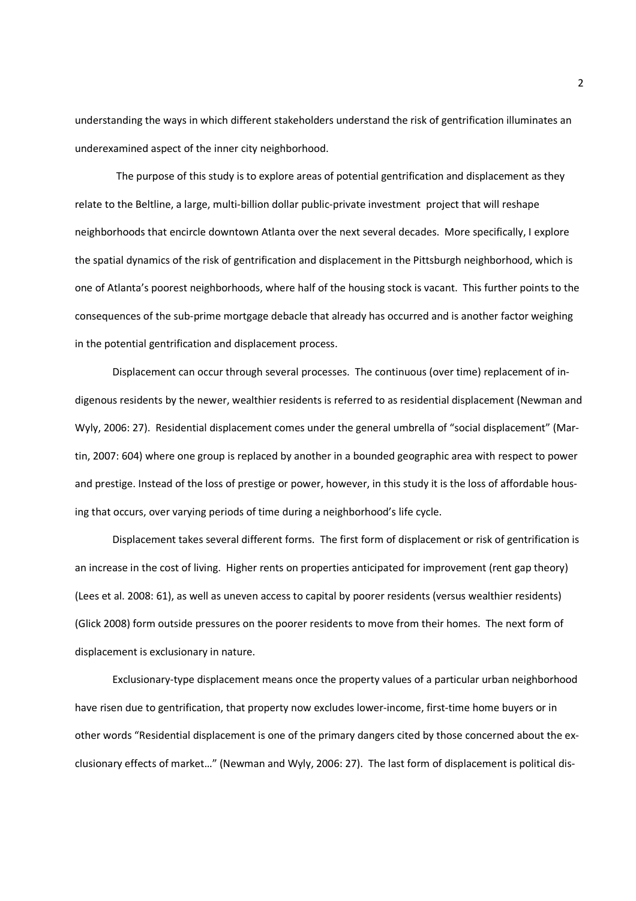understanding the ways in which different stakeholders understand the risk of gentrification illuminates an underexamined aspect of the inner city neighborhood.

The purpose of this study is to explore areas of potential gentrification and displacement as they relate to the Beltline, a large, multi-billion dollar public-private investment project that will reshape neighborhoods that encircle downtown Atlanta over the next several decades. More specifically, I explore the spatial dynamics of the risk of gentrification and displacement in the Pittsburgh neighborhood, which is one of Atlanta's poorest neighborhoods, where half of the housing stock is vacant. This further points to the consequences of the sub-prime mortgage debacle that already has occurred and is another factor weighing in the potential gentrification and displacement process.

Displacement can occur through several processes. The continuous (over time) replacement of indigenous residents by the newer, wealthier residents is referred to as residential displacement (Newman and Wyly, 2006: 27). Residential displacement comes under the general umbrella of "social displacement" (Martin, 2007: 604) where one group is replaced by another in a bounded geographic area with respect to power and prestige. Instead of the loss of prestige or power, however, in this study it is the loss of affordable housing that occurs, over varying periods of time during a neighborhood's life cycle.

Displacement takes several different forms. The first form of displacement or risk of gentrification is an increase in the cost of living. Higher rents on properties anticipated for improvement (rent gap theory) (Lees et al. 2008: 61), as well as uneven access to capital by poorer residents (versus wealthier residents) (Glick 2008) form outside pressures on the poorer residents to move from their homes. The next form of displacement is exclusionary in nature.

Exclusionary-type displacement means once the property values of a particular urban neighborhood have risen due to gentrification, that property now excludes lower-income, first-time home buyers or in other words "Residential displacement is one of the primary dangers cited by those concerned about the exclusionary effects of market…" (Newman and Wyly, 2006: 27). The last form of displacement is political dis-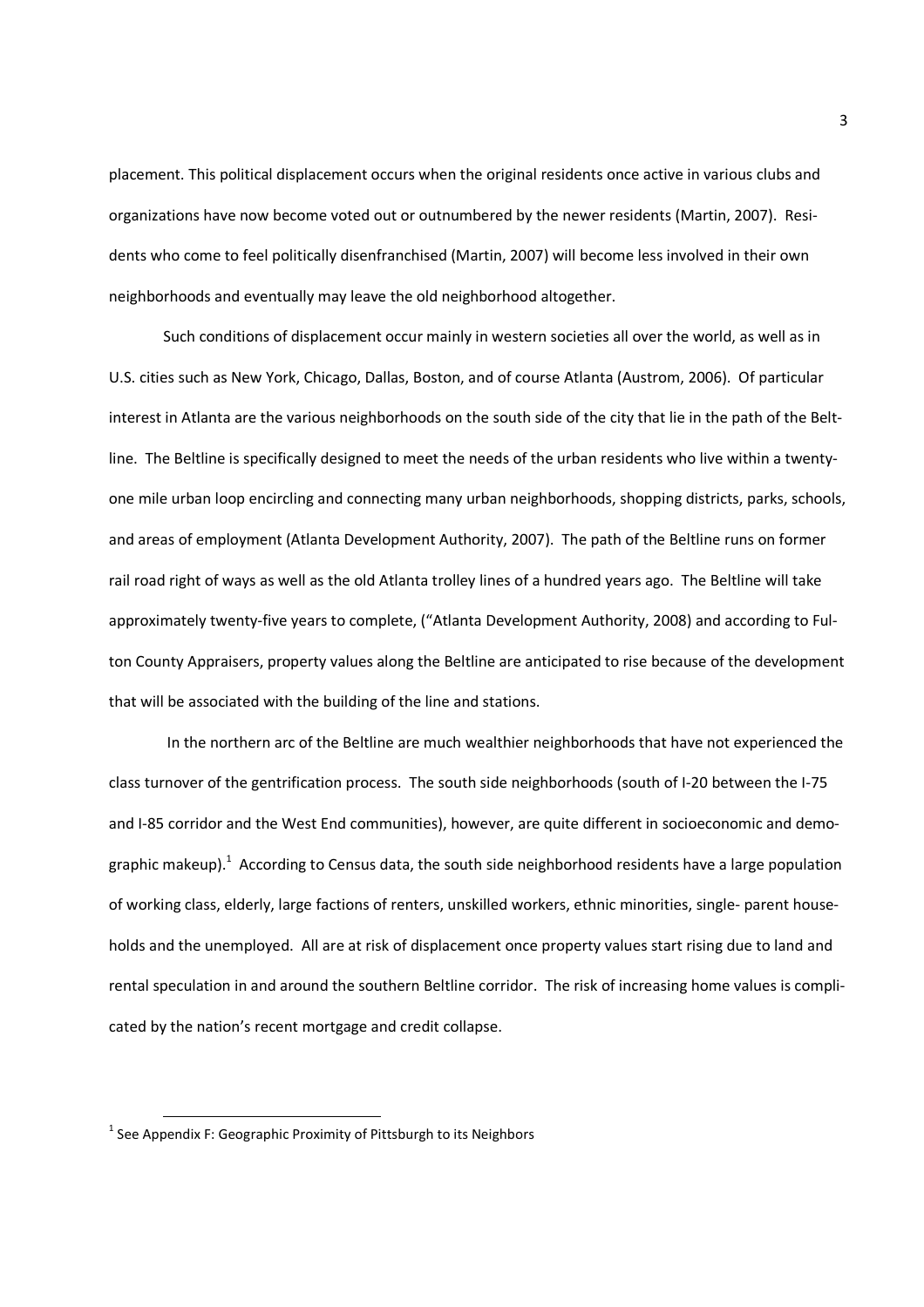placement. This political displacement occurs when the original residents once active in various clubs and organizations have now become voted out or outnumbered by the newer residents (Martin, 2007). Residents who come to feel politically disenfranchised (Martin, 2007) will become less involved in their own neighborhoods and eventually may leave the old neighborhood altogether.

Such conditions of displacement occur mainly in western societies all over the world, as well as in U.S. cities such as New York, Chicago, Dallas, Boston, and of course Atlanta (Austrom, 2006). Of particular interest in Atlanta are the various neighborhoods on the south side of the city that lie in the path of the Beltline. The Beltline is specifically designed to meet the needs of the urban residents who live within a twenty-one mile urban loop encircling and connecting many urban neighborhoods, shopping districts, parks, schools, and areas of employment (Atlanta Development Authority, 2007). The path of the Beltline runs on former rail road right of ways as well as the old Atlanta trolley lines of a hundred years ago. The Beltline will take approximately twenty-five years to complete, ("Atlanta Development Authority, 2008) and according to Fulton County Appraisers, property values along the Beltline are anticipated to rise because of the development that will be associated with the building of the line and stations.

In the northern arc of the Beltline are much wealthier neighborhoods that have not experienced the class turnover of the gentrification process. The south side neighborhoods (south of I-20 between the I-75 and I-85 corridor and the West End communities), however, are quite different in socioeconomic and demographic makeup).[1] According to Census data, the south side neighborhood residents have a large population of working class, elderly, large factions of renters, unskilled workers, ethnic minorities, single- parent households and the unemployed. All are at risk of displacement once property values start rising due to land and rental speculation in and around the southern Beltline corridor. The risk of increasing home values is complicated by the nation's recent mortgage and credit collapse.

[1] See Appendix F: Geographic Proximity of Pittsburgh to its Neighbors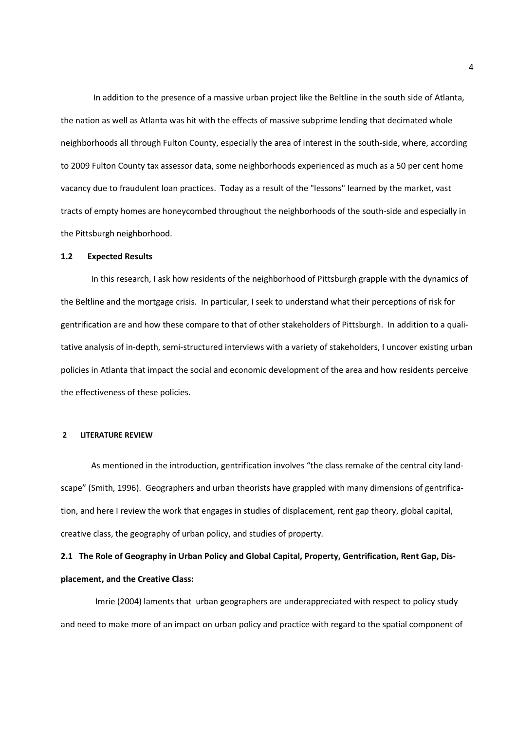In addition to the presence of a massive urban project like the Beltline in the south side of Atlanta, the nation as well as Atlanta was hit with the effects of massive subprime lending that decimated whole neighborhoods all through Fulton County, especially the area of interest in the south-side, where, according to 2009 Fulton County tax assessor data, some neighborhoods experienced as much as a 50 per cent home vacancy due to fraudulent loan practices. Today as a result of the "lessons" learned by the market, vast tracts of empty homes are honeycombed throughout the neighborhoods of the south-side and especially in the Pittsburgh neighborhood.

### 1.2 Expected Results

In this research, I ask how residents of the neighborhood of Pittsburgh grapple with the dynamics of the Beltline and the mortgage crisis. In particular, I seek to understand what their perceptions of risk for gentrification are and how these compare to that of other stakeholders of Pittsburgh. In addition to a qualitative analysis of in-depth, semi-structured interviews with a variety of stakeholders, I uncover existing urban policies in Atlanta that impact the social and economic development of the area and how residents perceive the effectiveness of these policies.

## 2 LITERATURE REVIEW

As mentioned in the introduction, gentrification involves "the class remake of the central city landscape" (Smith, 1996). Geographers and urban theorists have grappled with many dimensions of gentrification, and here I review the work that engages in studies of displacement, rent gap theory, global capital, creative class, the geography of urban policy, and studies of property.

### 2.1 The Role of Geography in Urban Policy and Global Capital, Property, Gentrification, Rent Gap, Displacement, and the Creative Class:

Imrie (2004) laments that urban geographers are underappreciated with respect to policy study and need to make more of an impact on urban policy and practice with regard to the spatial component of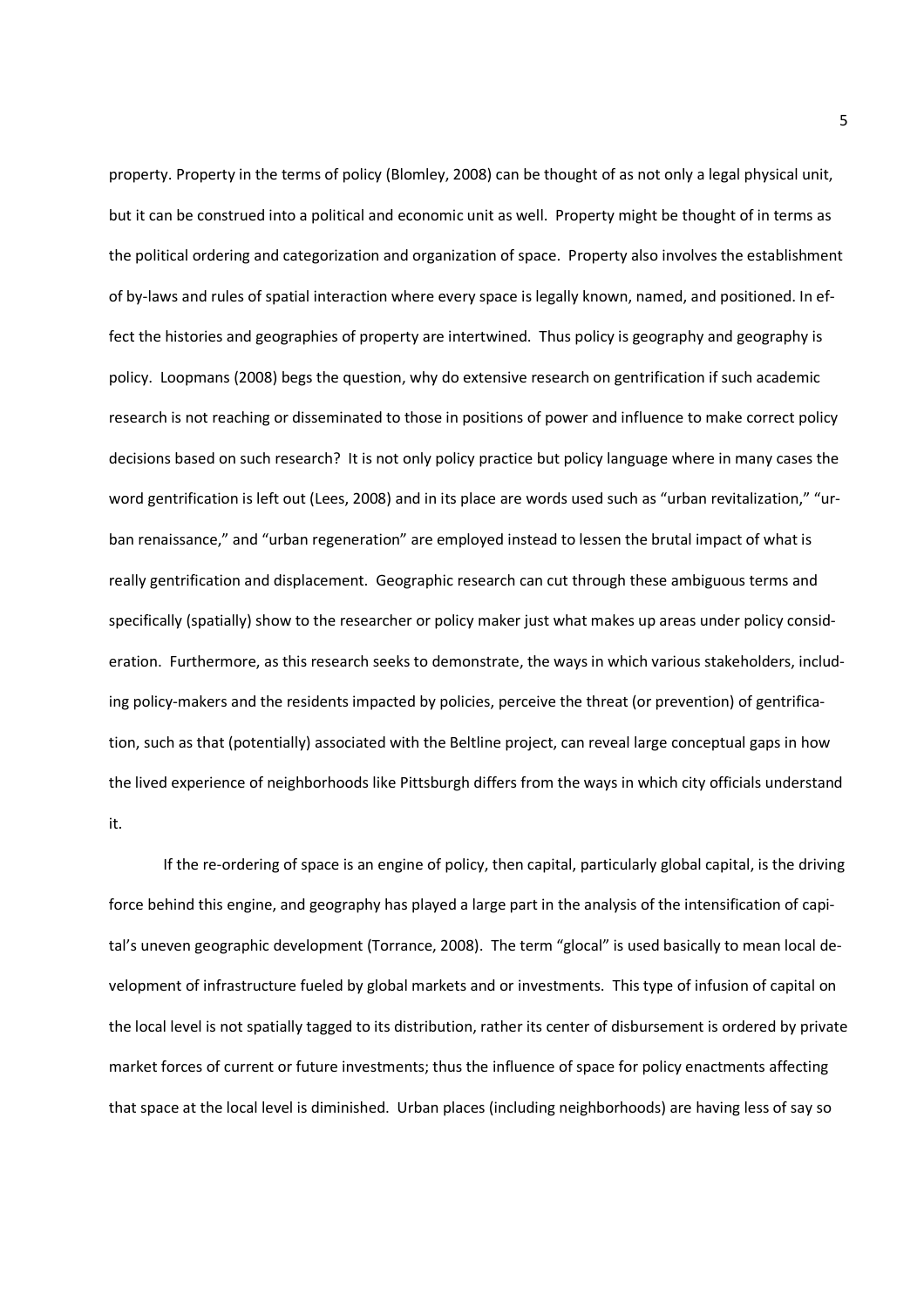property. Property in the terms of policy (Blomley, 2008) can be thought of as not only a legal physical unit, but it can be construed into a political and economic unit as well. Property might be thought of in terms as the political ordering and categorization and organization of space. Property also involves the establishment of by-laws and rules of spatial interaction where every space is legally known, named, and positioned. In effect the histories and geographies of property are intertwined. Thus policy is geography and geography is policy. Loopmans (2008) begs the question, why do extensive research on gentrification if such academic research is not reaching or disseminated to those in positions of power and influence to make correct policy decisions based on such research? It is not only policy practice but policy language where in many cases the word gentrification is left out (Lees, 2008) and in its place are words used such as "urban revitalization," "urban renaissance," and "urban regeneration" are employed instead to lessen the brutal impact of what is really gentrification and displacement. Geographic research can cut through these ambiguous terms and specifically (spatially) show to the researcher or policy maker just what makes up areas under policy consideration. Furthermore, as this research seeks to demonstrate, the ways in which various stakeholders, including policy-makers and the residents impacted by policies, perceive the threat (or prevention) of gentrification, such as that (potentially) associated with the Beltline project, can reveal large conceptual gaps in how the lived experience of neighborhoods like Pittsburgh differs from the ways in which city officials understand it.

If the re-ordering of space is an engine of policy, then capital, particularly global capital, is the driving force behind this engine, and geography has played a large part in the analysis of the intensification of capital's uneven geographic development (Torrance, 2008). The term "glocal" is used basically to mean local development of infrastructure fueled by global markets and or investments. This type of infusion of capital on the local level is not spatially tagged to its distribution, rather its center of disbursement is ordered by private market forces of current or future investments; thus the influence of space for policy enactments affecting that space at the local level is diminished. Urban places (including neighborhoods) are having less of say so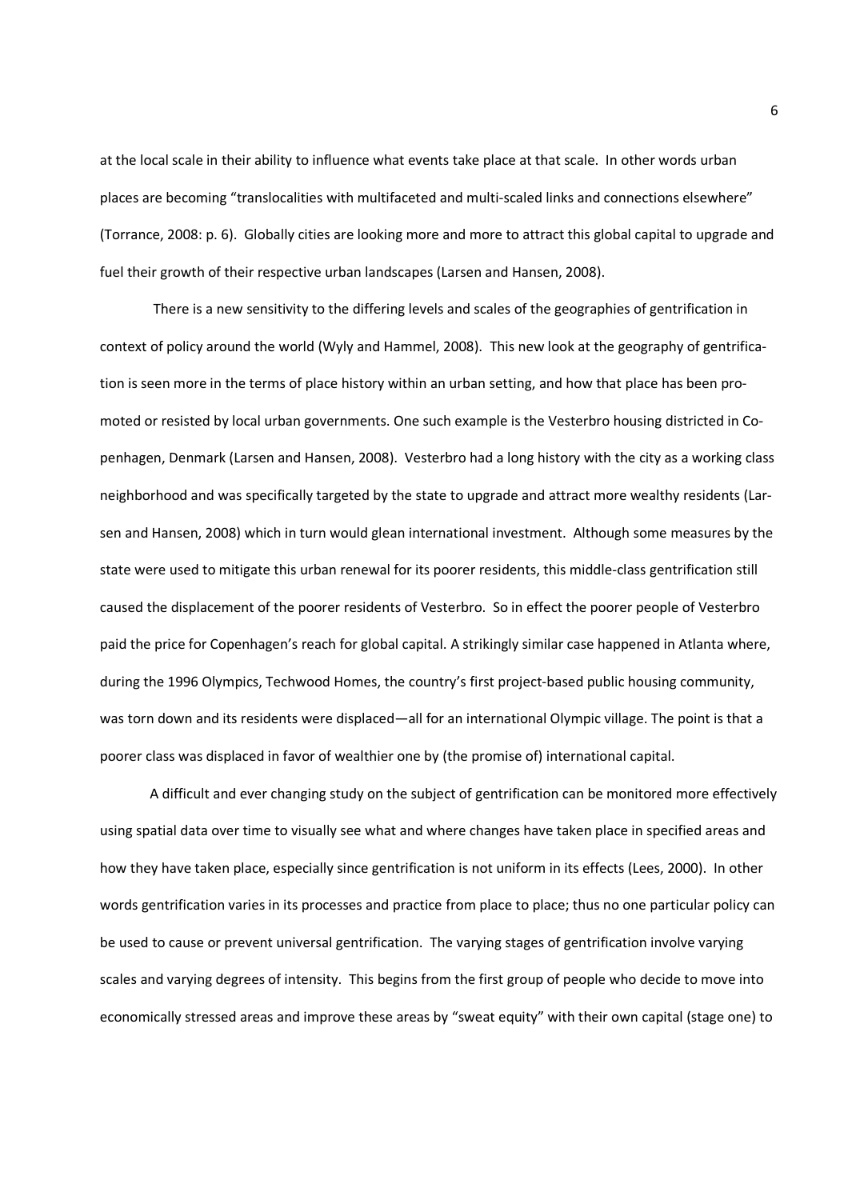at the local scale in their ability to influence what events take place at that scale. In other words urban places are becoming "translocalities with multifaceted and multi-scaled links and connections elsewhere" (Torrance, 2008: p. 6). Globally cities are looking more and more to attract this global capital to upgrade and fuel their growth of their respective urban landscapes (Larsen and Hansen, 2008).

There is a new sensitivity to the differing levels and scales of the geographies of gentrification in context of policy around the world (Wyly and Hammel, 2008). This new look at the geography of gentrification is seen more in the terms of place history within an urban setting, and how that place has been promoted or resisted by local urban governments. One such example is the Vesterbro housing districted in Copenhagen, Denmark (Larsen and Hansen, 2008). Vesterbro had a long history with the city as a working class neighborhood and was specifically targeted by the state to upgrade and attract more wealthy residents (Larsen and Hansen, 2008) which in turn would glean international investment. Although some measures by the state were used to mitigate this urban renewal for its poorer residents, this middle-class gentrification still caused the displacement of the poorer residents of Vesterbro. So in effect the poorer people of Vesterbro paid the price for Copenhagen's reach for global capital. A strikingly similar case happened in Atlanta where, during the 1996 Olympics, Techwood Homes, the country's first project-based public housing community, was torn down and its residents were displaced—all for an international Olympic village. The point is that a poorer class was displaced in favor of wealthier one by (the promise of) international capital.

A difficult and ever changing study on the subject of gentrification can be monitored more effectively using spatial data over time to visually see what and where changes have taken place in specified areas and how they have taken place, especially since gentrification is not uniform in its effects (Lees, 2000). In other words gentrification varies in its processes and practice from place to place; thus no one particular policy can be used to cause or prevent universal gentrification. The varying stages of gentrification involve varying scales and varying degrees of intensity. This begins from the first group of people who decide to move into economically stressed areas and improve these areas by "sweat equity" with their own capital (stage one) to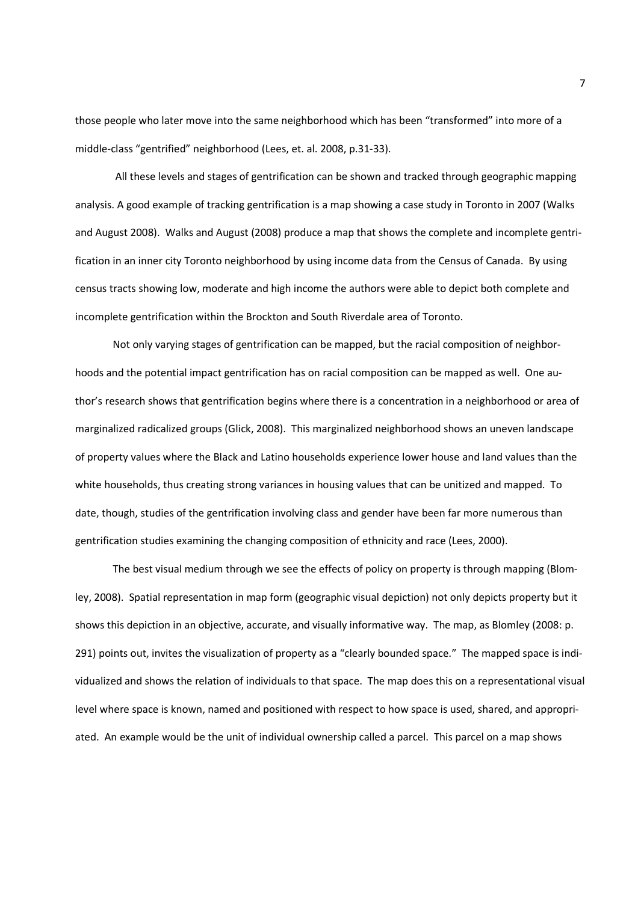those people who later move into the same neighborhood which has been "transformed" into more of a middle-class "gentrified" neighborhood (Lees, et. al. 2008, p.31-33).

All these levels and stages of gentrification can be shown and tracked through geographic mapping analysis. A good example of tracking gentrification is a map showing a case study in Toronto in 2007 (Walks and August 2008). Walks and August (2008) produce a map that shows the complete and incomplete gentrification in an inner city Toronto neighborhood by using income data from the Census of Canada. By using census tracts showing low, moderate and high income the authors were able to depict both complete and incomplete gentrification within the Brockton and South Riverdale area of Toronto.

Not only varying stages of gentrification can be mapped, but the racial composition of neighborhoods and the potential impact gentrification has on racial composition can be mapped as well. One author's research shows that gentrification begins where there is a concentration in a neighborhood or area of marginalized radicalized groups (Glick, 2008). This marginalized neighborhood shows an uneven landscape of property values where the Black and Latino households experience lower house and land values than the white households, thus creating strong variances in housing values that can be unitized and mapped. To date, though, studies of the gentrification involving class and gender have been far more numerous than gentrification studies examining the changing composition of ethnicity and race (Lees, 2000).

The best visual medium through we see the effects of policy on property is through mapping (Blomley, 2008). Spatial representation in map form (geographic visual depiction) not only depicts property but it shows this depiction in an objective, accurate, and visually informative way. The map, as Blomley (2008: p. 291) points out, invites the visualization of property as a "clearly bounded space." The mapped space is individualized and shows the relation of individuals to that space. The map does this on a representational visual level where space is known, named and positioned with respect to how space is used, shared, and appropriated. An example would be the unit of individual ownership called a parcel. This parcel on a map shows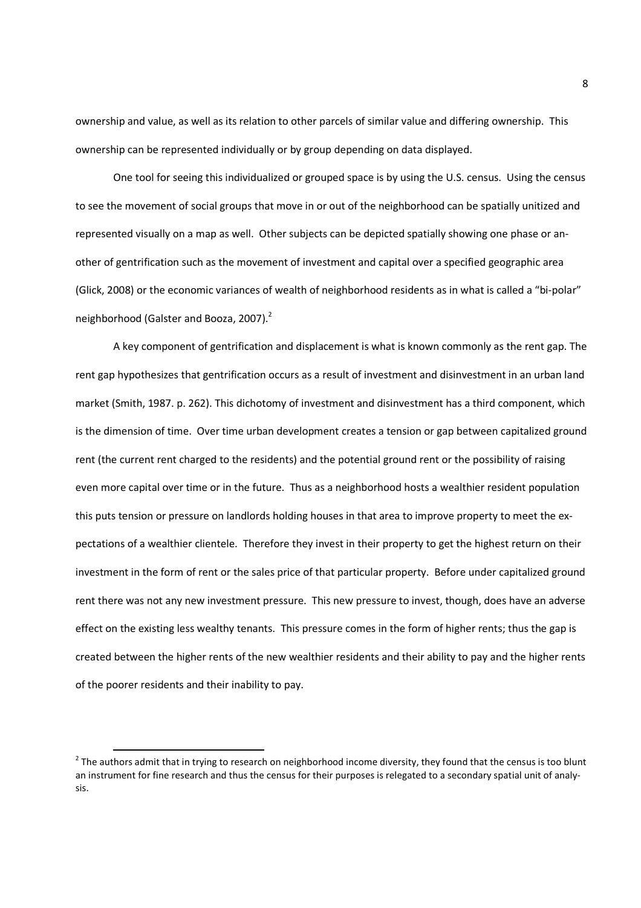ownership and value, as well as its relation to other parcels of similar value and differing ownership. This ownership can be represented individually or by group depending on data displayed.

One tool for seeing this individualized or grouped space is by using the U.S. census. Using the census to see the movement of social groups that move in or out of the neighborhood can be spatially unitized and represented visually on a map as well. Other subjects can be depicted spatially showing one phase or another of gentrification such as the movement of investment and capital over a specified geographic area (Glick, 2008) or the economic variances of wealth of neighborhood residents as in what is called a "bi-polar" neighborhood (Galster and Booza, 2007).[2]

A key component of gentrification and displacement is what is known commonly as the rent gap. The rent gap hypothesizes that gentrification occurs as a result of investment and disinvestment in an urban land market (Smith, 1987. p. 262). This dichotomy of investment and disinvestment has a third component, which is the dimension of time. Over time urban development creates a tension or gap between capitalized ground rent (the current rent charged to the residents) and the potential ground rent or the possibility of raising even more capital over time or in the future. Thus as a neighborhood hosts a wealthier resident population this puts tension or pressure on landlords holding houses in that area to improve property to meet the expectations of a wealthier clientele. Therefore they invest in their property to get the highest return on their investment in the form of rent or the sales price of that particular property. Before under capitalized ground rent there was not any new investment pressure. This new pressure to invest, though, does have an adverse effect on the existing less wealthy tenants. This pressure comes in the form of higher rents; thus the gap is created between the higher rents of the new wealthier residents and their ability to pay and the higher rents of the poorer residents and their inability to pay.

[2] The authors admit that in trying to research on neighborhood income diversity, they found that the census is too blunt an instrument for fine research and thus the census for their purposes is relegated to a secondary spatial unit of analysis.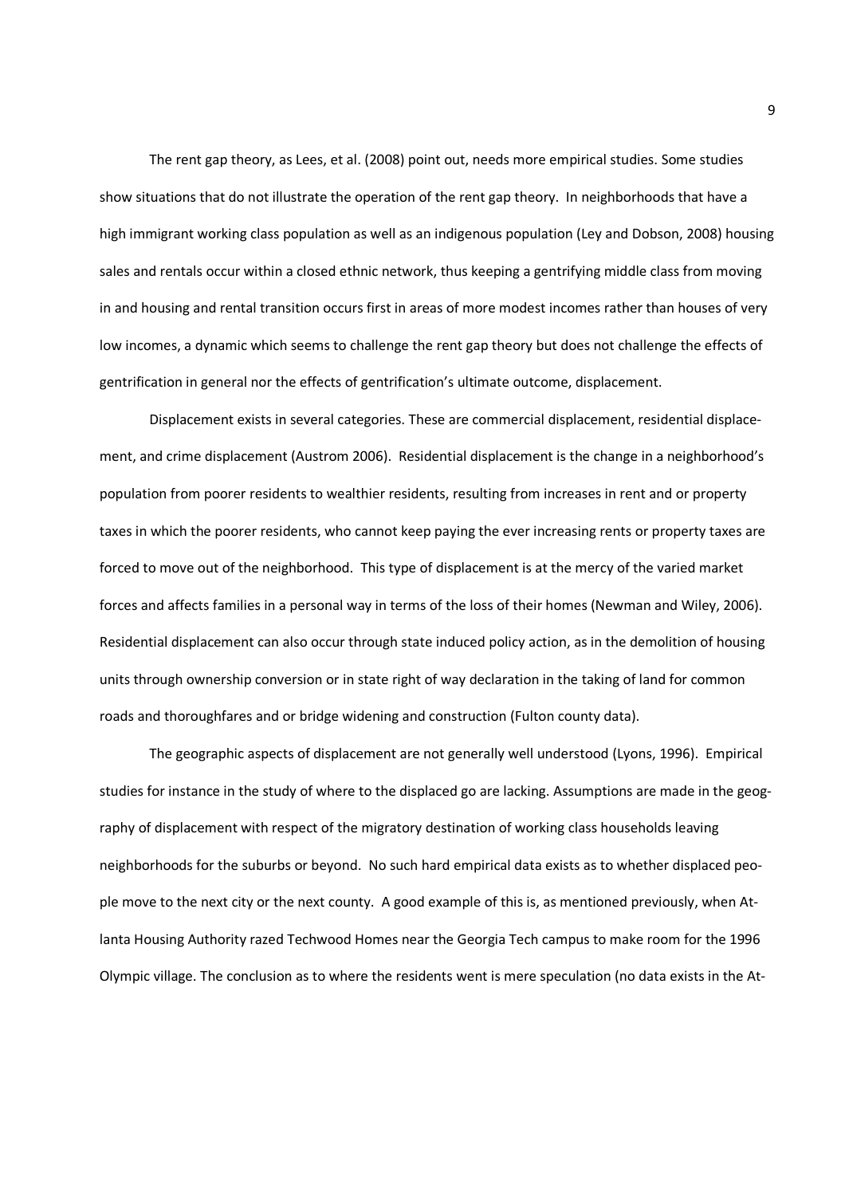The rent gap theory, as Lees, et al. (2008) point out, needs more empirical studies. Some studies show situations that do not illustrate the operation of the rent gap theory. In neighborhoods that have a high immigrant working class population as well as an indigenous population (Ley and Dobson, 2008) housing sales and rentals occur within a closed ethnic network, thus keeping a gentrifying middle class from moving in and housing and rental transition occurs first in areas of more modest incomes rather than houses of very low incomes, a dynamic which seems to challenge the rent gap theory but does not challenge the effects of gentrification in general nor the effects of gentrification's ultimate outcome, displacement.

Displacement exists in several categories. These are commercial displacement, residential displacement, and crime displacement (Austrom 2006). Residential displacement is the change in a neighborhood's population from poorer residents to wealthier residents, resulting from increases in rent and or property taxes in which the poorer residents, who cannot keep paying the ever increasing rents or property taxes are forced to move out of the neighborhood. This type of displacement is at the mercy of the varied market forces and affects families in a personal way in terms of the loss of their homes (Newman and Wiley, 2006). Residential displacement can also occur through state induced policy action, as in the demolition of housing units through ownership conversion or in state right of way declaration in the taking of land for common roads and thoroughfares and or bridge widening and construction (Fulton county data).

The geographic aspects of displacement are not generally well understood (Lyons, 1996). Empirical studies for instance in the study of where to the displaced go are lacking. Assumptions are made in the geography of displacement with respect of the migratory destination of working class households leaving neighborhoods for the suburbs or beyond. No such hard empirical data exists as to whether displaced people move to the next city or the next county. A good example of this is, as mentioned previously, when Atlanta Housing Authority razed Techwood Homes near the Georgia Tech campus to make room for the 1996 Olympic village. The conclusion as to where the residents went is mere speculation (no data exists in the At-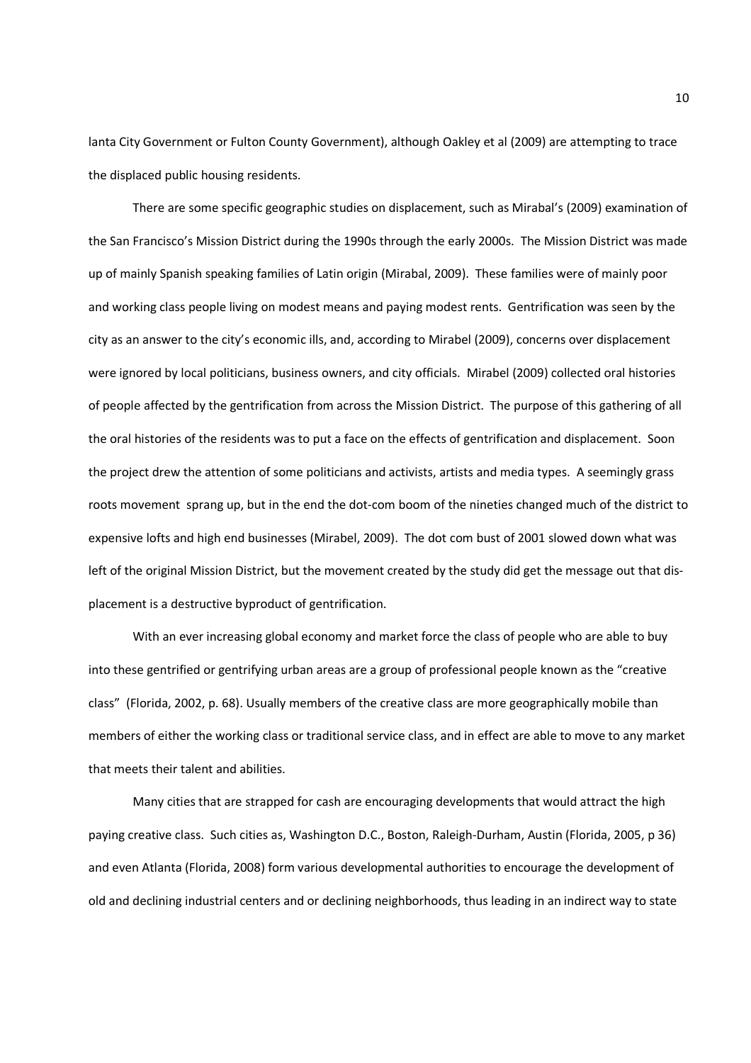lanta City Government or Fulton County Government), although Oakley et al (2009) are attempting to trace the displaced public housing residents.

There are some specific geographic studies on displacement, such as Mirabal's (2009) examination of the San Francisco's Mission District during the 1990s through the early 2000s. The Mission District was made up of mainly Spanish speaking families of Latin origin (Mirabal, 2009). These families were of mainly poor and working class people living on modest means and paying modest rents. Gentrification was seen by the city as an answer to the city's economic ills, and, according to Mirabel (2009), concerns over displacement were ignored by local politicians, business owners, and city officials. Mirabel (2009) collected oral histories of people affected by the gentrification from across the Mission District. The purpose of this gathering of all the oral histories of the residents was to put a face on the effects of gentrification and displacement. Soon the project drew the attention of some politicians and activists, artists and media types. A seemingly grass roots movement sprang up, but in the end the dot-com boom of the nineties changed much of the district to expensive lofts and high end businesses (Mirabel, 2009). The dot com bust of 2001 slowed down what was left of the original Mission District, but the movement created by the study did get the message out that displacement is a destructive byproduct of gentrification.

With an ever increasing global economy and market force the class of people who are able to buy into these gentrified or gentrifying urban areas are a group of professional people known as the "creative class" (Florida, 2002, p. 68). Usually members of the creative class are more geographically mobile than members of either the working class or traditional service class, and in effect are able to move to any market that meets their talent and abilities.

Many cities that are strapped for cash are encouraging developments that would attract the high paying creative class. Such cities as, Washington D.C., Boston, Raleigh-Durham, Austin (Florida, 2005, p 36) and even Atlanta (Florida, 2008) form various developmental authorities to encourage the development of old and declining industrial centers and or declining neighborhoods, thus leading in an indirect way to state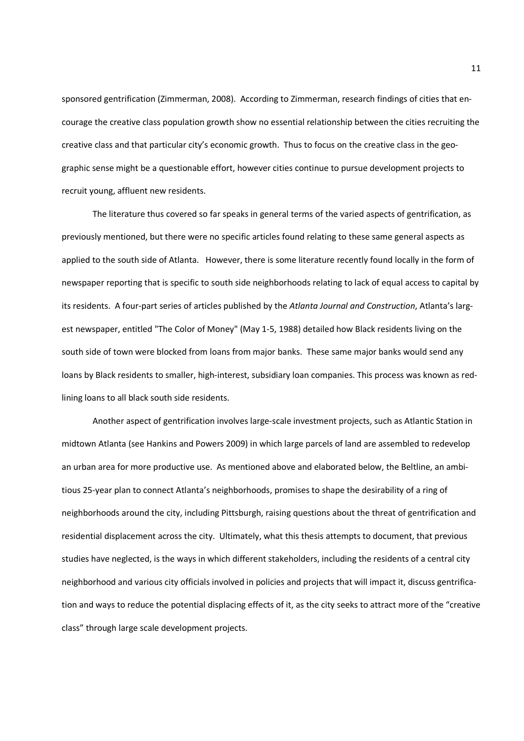sponsored gentrification (Zimmerman, 2008). According to Zimmerman, research findings of cities that encourage the creative class population growth show no essential relationship between the cities recruiting the creative class and that particular city's economic growth. Thus to focus on the creative class in the geographic sense might be a questionable effort, however cities continue to pursue development projects to recruit young, affluent new residents.

The literature thus covered so far speaks in general terms of the varied aspects of gentrification, as previously mentioned, but there were no specific articles found relating to these same general aspects as applied to the south side of Atlanta. However, there is some literature recently found locally in the form of newspaper reporting that is specific to south side neighborhoods relating to lack of equal access to capital by its residents. A four-part series of articles published by the *Atlanta Journal and Construction*, Atlanta's largest newspaper, entitled "The Color of Money" (May 1-5, 1988) detailed how Black residents living on the south side of town were blocked from loans from major banks. These same major banks would send any loans by Black residents to smaller, high-interest, subsidiary loan companies. This process was known as redlining loans to all black south side residents.

Another aspect of gentrification involves large-scale investment projects, such as Atlantic Station in midtown Atlanta (see Hankins and Powers 2009) in which large parcels of land are assembled to redevelop an urban area for more productive use. As mentioned above and elaborated below, the Beltline, an ambitious 25-year plan to connect Atlanta's neighborhoods, promises to shape the desirability of a ring of neighborhoods around the city, including Pittsburgh, raising questions about the threat of gentrification and residential displacement across the city. Ultimately, what this thesis attempts to document, that previous studies have neglected, is the ways in which different stakeholders, including the residents of a central city neighborhood and various city officials involved in policies and projects that will impact it, discuss gentrification and ways to reduce the potential displacing effects of it, as the city seeks to attract more of the "creative class" through large scale development projects.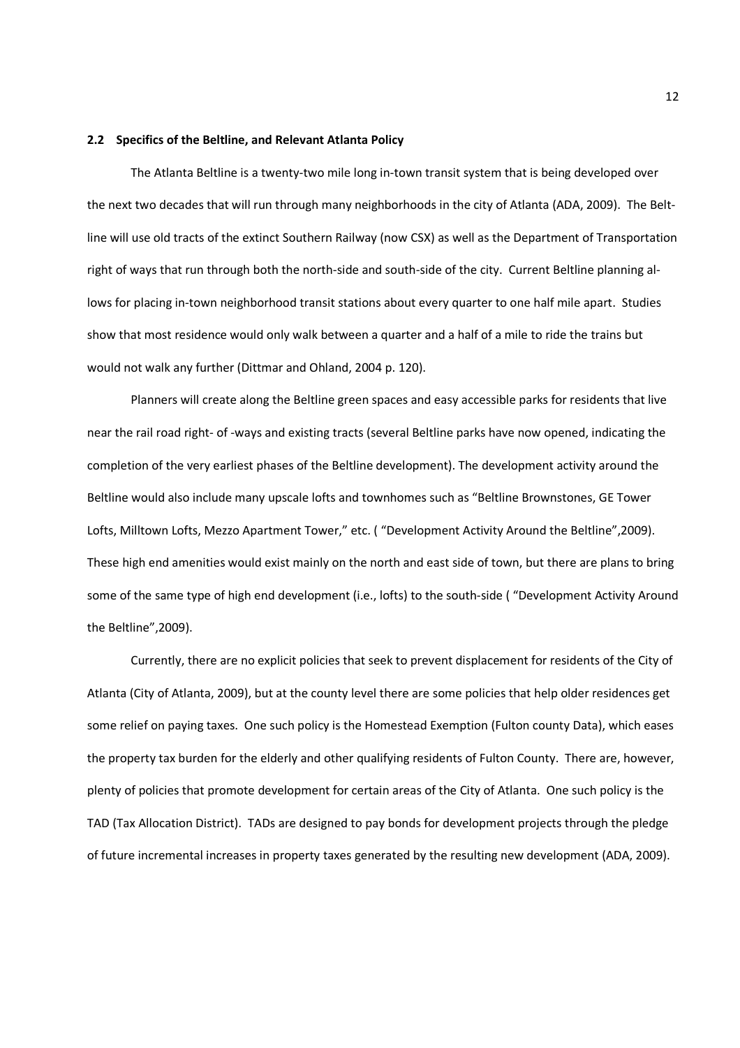### 2.2 Specifics of the Beltline, and Relevant Atlanta Policy

The Atlanta Beltline is a twenty-two mile long in-town transit system that is being developed over the next two decades that will run through many neighborhoods in the city of Atlanta (ADA, 2009). The Beltline will use old tracts of the extinct Southern Railway (now CSX) as well as the Department of Transportation right of ways that run through both the north-side and south-side of the city. Current Beltline planning allows for placing in-town neighborhood transit stations about every quarter to one half mile apart. Studies show that most residence would only walk between a quarter and a half of a mile to ride the trains but would not walk any further (Dittmar and Ohland, 2004 p. 120).

Planners will create along the Beltline green spaces and easy accessible parks for residents that live near the rail road right- of -ways and existing tracts (several Beltline parks have now opened, indicating the completion of the very earliest phases of the Beltline development). The development activity around the Beltline would also include many upscale lofts and townhomes such as "Beltline Brownstones, GE Tower Lofts, Milltown Lofts, Mezzo Apartment Tower," etc. ( "Development Activity Around the Beltline",2009). These high end amenities would exist mainly on the north and east side of town, but there are plans to bring some of the same type of high end development (i.e., lofts) to the south-side ( "Development Activity Around the Beltline",2009).

Currently, there are no explicit policies that seek to prevent displacement for residents of the City of Atlanta (City of Atlanta, 2009), but at the county level there are some policies that help older residences get some relief on paying taxes. One such policy is the Homestead Exemption (Fulton county Data), which eases the property tax burden for the elderly and other qualifying residents of Fulton County. There are, however, plenty of policies that promote development for certain areas of the City of Atlanta. One such policy is the TAD (Tax Allocation District). TADs are designed to pay bonds for development projects through the pledge of future incremental increases in property taxes generated by the resulting new development (ADA, 2009).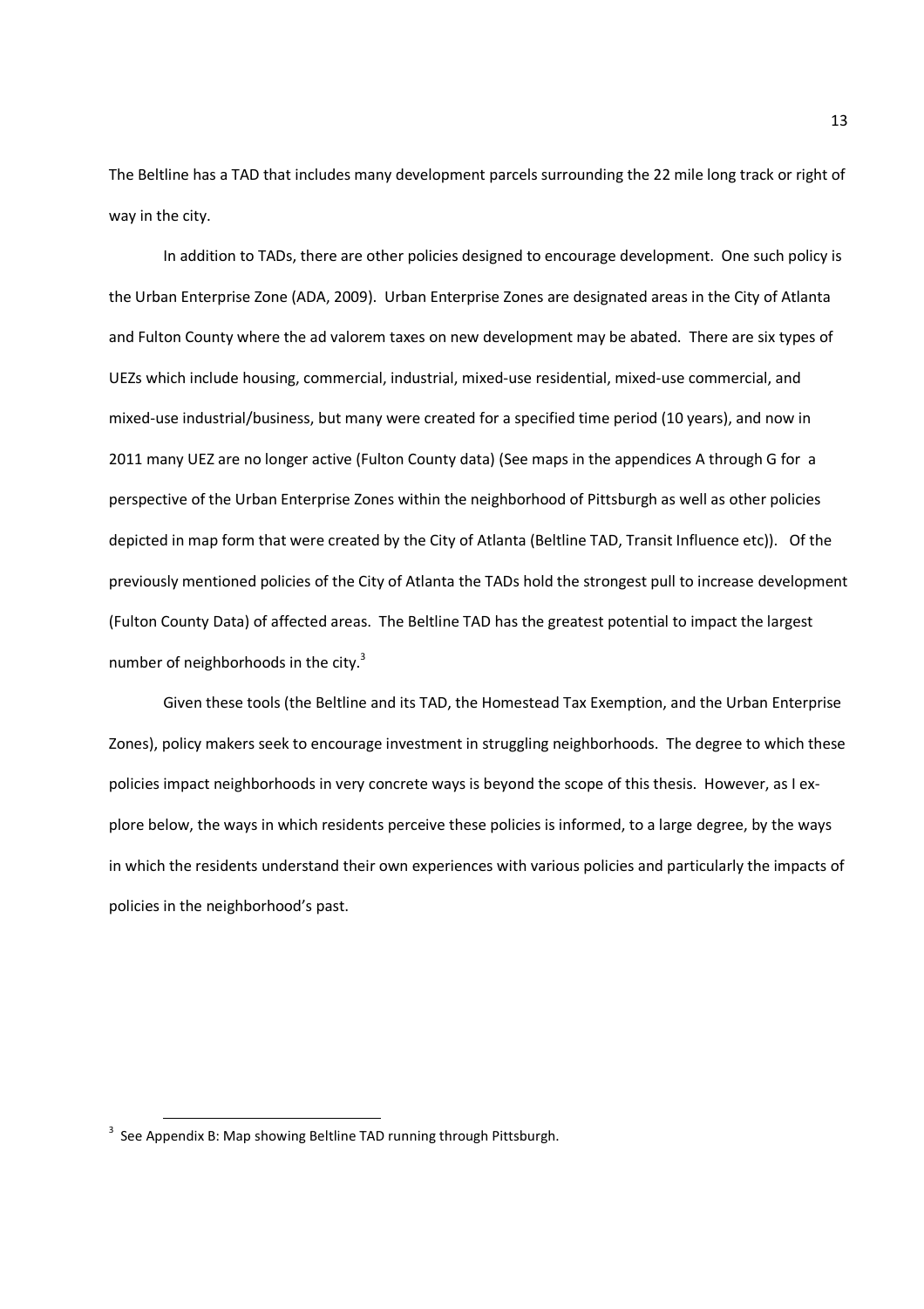The Beltline has a TAD that includes many development parcels surrounding the 22 mile long track or right of way in the city.

In addition to TADs, there are other policies designed to encourage development. One such policy is the Urban Enterprise Zone (ADA, 2009). Urban Enterprise Zones are designated areas in the City of Atlanta and Fulton County where the ad valorem taxes on new development may be abated. There are six types of UEZs which include housing, commercial, industrial, mixed-use residential, mixed-use commercial, and mixed-use industrial/business, but many were created for a specified time period (10 years), and now in 2011 many UEZ are no longer active (Fulton County data) (See maps in the appendices A through G for a perspective of the Urban Enterprise Zones within the neighborhood of Pittsburgh as well as other policies depicted in map form that were created by the City of Atlanta (Beltline TAD, Transit Influence etc)). Of the previously mentioned policies of the City of Atlanta the TADs hold the strongest pull to increase development (Fulton County Data) of affected areas. The Beltline TAD has the greatest potential to impact the largest number of neighborhoods in the city.[3]

Given these tools (the Beltline and its TAD, the Homestead Tax Exemption, and the Urban Enterprise Zones), policy makers seek to encourage investment in struggling neighborhoods. The degree to which these policies impact neighborhoods in very concrete ways is beyond the scope of this thesis. However, as I explore below, the ways in which residents perceive these policies is informed, to a large degree, by the ways in which the residents understand their own experiences with various policies and particularly the impacts of policies in the neighborhood's past.

---

[3] See Appendix B: Map showing Beltline TAD running through Pittsburgh.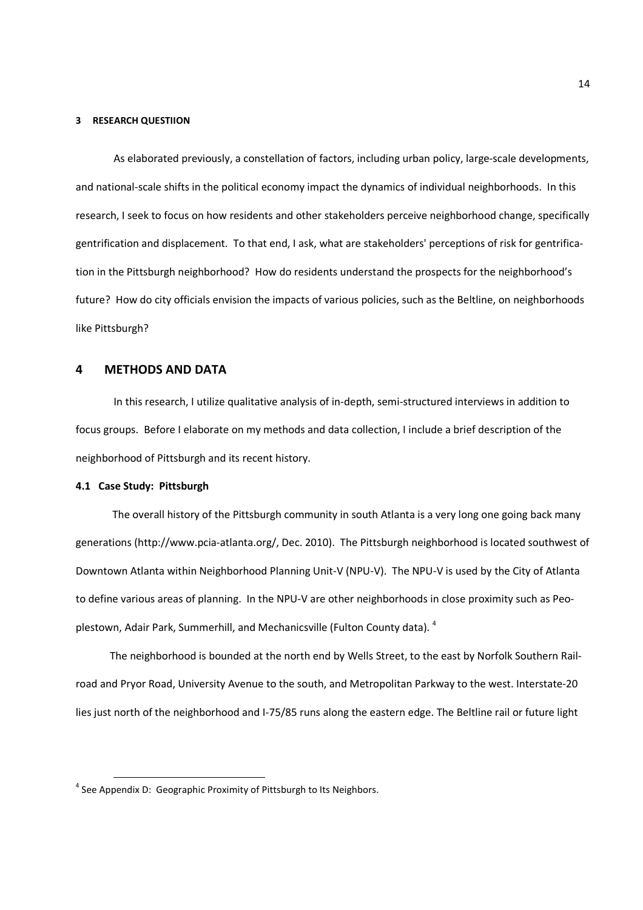## 3 RESEARCH QUESTIION

As elaborated previously, a constellation of factors, including urban policy, large-scale developments, and national-scale shifts in the political economy impact the dynamics of individual neighborhoods. In this research, I seek to focus on how residents and other stakeholders perceive neighborhood change, specifically gentrification and displacement. To that end, I ask, what are stakeholders' perceptions of risk for gentrification in the Pittsburgh neighborhood? How do residents understand the prospects for the neighborhood's future? How do city officials envision the impacts of various policies, such as the Beltline, on neighborhoods like Pittsburgh?

# 4 METHODS AND DATA

In this research, I utilize qualitative analysis of in-depth, semi-structured interviews in addition to focus groups. Before I elaborate on my methods and data collection, I include a brief description of the neighborhood of Pittsburgh and its recent history.

### 4.1 Case Study: Pittsburgh

The overall history of the Pittsburgh community in south Atlanta is a very long one going back many generations (http://www.pcia-atlanta.org/, Dec. 2010). The Pittsburgh neighborhood is located southwest of Downtown Atlanta within Neighborhood Planning Unit-V (NPU-V). The NPU-V is used by the City of Atlanta to define various areas of planning. In the NPU-V are other neighborhoods in close proximity such as Peoplestown, Adair Park, Summerhill, and Mechanicsville (Fulton County data). [4]

The neighborhood is bounded at the north end by Wells Street, to the east by Norfolk Southern Railroad and Pryor Road, University Avenue to the south, and Metropolitan Parkway to the west. Interstate-20 lies just north of the neighborhood and I-75/85 runs along the eastern edge. The Beltline rail or future light

[4] See Appendix D: Geographic Proximity of Pittsburgh to Its Neighbors.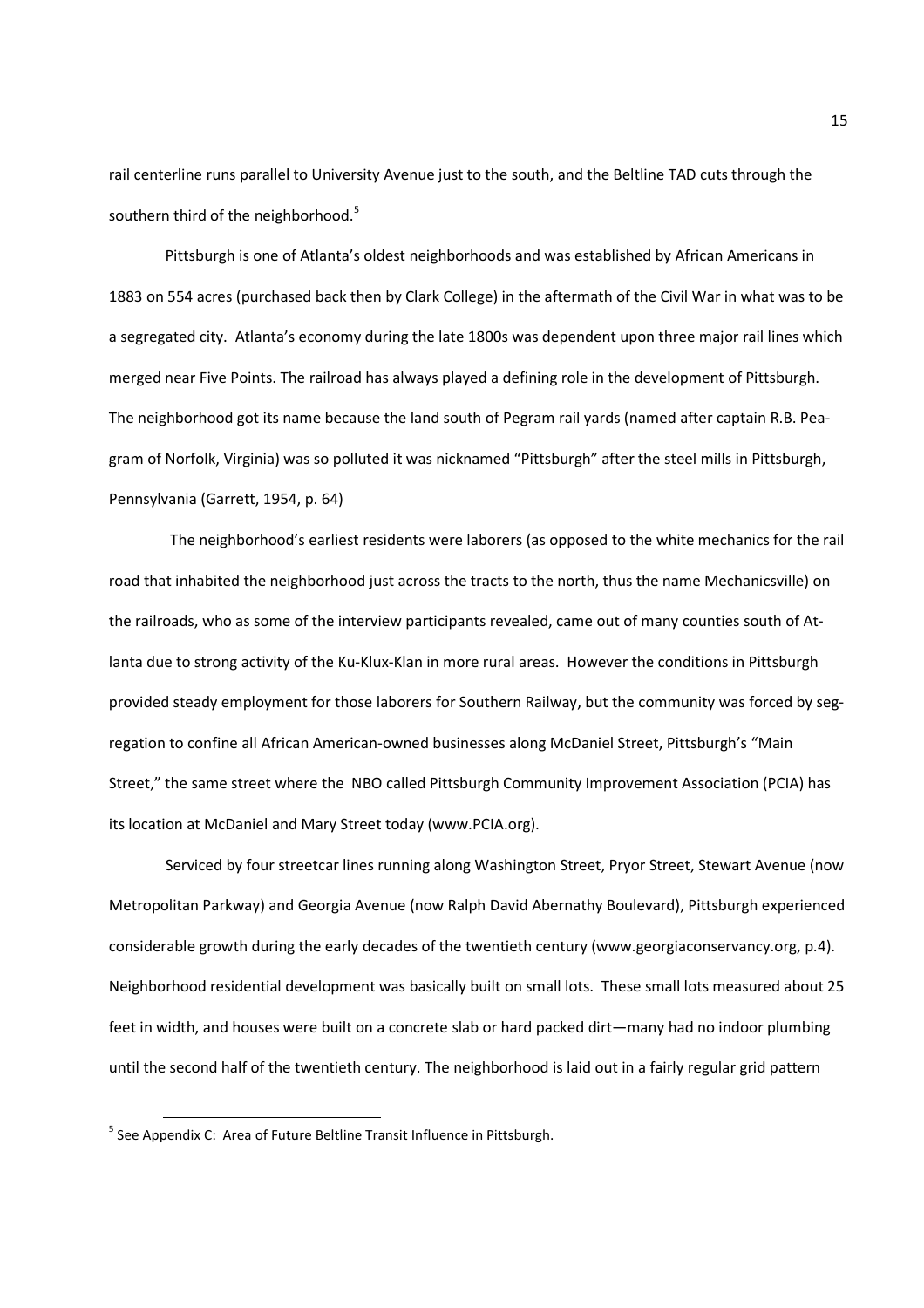rail centerline runs parallel to University Avenue just to the south, and the Beltline TAD cuts through the southern third of the neighborhood.[5]

Pittsburgh is one of Atlanta's oldest neighborhoods and was established by African Americans in 1883 on 554 acres (purchased back then by Clark College) in the aftermath of the Civil War in what was to be a segregated city. Atlanta's economy during the late 1800s was dependent upon three major rail lines which merged near Five Points. The railroad has always played a defining role in the development of Pittsburgh. The neighborhood got its name because the land south of Pegram rail yards (named after captain R.B. Peagram of Norfolk, Virginia) was so polluted it was nicknamed "Pittsburgh" after the steel mills in Pittsburgh, Pennsylvania (Garrett, 1954, p. 64)

The neighborhood's earliest residents were laborers (as opposed to the white mechanics for the rail road that inhabited the neighborhood just across the tracts to the north, thus the name Mechanicsville) on the railroads, who as some of the interview participants revealed, came out of many counties south of Atlanta due to strong activity of the Ku-Klux-Klan in more rural areas. However the conditions in Pittsburgh provided steady employment for those laborers for Southern Railway, but the community was forced by segregation to confine all African American-owned businesses along McDaniel Street, Pittsburgh's "Main Street," the same street where the NBO called Pittsburgh Community Improvement Association (PCIA) has its location at McDaniel and Mary Street today (www.PCIA.org).

Serviced by four streetcar lines running along Washington Street, Pryor Street, Stewart Avenue (now Metropolitan Parkway) and Georgia Avenue (now Ralph David Abernathy Boulevard), Pittsburgh experienced considerable growth during the early decades of the twentieth century (www.georgiaconservancy.org, p.4). Neighborhood residential development was basically built on small lots. These small lots measured about 25 feet in width, and houses were built on a concrete slab or hard packed dirt—many had no indoor plumbing until the second half of the twentieth century. The neighborhood is laid out in a fairly regular grid pattern

[5] See Appendix C: Area of Future Beltline Transit Influence in Pittsburgh.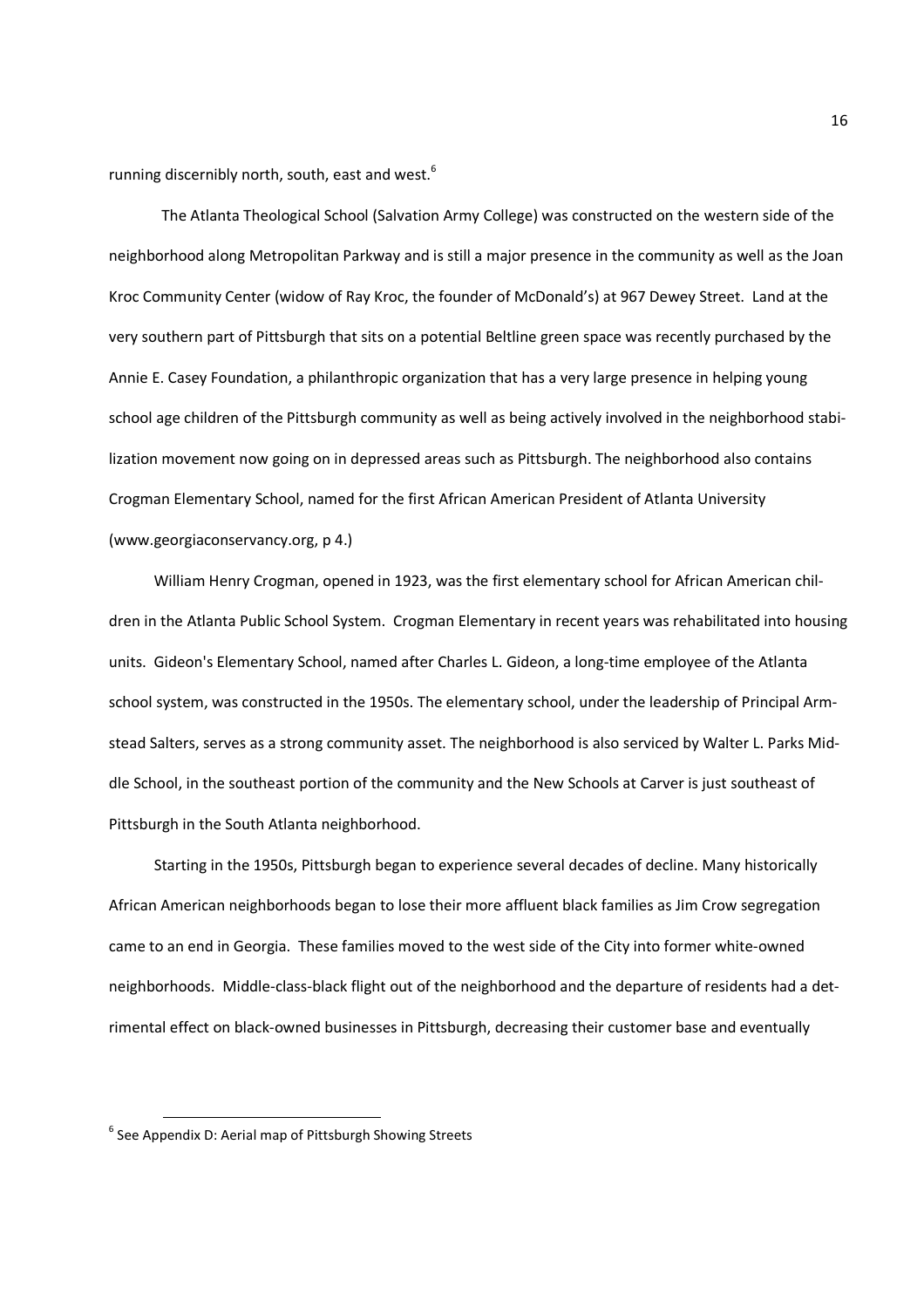running discernibly north, south, east and west.[6]

The Atlanta Theological School (Salvation Army College) was constructed on the western side of the neighborhood along Metropolitan Parkway and is still a major presence in the community as well as the Joan Kroc Community Center (widow of Ray Kroc, the founder of McDonald's) at 967 Dewey Street. Land at the very southern part of Pittsburgh that sits on a potential Beltline green space was recently purchased by the Annie E. Casey Foundation, a philanthropic organization that has a very large presence in helping young school age children of the Pittsburgh community as well as being actively involved in the neighborhood stabilization movement now going on in depressed areas such as Pittsburgh. The neighborhood also contains Crogman Elementary School, named for the first African American President of Atlanta University (www.georgiaconservancy.org, p 4.)

William Henry Crogman, opened in 1923, was the first elementary school for African American children in the Atlanta Public School System. Crogman Elementary in recent years was rehabilitated into housing units. Gideon's Elementary School, named after Charles L. Gideon, a long-time employee of the Atlanta school system, was constructed in the 1950s. The elementary school, under the leadership of Principal Armstead Salters, serves as a strong community asset. The neighborhood is also serviced by Walter L. Parks Middle School, in the southeast portion of the community and the New Schools at Carver is just southeast of Pittsburgh in the South Atlanta neighborhood.

Starting in the 1950s, Pittsburgh began to experience several decades of decline. Many historically African American neighborhoods began to lose their more affluent black families as Jim Crow segregation came to an end in Georgia. These families moved to the west side of the City into former white-owned neighborhoods. Middle-class-black flight out of the neighborhood and the departure of residents had a detrimental effect on black-owned businesses in Pittsburgh, decreasing their customer base and eventually

[6] See Appendix D: Aerial map of Pittsburgh Showing Streets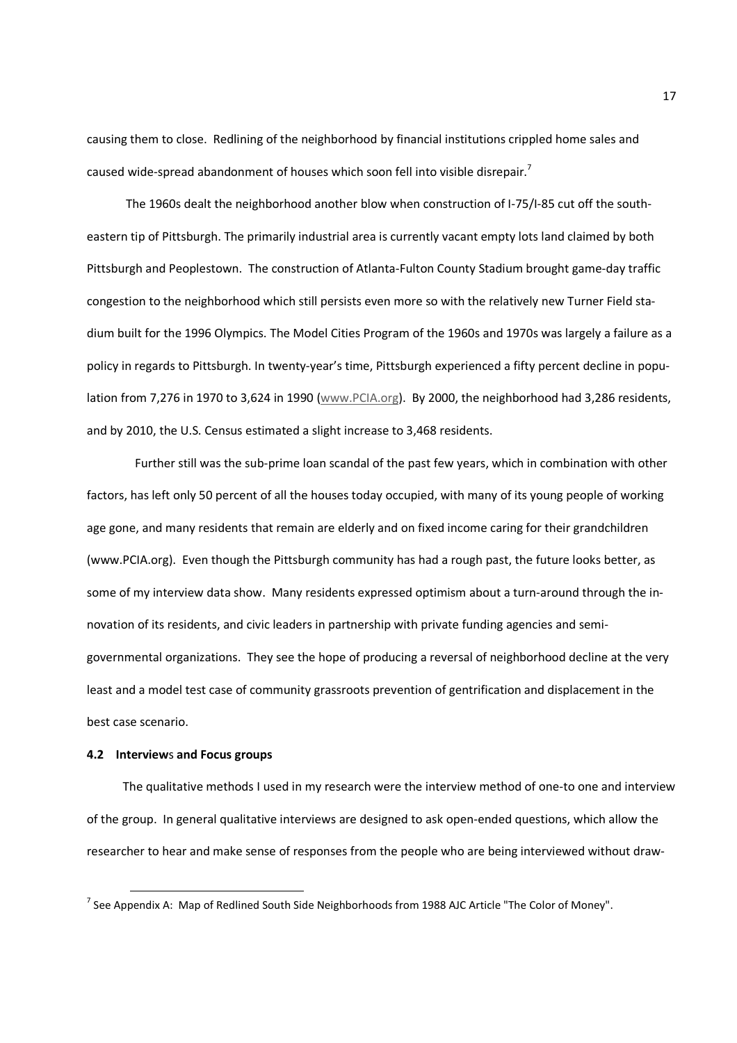causing them to close. Redlining of the neighborhood by financial institutions crippled home sales and caused wide-spread abandonment of houses which soon fell into visible disrepair.[7]

The 1960s dealt the neighborhood another blow when construction of I-75/I-85 cut off the south-eastern tip of Pittsburgh. The primarily industrial area is currently vacant empty lots land claimed by both Pittsburgh and Peoplestown. The construction of Atlanta-Fulton County Stadium brought game-day traffic congestion to the neighborhood which still persists even more so with the relatively new Turner Field stadium built for the 1996 Olympics. The Model Cities Program of the 1960s and 1970s was largely a failure as a policy in regards to Pittsburgh. In twenty-year's time, Pittsburgh experienced a fifty percent decline in population from 7,276 in 1970 to 3,624 in 1990 (www.PCIA.org). By 2000, the neighborhood had 3,286 residents, and by 2010, the U.S. Census estimated a slight increase to 3,468 residents.

Further still was the sub-prime loan scandal of the past few years, which in combination with other factors, has left only 50 percent of all the houses today occupied, with many of its young people of working age gone, and many residents that remain are elderly and on fixed income caring for their grandchildren (www.PCIA.org). Even though the Pittsburgh community has had a rough past, the future looks better, as some of my interview data show. Many residents expressed optimism about a turn-around through the innovation of its residents, and civic leaders in partnership with private funding agencies and semi-governmental organizations. They see the hope of producing a reversal of neighborhood decline at the very least and a model test case of community grassroots prevention of gentrification and displacement in the best case scenario.

### 4.2 Interviews and Focus groups

The qualitative methods I used in my research were the interview method of one-to one and interview of the group. In general qualitative interviews are designed to ask open-ended questions, which allow the researcher to hear and make sense of responses from the people who are being interviewed without draw-

---

[7] See Appendix A: Map of Redlined South Side Neighborhoods from 1988 AJC Article "The Color of Money".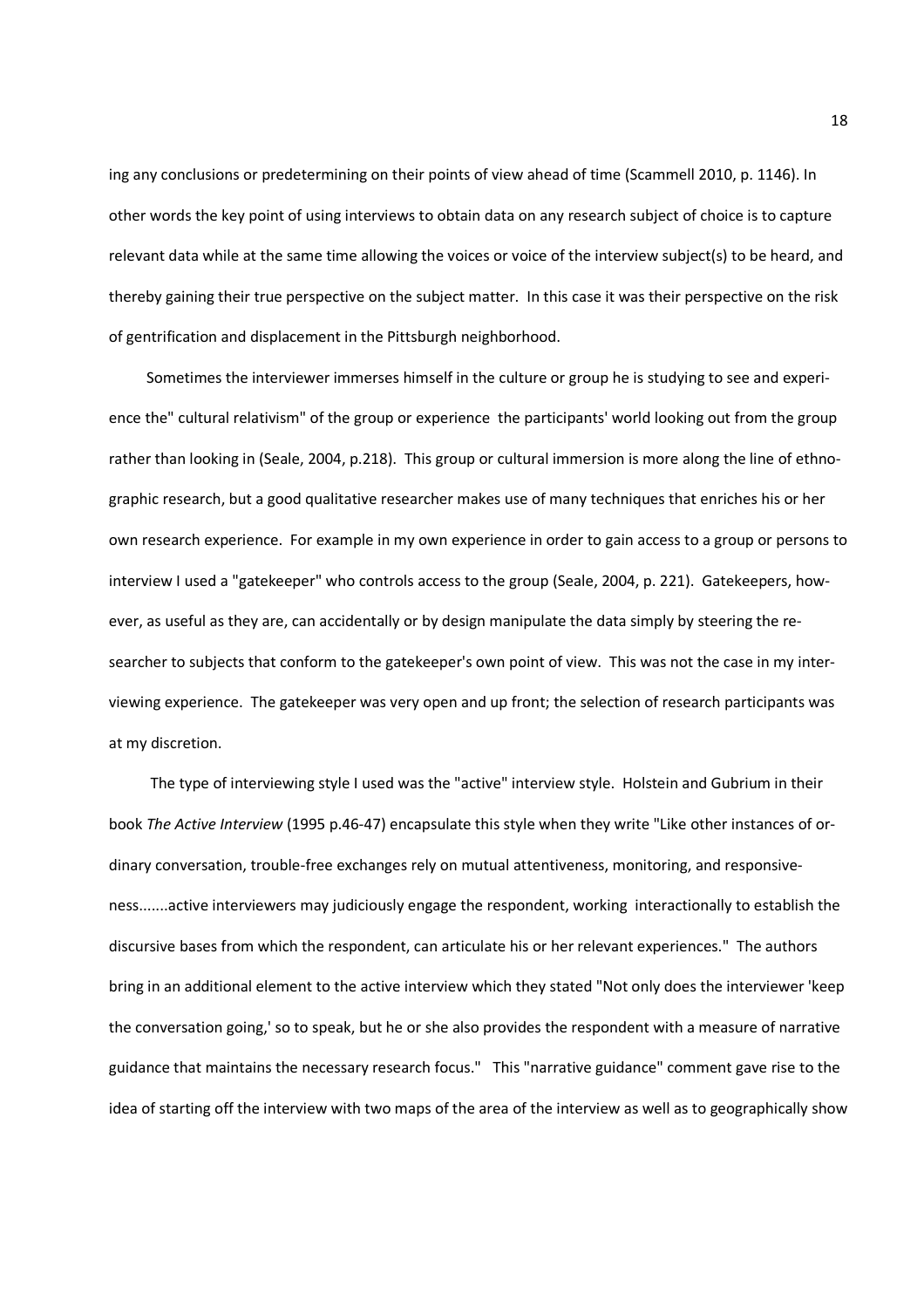ing any conclusions or predetermining on their points of view ahead of time (Scammell 2010, p. 1146). In other words the key point of using interviews to obtain data on any research subject of choice is to capture relevant data while at the same time allowing the voices or voice of the interview subject(s) to be heard, and thereby gaining their true perspective on the subject matter. In this case it was their perspective on the risk of gentrification and displacement in the Pittsburgh neighborhood.

Sometimes the interviewer immerses himself in the culture or group he is studying to see and experience the" cultural relativism" of the group or experience the participants' world looking out from the group rather than looking in (Seale, 2004, p.218). This group or cultural immersion is more along the line of ethnographic research, but a good qualitative researcher makes use of many techniques that enriches his or her own research experience. For example in my own experience in order to gain access to a group or persons to interview I used a "gatekeeper" who controls access to the group (Seale, 2004, p. 221). Gatekeepers, however, as useful as they are, can accidentally or by design manipulate the data simply by steering the researcher to subjects that conform to the gatekeeper's own point of view. This was not the case in my interviewing experience. The gatekeeper was very open and up front; the selection of research participants was at my discretion.

The type of interviewing style I used was the "active" interview style. Holstein and Gubrium in their book *The Active Interview* (1995 p.46-47) encapsulate this style when they write "Like other instances of ordinary conversation, trouble-free exchanges rely on mutual attentiveness, monitoring, and responsiveness.......active interviewers may judiciously engage the respondent, working interactionally to establish the discursive bases from which the respondent, can articulate his or her relevant experiences." The authors bring in an additional element to the active interview which they stated "Not only does the interviewer 'keep the conversation going,' so to speak, but he or she also provides the respondent with a measure of narrative guidance that maintains the necessary research focus." This "narrative guidance" comment gave rise to the idea of starting off the interview with two maps of the area of the interview as well as to geographically show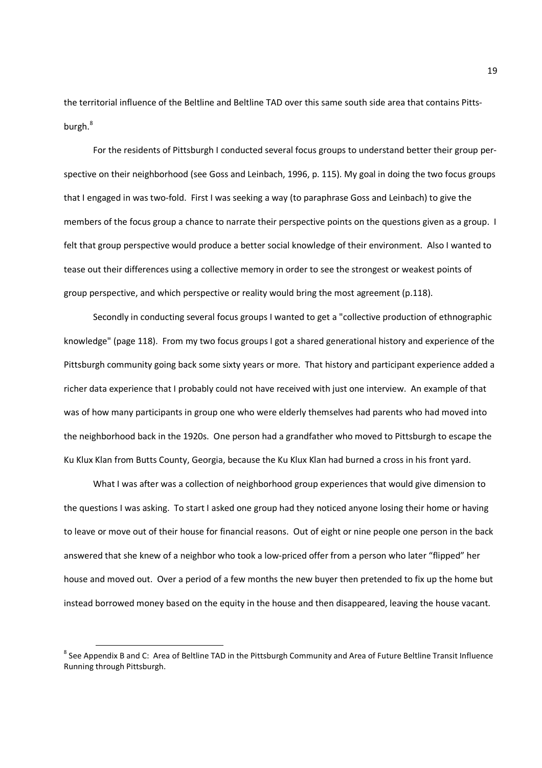the territorial influence of the Beltline and Beltline TAD over this same south side area that contains Pittsburgh.[8]

For the residents of Pittsburgh I conducted several focus groups to understand better their group perspective on their neighborhood (see Goss and Leinbach, 1996, p. 115). My goal in doing the two focus groups that I engaged in was two-fold. First I was seeking a way (to paraphrase Goss and Leinbach) to give the members of the focus group a chance to narrate their perspective points on the questions given as a group. I felt that group perspective would produce a better social knowledge of their environment. Also I wanted to tease out their differences using a collective memory in order to see the strongest or weakest points of group perspective, and which perspective or reality would bring the most agreement (p.118).

Secondly in conducting several focus groups I wanted to get a "collective production of ethnographic knowledge" (page 118). From my two focus groups I got a shared generational history and experience of the Pittsburgh community going back some sixty years or more. That history and participant experience added a richer data experience that I probably could not have received with just one interview. An example of that was of how many participants in group one who were elderly themselves had parents who had moved into the neighborhood back in the 1920s. One person had a grandfather who moved to Pittsburgh to escape the Ku Klux Klan from Butts County, Georgia, because the Ku Klux Klan had burned a cross in his front yard.

What I was after was a collection of neighborhood group experiences that would give dimension to the questions I was asking. To start I asked one group had they noticed anyone losing their home or having to leave or move out of their house for financial reasons. Out of eight or nine people one person in the back answered that she knew of a neighbor who took a low-priced offer from a person who later "flipped" her house and moved out. Over a period of a few months the new buyer then pretended to fix up the home but instead borrowed money based on the equity in the house and then disappeared, leaving the house vacant.

[8] See Appendix B and C: Area of Beltline TAD in the Pittsburgh Community and Area of Future Beltline Transit Influence Running through Pittsburgh.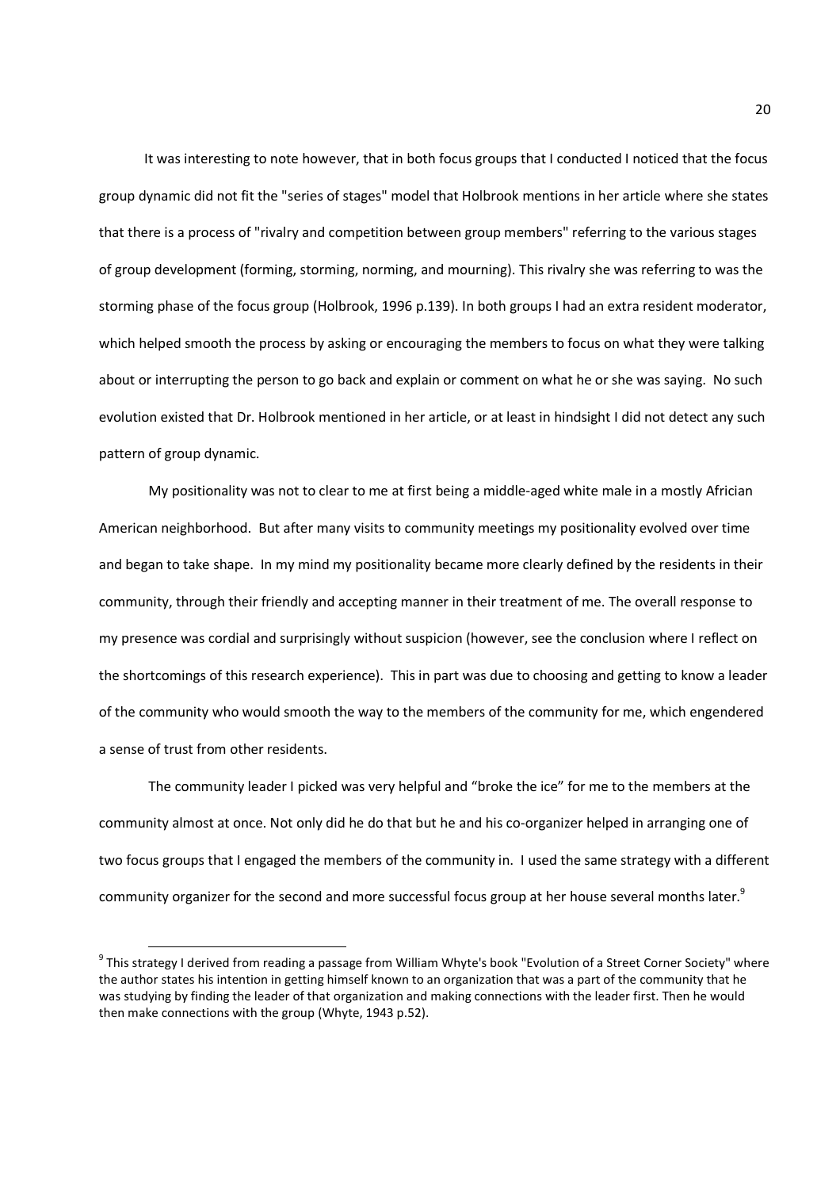It was interesting to note however, that in both focus groups that I conducted I noticed that the focus group dynamic did not fit the "series of stages" model that Holbrook mentions in her article where she states that there is a process of "rivalry and competition between group members" referring to the various stages of group development (forming, storming, norming, and mourning). This rivalry she was referring to was the storming phase of the focus group (Holbrook, 1996 p.139). In both groups I had an extra resident moderator, which helped smooth the process by asking or encouraging the members to focus on what they were talking about or interrupting the person to go back and explain or comment on what he or she was saying. No such evolution existed that Dr. Holbrook mentioned in her article, or at least in hindsight I did not detect any such pattern of group dynamic.

My positionality was not to clear to me at first being a middle-aged white male in a mostly African American neighborhood. But after many visits to community meetings my positionality evolved over time and began to take shape. In my mind my positionality became more clearly defined by the residents in their community, through their friendly and accepting manner in their treatment of me. The overall response to my presence was cordial and surprisingly without suspicion (however, see the conclusion where I reflect on the shortcomings of this research experience). This in part was due to choosing and getting to know a leader of the community who would smooth the way to the members of the community for me, which engendered a sense of trust from other residents.

The community leader I picked was very helpful and "broke the ice" for me to the members at the community almost at once. Not only did he do that but he and his co-organizer helped in arranging one of two focus groups that I engaged the members of the community in. I used the same strategy with a different community organizer for the second and more successful focus group at her house several months later.[9]

[9] This strategy I derived from reading a passage from William Whyte's book "Evolution of a Street Corner Society" where the author states his intention in getting himself known to an organization that was a part of the community that he was studying by finding the leader of that organization and making connections with the leader first. Then he would then make connections with the group (Whyte, 1943 p.52).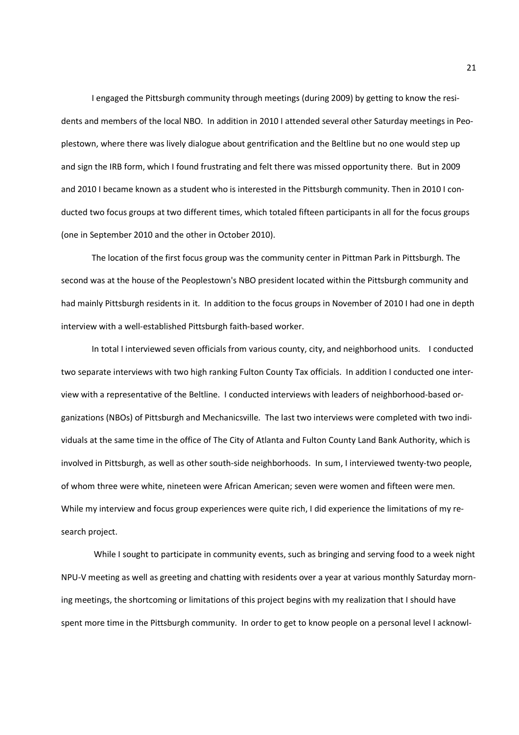I engaged the Pittsburgh community through meetings (during 2009) by getting to know the residents and members of the local NBO. In addition in 2010 I attended several other Saturday meetings in Peoplestown, where there was lively dialogue about gentrification and the Beltline but no one would step up and sign the IRB form, which I found frustrating and felt there was missed opportunity there. But in 2009 and 2010 I became known as a student who is interested in the Pittsburgh community. Then in 2010 I conducted two focus groups at two different times, which totaled fifteen participants in all for the focus groups (one in September 2010 and the other in October 2010).

The location of the first focus group was the community center in Pittman Park in Pittsburgh. The second was at the house of the Peoplestown's NBO president located within the Pittsburgh community and had mainly Pittsburgh residents in it. In addition to the focus groups in November of 2010 I had one in depth interview with a well-established Pittsburgh faith-based worker.

In total I interviewed seven officials from various county, city, and neighborhood units. I conducted two separate interviews with two high ranking Fulton County Tax officials. In addition I conducted one interview with a representative of the Beltline. I conducted interviews with leaders of neighborhood-based organizations (NBOs) of Pittsburgh and Mechanicsville. The last two interviews were completed with two individuals at the same time in the office of The City of Atlanta and Fulton County Land Bank Authority, which is involved in Pittsburgh, as well as other south-side neighborhoods. In sum, I interviewed twenty-two people, of whom three were white, nineteen were African American; seven were women and fifteen were men. While my interview and focus group experiences were quite rich, I did experience the limitations of my research project.

While I sought to participate in community events, such as bringing and serving food to a week night NPU-V meeting as well as greeting and chatting with residents over a year at various monthly Saturday morning meetings, the shortcoming or limitations of this project begins with my realization that I should have spent more time in the Pittsburgh community. In order to get to know people on a personal level I acknowl-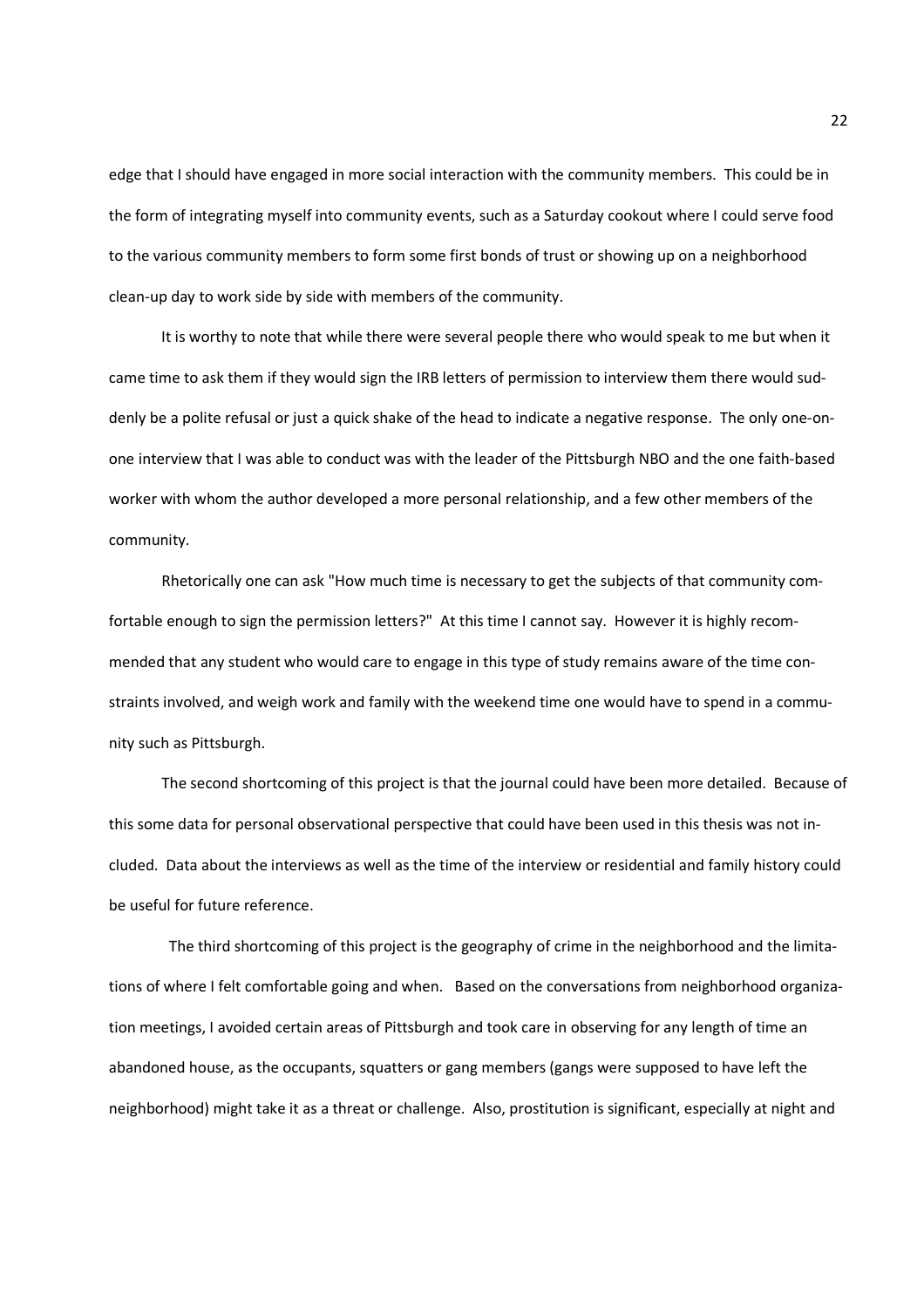edge that I should have engaged in more social interaction with the community members. This could be in the form of integrating myself into community events, such as a Saturday cookout where I could serve food to the various community members to form some first bonds of trust or showing up on a neighborhood clean-up day to work side by side with members of the community.

It is worthy to note that while there were several people there who would speak to me but when it came time to ask them if they would sign the IRB letters of permission to interview them there would suddenly be a polite refusal or just a quick shake of the head to indicate a negative response. The only one-on-one interview that I was able to conduct was with the leader of the Pittsburgh NBO and the one faith-based worker with whom the author developed a more personal relationship, and a few other members of the community.

Rhetorically one can ask "How much time is necessary to get the subjects of that community comfortable enough to sign the permission letters?" At this time I cannot say. However it is highly recommended that any student who would care to engage in this type of study remains aware of the time constraints involved, and weigh work and family with the weekend time one would have to spend in a community such as Pittsburgh.

The second shortcoming of this project is that the journal could have been more detailed. Because of this some data for personal observational perspective that could have been used in this thesis was not included. Data about the interviews as well as the time of the interview or residential and family history could be useful for future reference.

The third shortcoming of this project is the geography of crime in the neighborhood and the limitations of where I felt comfortable going and when. Based on the conversations from neighborhood organization meetings, I avoided certain areas of Pittsburgh and took care in observing for any length of time an abandoned house, as the occupants, squatters or gang members (gangs were supposed to have left the neighborhood) might take it as a threat or challenge. Also, prostitution is significant, especially at night and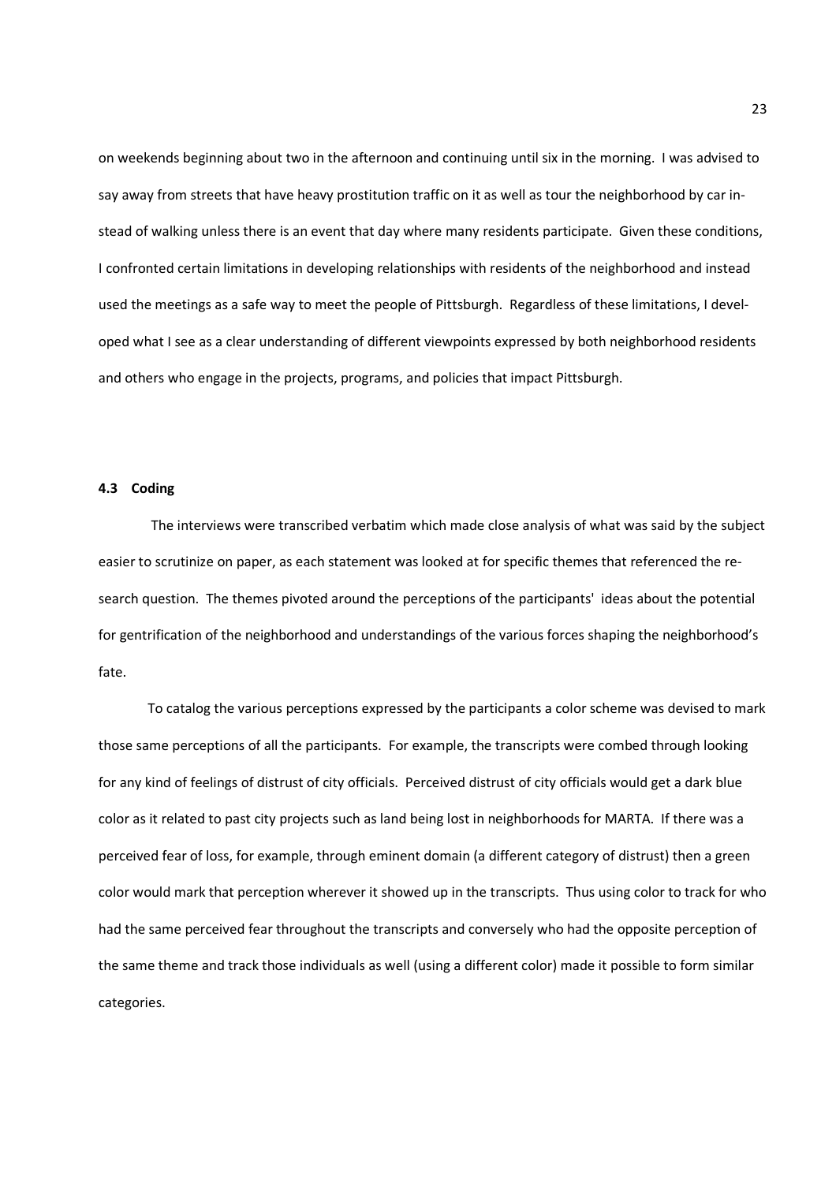on weekends beginning about two in the afternoon and continuing until six in the morning. I was advised to say away from streets that have heavy prostitution traffic on it as well as tour the neighborhood by car instead of walking unless there is an event that day where many residents participate. Given these conditions, I confronted certain limitations in developing relationships with residents of the neighborhood and instead used the meetings as a safe way to meet the people of Pittsburgh. Regardless of these limitations, I developed what I see as a clear understanding of different viewpoints expressed by both neighborhood residents and others who engage in the projects, programs, and policies that impact Pittsburgh.

### 4.3 Coding

The interviews were transcribed verbatim which made close analysis of what was said by the subject easier to scrutinize on paper, as each statement was looked at for specific themes that referenced the research question. The themes pivoted around the perceptions of the participants' ideas about the potential for gentrification of the neighborhood and understandings of the various forces shaping the neighborhood's fate.

To catalog the various perceptions expressed by the participants a color scheme was devised to mark those same perceptions of all the participants. For example, the transcripts were combed through looking for any kind of feelings of distrust of city officials. Perceived distrust of city officials would get a dark blue color as it related to past city projects such as land being lost in neighborhoods for MARTA. If there was a perceived fear of loss, for example, through eminent domain (a different category of distrust) then a green color would mark that perception wherever it showed up in the transcripts. Thus using color to track for who had the same perceived fear throughout the transcripts and conversely who had the opposite perception of the same theme and track those individuals as well (using a different color) made it possible to form similar categories.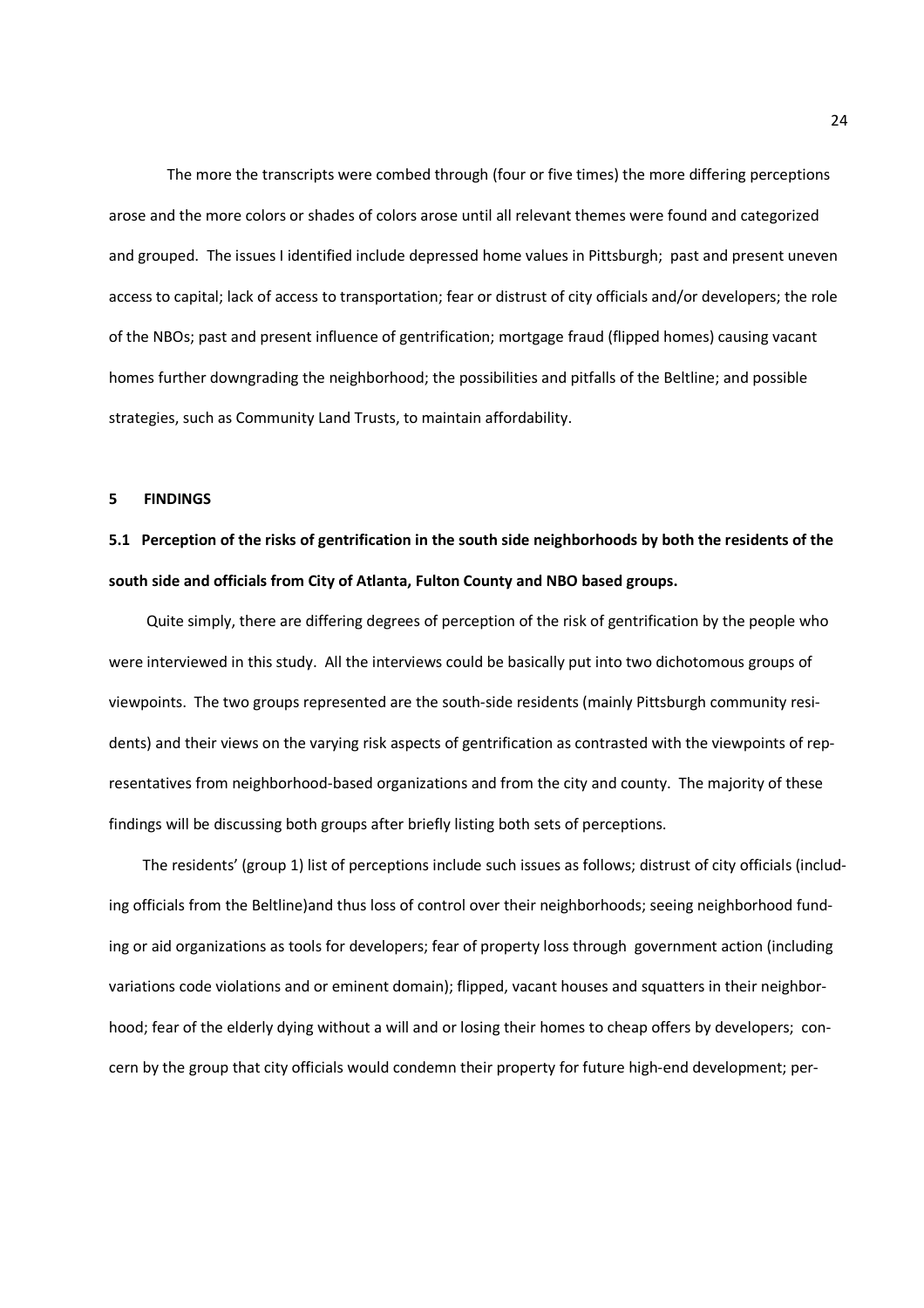The more the transcripts were combed through (four or five times) the more differing perceptions arose and the more colors or shades of colors arose until all relevant themes were found and categorized and grouped. The issues I identified include depressed home values in Pittsburgh; past and present uneven access to capital; lack of access to transportation; fear or distrust of city officials and/or developers; the role of the NBOs; past and present influence of gentrification; mortgage fraud (flipped homes) causing vacant homes further downgrading the neighborhood; the possibilities and pitfalls of the Beltline; and possible strategies, such as Community Land Trusts, to maintain affordability.

# 5 FINDINGS

## 5.1 Perception of the risks of gentrification in the south side neighborhoods by both the residents of the south side and officials from City of Atlanta, Fulton County and NBO based groups.

Quite simply, there are differing degrees of perception of the risk of gentrification by the people who were interviewed in this study. All the interviews could be basically put into two dichotomous groups of viewpoints. The two groups represented are the south-side residents (mainly Pittsburgh community residents) and their views on the varying risk aspects of gentrification as contrasted with the viewpoints of representatives from neighborhood-based organizations and from the city and county. The majority of these findings will be discussing both groups after briefly listing both sets of perceptions.

The residents' (group 1) list of perceptions include such issues as follows; distrust of city officials (including officials from the Beltline)and thus loss of control over their neighborhoods; seeing neighborhood funding or aid organizations as tools for developers; fear of property loss through government action (including variations code violations and or eminent domain); flipped, vacant houses and squatters in their neighborhood; fear of the elderly dying without a will and or losing their homes to cheap offers by developers; concern by the group that city officials would condemn their property for future high-end development; per-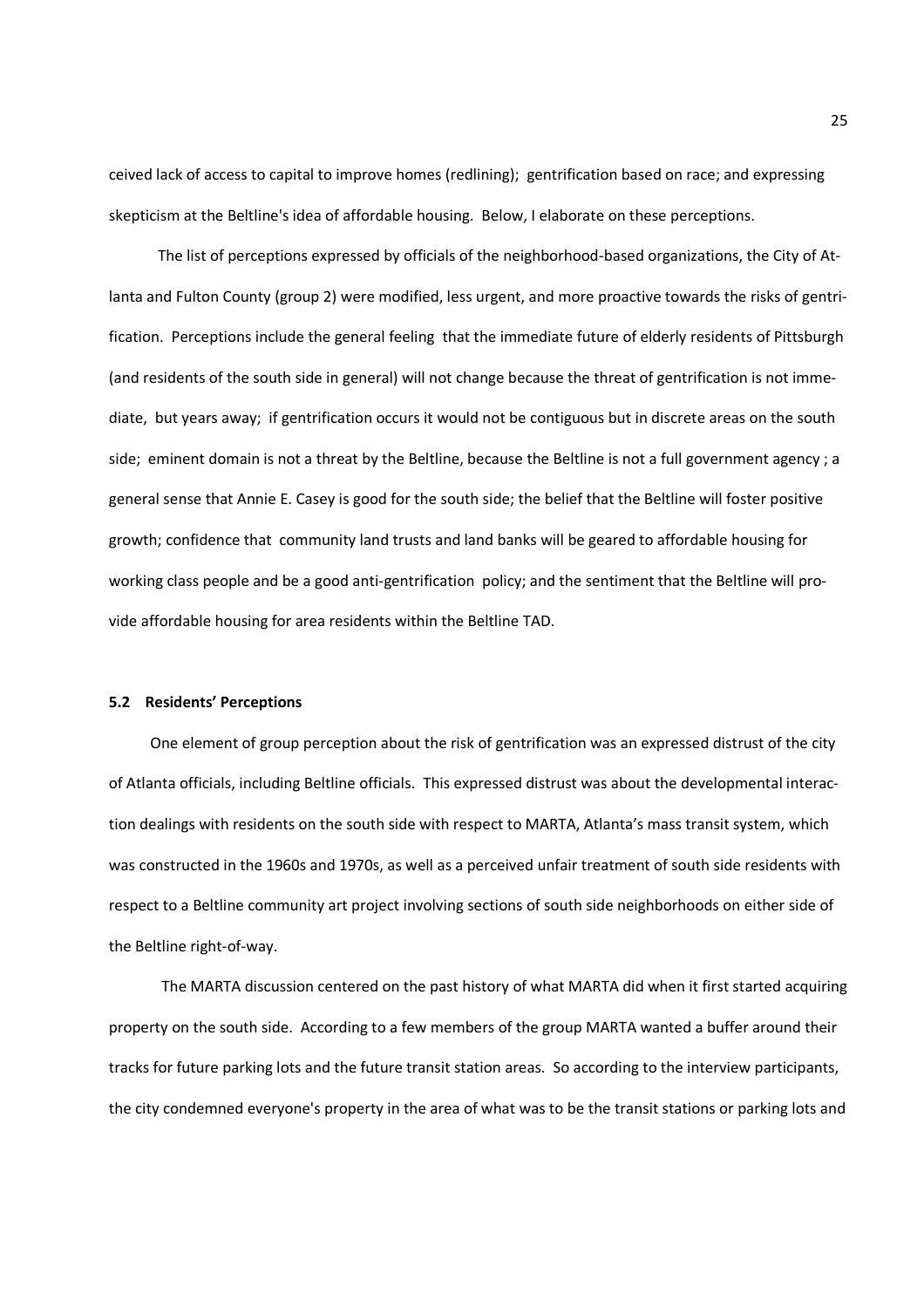ceived lack of access to capital to improve homes (redlining); gentrification based on race; and expressing skepticism at the Beltline's idea of affordable housing. Below, I elaborate on these perceptions.

The list of perceptions expressed by officials of the neighborhood-based organizations, the City of Atlanta and Fulton County (group 2) were modified, less urgent, and more proactive towards the risks of gentrification. Perceptions include the general feeling that the immediate future of elderly residents of Pittsburgh (and residents of the south side in general) will not change because the threat of gentrification is not immediate, but years away; if gentrification occurs it would not be contiguous but in discrete areas on the south side; eminent domain is not a threat by the Beltline, because the Beltline is not a full government agency ; a general sense that Annie E. Casey is good for the south side; the belief that the Beltline will foster positive growth; confidence that community land trusts and land banks will be geared to affordable housing for working class people and be a good anti-gentrification policy; and the sentiment that the Beltline will provide affordable housing for area residents within the Beltline TAD.

### 5.2 Residents' Perceptions

One element of group perception about the risk of gentrification was an expressed distrust of the city of Atlanta officials, including Beltline officials. This expressed distrust was about the developmental interaction dealings with residents on the south side with respect to MARTA, Atlanta's mass transit system, which was constructed in the 1960s and 1970s, as well as a perceived unfair treatment of south side residents with respect to a Beltline community art project involving sections of south side neighborhoods on either side of the Beltline right-of-way.

The MARTA discussion centered on the past history of what MARTA did when it first started acquiring property on the south side. According to a few members of the group MARTA wanted a buffer around their tracks for future parking lots and the future transit station areas. So according to the interview participants, the city condemned everyone's property in the area of what was to be the transit stations or parking lots and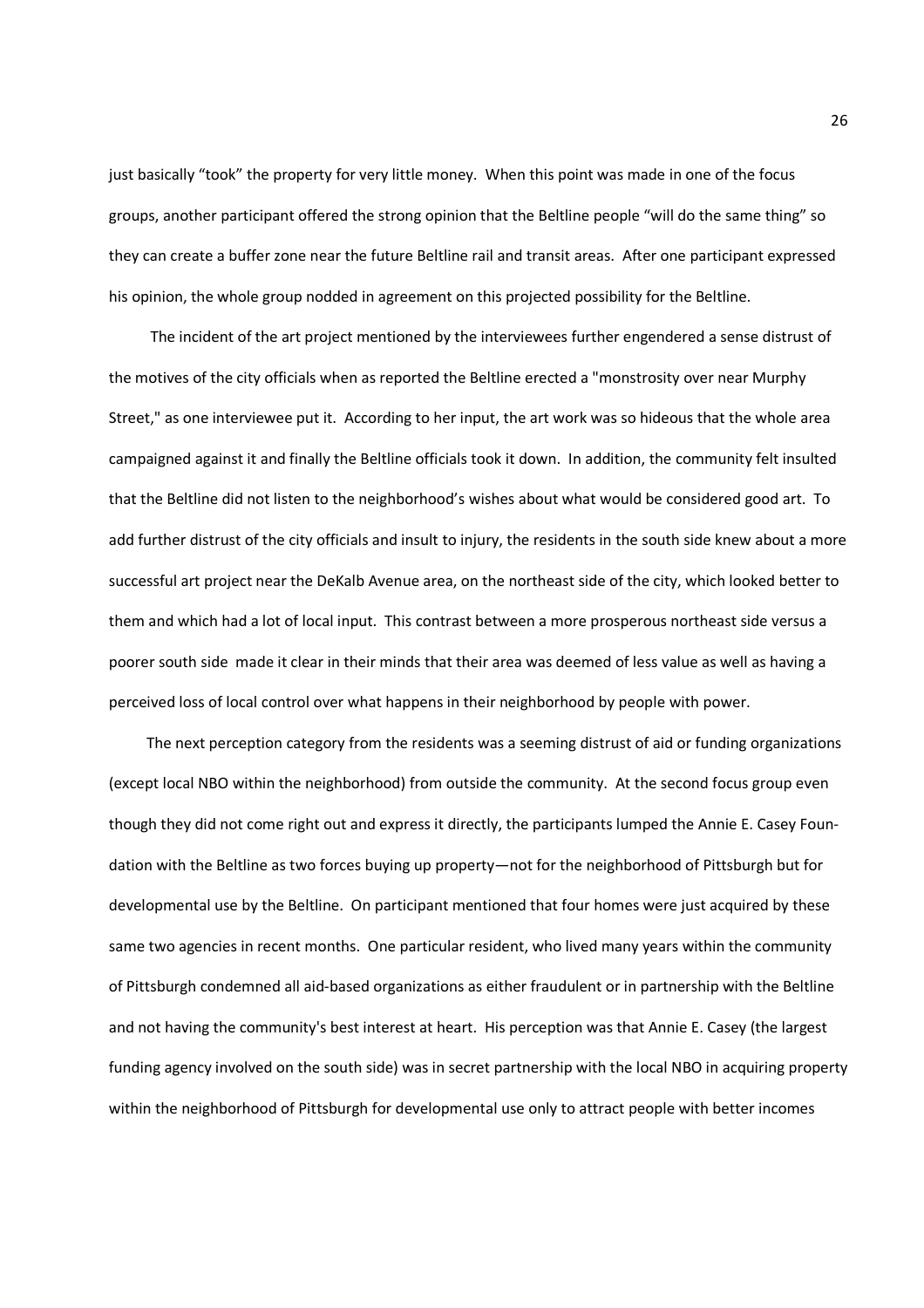just basically “took” the property for very little money. When this point was made in one of the focus groups, another participant offered the strong opinion that the Beltline people “will do the same thing” so they can create a buffer zone near the future Beltline rail and transit areas. After one participant expressed his opinion, the whole group nodded in agreement on this projected possibility for the Beltline.

The incident of the art project mentioned by the interviewees further engendered a sense distrust of the motives of the city officials when as reported the Beltline erected a "monstrosity over near Murphy Street," as one interviewee put it. According to her input, the art work was so hideous that the whole area campaigned against it and finally the Beltline officials took it down. In addition, the community felt insulted that the Beltline did not listen to the neighborhood’s wishes about what would be considered good art. To add further distrust of the city officials and insult to injury, the residents in the south side knew about a more successful art project near the DeKalb Avenue area, on the northeast side of the city, which looked better to them and which had a lot of local input. This contrast between a more prosperous northeast side versus a poorer south side made it clear in their minds that their area was deemed of less value as well as having a perceived loss of local control over what happens in their neighborhood by people with power.

The next perception category from the residents was a seeming distrust of aid or funding organizations (except local NBO within the neighborhood) from outside the community. At the second focus group even though they did not come right out and express it directly, the participants lumped the Annie E. Casey Foundation with the Beltline as two forces buying up property—not for the neighborhood of Pittsburgh but for developmental use by the Beltline. On participant mentioned that four homes were just acquired by these same two agencies in recent months. One particular resident, who lived many years within the community of Pittsburgh condemned all aid-based organizations as either fraudulent or in partnership with the Beltline and not having the community's best interest at heart. His perception was that Annie E. Casey (the largest funding agency involved on the south side) was in secret partnership with the local NBO in acquiring property within the neighborhood of Pittsburgh for developmental use only to attract people with better incomes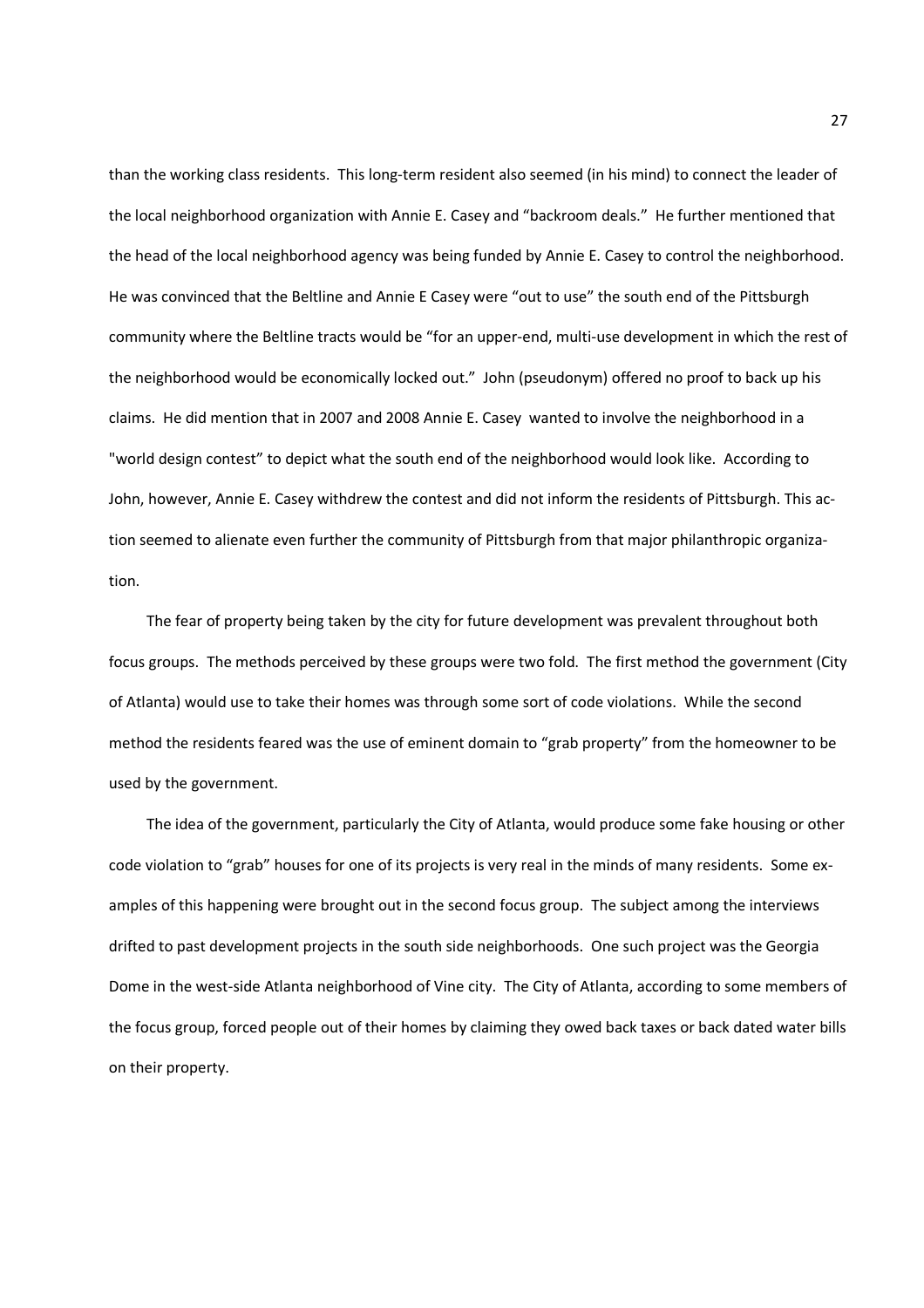than the working class residents. This long-term resident also seemed (in his mind) to connect the leader of the local neighborhood organization with Annie E. Casey and "backroom deals." He further mentioned that the head of the local neighborhood agency was being funded by Annie E. Casey to control the neighborhood. He was convinced that the Beltline and Annie E Casey were "out to use" the south end of the Pittsburgh community where the Beltline tracts would be "for an upper-end, multi-use development in which the rest of the neighborhood would be economically locked out." John (pseudonym) offered no proof to back up his claims. He did mention that in 2007 and 2008 Annie E. Casey wanted to involve the neighborhood in a "world design contest" to depict what the south end of the neighborhood would look like. According to John, however, Annie E. Casey withdrew the contest and did not inform the residents of Pittsburgh. This action seemed to alienate even further the community of Pittsburgh from that major philanthropic organization.

The fear of property being taken by the city for future development was prevalent throughout both focus groups. The methods perceived by these groups were two fold. The first method the government (City of Atlanta) would use to take their homes was through some sort of code violations. While the second method the residents feared was the use of eminent domain to "grab property" from the homeowner to be used by the government.

The idea of the government, particularly the City of Atlanta, would produce some fake housing or other code violation to "grab" houses for one of its projects is very real in the minds of many residents. Some examples of this happening were brought out in the second focus group. The subject among the interviews drifted to past development projects in the south side neighborhoods. One such project was the Georgia Dome in the west-side Atlanta neighborhood of Vine city. The City of Atlanta, according to some members of the focus group, forced people out of their homes by claiming they owed back taxes or back dated water bills on their property.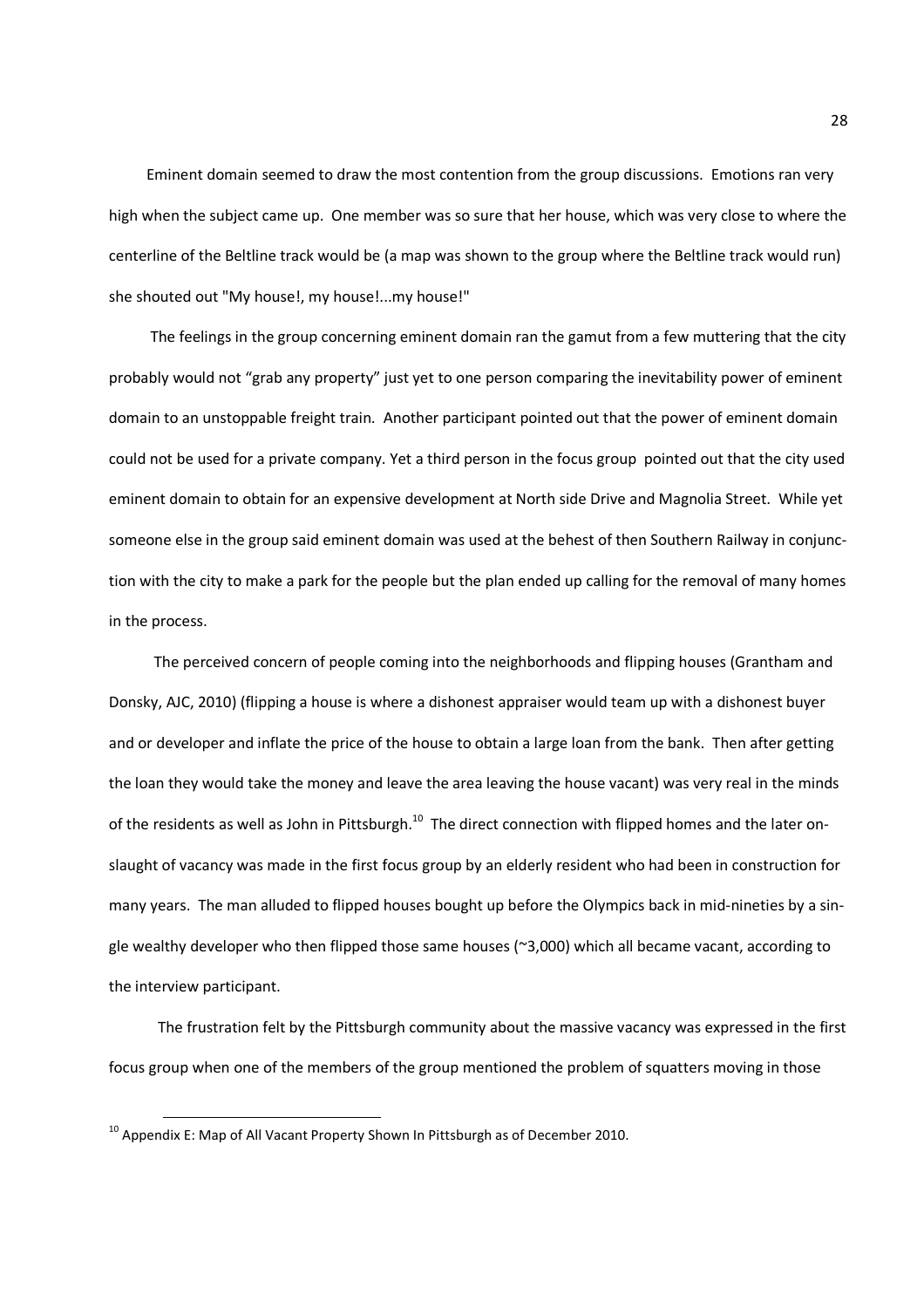Eminent domain seemed to draw the most contention from the group discussions. Emotions ran very high when the subject came up. One member was so sure that her house, which was very close to where the centerline of the Beltline track would be (a map was shown to the group where the Beltline track would run) she shouted out "My house!, my house!...my house!"

The feelings in the group concerning eminent domain ran the gamut from a few muttering that the city probably would not "grab any property" just yet to one person comparing the inevitability power of eminent domain to an unstoppable freight train. Another participant pointed out that the power of eminent domain could not be used for a private company. Yet a third person in the focus group pointed out that the city used eminent domain to obtain for an expensive development at North side Drive and Magnolia Street. While yet someone else in the group said eminent domain was used at the behest of then Southern Railway in conjunction with the city to make a park for the people but the plan ended up calling for the removal of many homes in the process.

The perceived concern of people coming into the neighborhoods and flipping houses (Grantham and Donsky, AJC, 2010) (flipping a house is where a dishonest appraiser would team up with a dishonest buyer and or developer and inflate the price of the house to obtain a large loan from the bank. Then after getting the loan they would take the money and leave the area leaving the house vacant) was very real in the minds of the residents as well as John in Pittsburgh.[10] The direct connection with flipped homes and the later onslaught of vacancy was made in the first focus group by an elderly resident who had been in construction for many years. The man alluded to flipped houses bought up before the Olympics back in mid-nineties by a single wealthy developer who then flipped those same houses (~3,000) which all became vacant, according to the interview participant.

The frustration felt by the Pittsburgh community about the massive vacancy was expressed in the first focus group when one of the members of the group mentioned the problem of squatters moving in those

[10] Appendix E: Map of All Vacant Property Shown In Pittsburgh as of December 2010.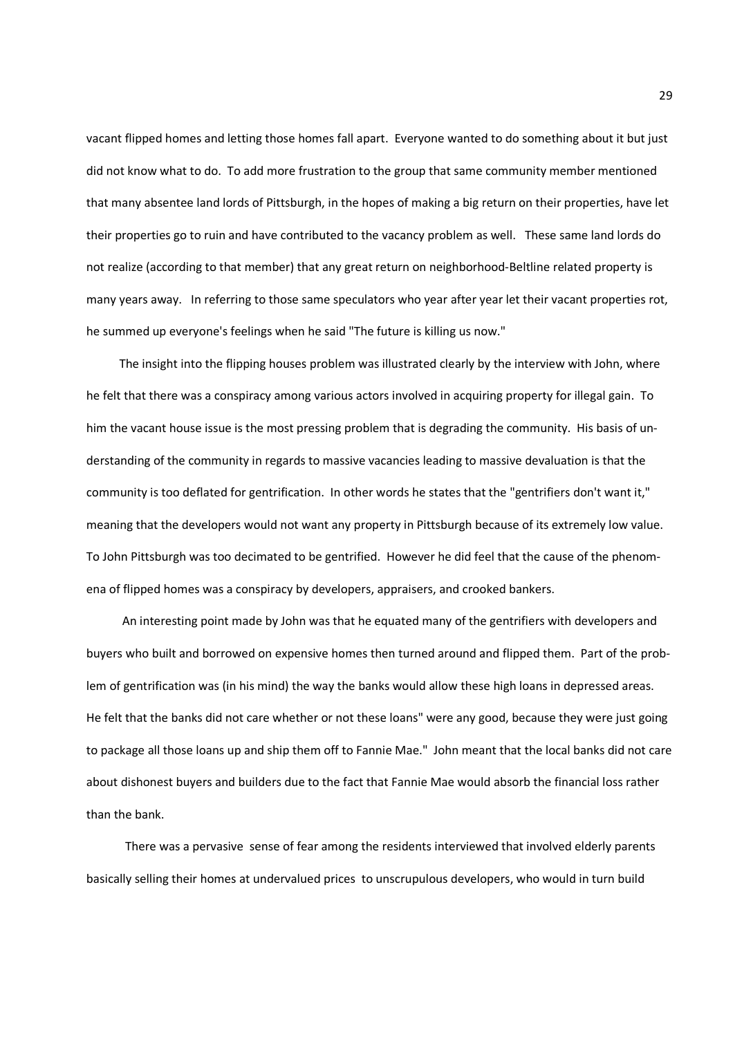vacant flipped homes and letting those homes fall apart. Everyone wanted to do something about it but just did not know what to do. To add more frustration to the group that same community member mentioned that many absentee land lords of Pittsburgh, in the hopes of making a big return on their properties, have let their properties go to ruin and have contributed to the vacancy problem as well. These same land lords do not realize (according to that member) that any great return on neighborhood-Beltline related property is many years away. In referring to those same speculators who year after year let their vacant properties rot, he summed up everyone's feelings when he said "The future is killing us now."

The insight into the flipping houses problem was illustrated clearly by the interview with John, where he felt that there was a conspiracy among various actors involved in acquiring property for illegal gain. To him the vacant house issue is the most pressing problem that is degrading the community. His basis of understanding of the community in regards to massive vacancies leading to massive devaluation is that the community is too deflated for gentrification. In other words he states that the "gentrifiers don't want it," meaning that the developers would not want any property in Pittsburgh because of its extremely low value. To John Pittsburgh was too decimated to be gentrified. However he did feel that the cause of the phenomena of flipped homes was a conspiracy by developers, appraisers, and crooked bankers.

An interesting point made by John was that he equated many of the gentrifiers with developers and buyers who built and borrowed on expensive homes then turned around and flipped them. Part of the problem of gentrification was (in his mind) the way the banks would allow these high loans in depressed areas. He felt that the banks did not care whether or not these loans" were any good, because they were just going to package all those loans up and ship them off to Fannie Mae." John meant that the local banks did not care about dishonest buyers and builders due to the fact that Fannie Mae would absorb the financial loss rather than the bank.

There was a pervasive sense of fear among the residents interviewed that involved elderly parents basically selling their homes at undervalued prices to unscrupulous developers, who would in turn build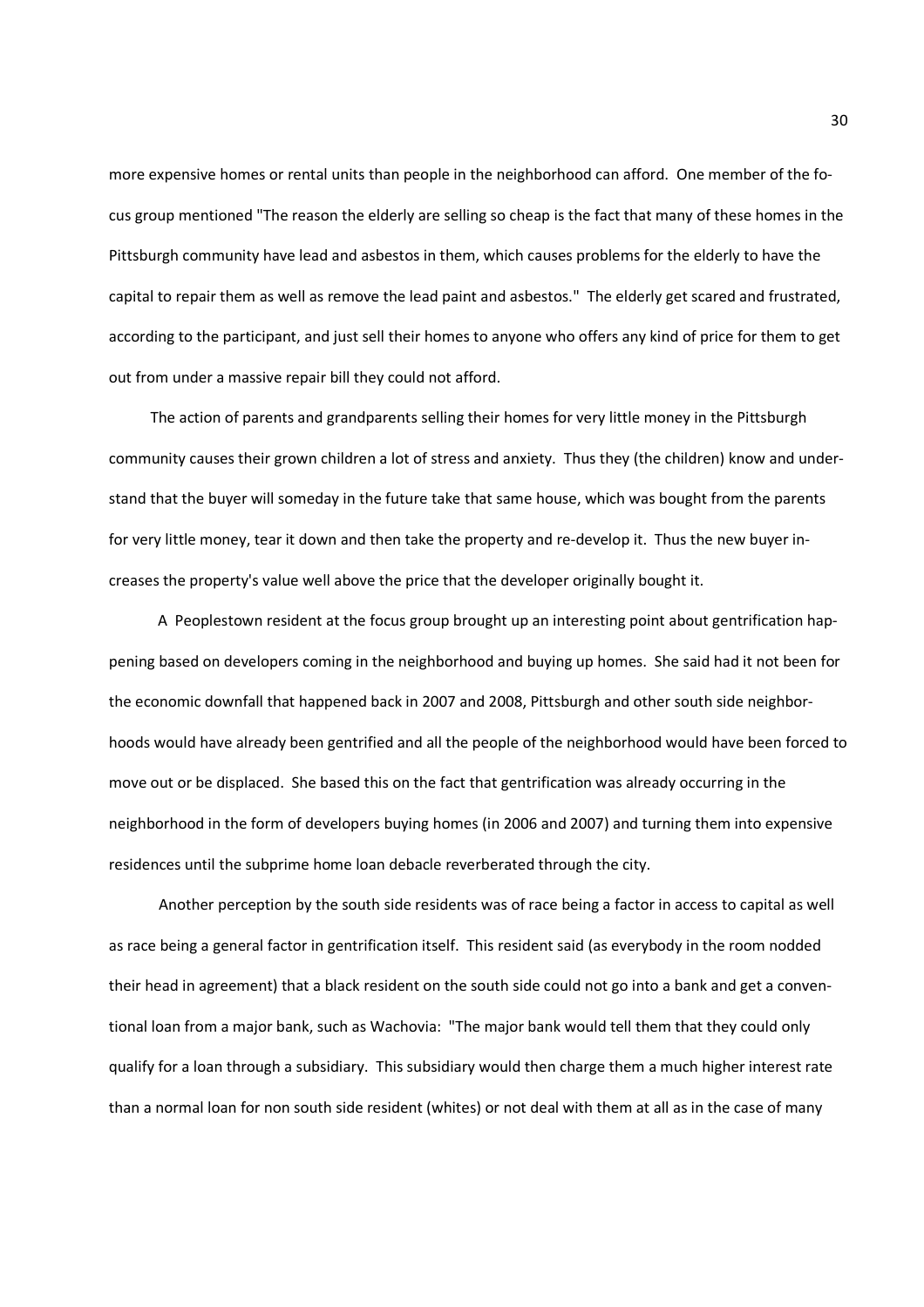more expensive homes or rental units than people in the neighborhood can afford. One member of the focus group mentioned "The reason the elderly are selling so cheap is the fact that many of these homes in the Pittsburgh community have lead and asbestos in them, which causes problems for the elderly to have the capital to repair them as well as remove the lead paint and asbestos." The elderly get scared and frustrated, according to the participant, and just sell their homes to anyone who offers any kind of price for them to get out from under a massive repair bill they could not afford.

The action of parents and grandparents selling their homes for very little money in the Pittsburgh community causes their grown children a lot of stress and anxiety. Thus they (the children) know and understand that the buyer will someday in the future take that same house, which was bought from the parents for very little money, tear it down and then take the property and re-develop it. Thus the new buyer increases the property's value well above the price that the developer originally bought it.

A Peoplestown resident at the focus group brought up an interesting point about gentrification happening based on developers coming in the neighborhood and buying up homes. She said had it not been for the economic downfall that happened back in 2007 and 2008, Pittsburgh and other south side neighborhoods would have already been gentrified and all the people of the neighborhood would have been forced to move out or be displaced. She based this on the fact that gentrification was already occurring in the neighborhood in the form of developers buying homes (in 2006 and 2007) and turning them into expensive residences until the subprime home loan debacle reverberated through the city.

Another perception by the south side residents was of race being a factor in access to capital as well as race being a general factor in gentrification itself. This resident said (as everybody in the room nodded their head in agreement) that a black resident on the south side could not go into a bank and get a conventional loan from a major bank, such as Wachovia: "The major bank would tell them that they could only qualify for a loan through a subsidiary. This subsidiary would then charge them a much higher interest rate than a normal loan for non south side resident (whites) or not deal with them at all as in the case of many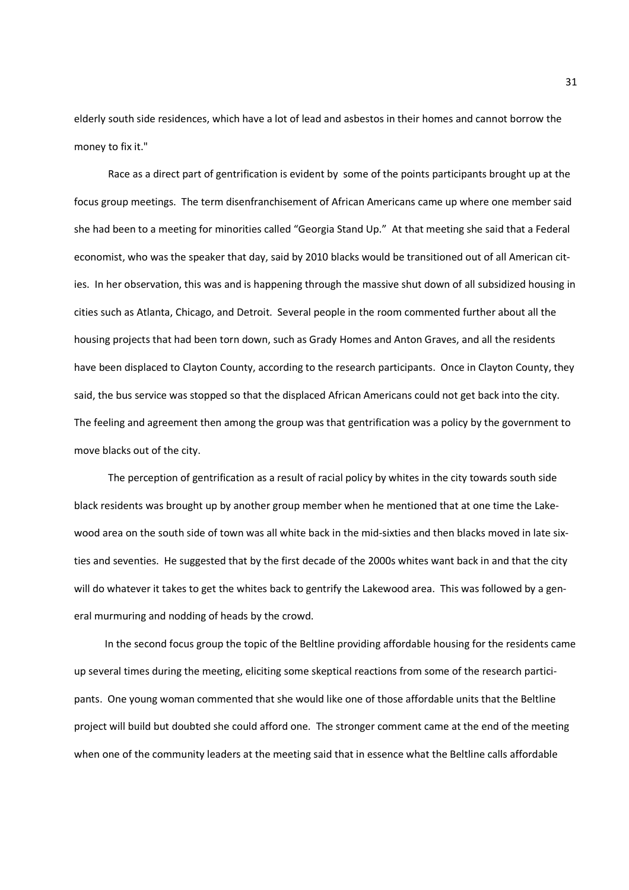elderly south side residences, which have a lot of lead and asbestos in their homes and cannot borrow the money to fix it."

Race as a direct part of gentrification is evident by some of the points participants brought up at the focus group meetings. The term disenfranchisement of African Americans came up where one member said she had been to a meeting for minorities called "Georgia Stand Up." At that meeting she said that a Federal economist, who was the speaker that day, said by 2010 blacks would be transitioned out of all American cities. In her observation, this was and is happening through the massive shut down of all subsidized housing in cities such as Atlanta, Chicago, and Detroit. Several people in the room commented further about all the housing projects that had been torn down, such as Grady Homes and Anton Graves, and all the residents have been displaced to Clayton County, according to the research participants. Once in Clayton County, they said, the bus service was stopped so that the displaced African Americans could not get back into the city. The feeling and agreement then among the group was that gentrification was a policy by the government to move blacks out of the city.

The perception of gentrification as a result of racial policy by whites in the city towards south side black residents was brought up by another group member when he mentioned that at one time the Lakewood area on the south side of town was all white back in the mid-sixties and then blacks moved in late sixties and seventies. He suggested that by the first decade of the 2000s whites want back in and that the city will do whatever it takes to get the whites back to gentrify the Lakewood area. This was followed by a general murmuring and nodding of heads by the crowd.

In the second focus group the topic of the Beltline providing affordable housing for the residents came up several times during the meeting, eliciting some skeptical reactions from some of the research participants. One young woman commented that she would like one of those affordable units that the Beltline project will build but doubted she could afford one. The stronger comment came at the end of the meeting when one of the community leaders at the meeting said that in essence what the Beltline calls affordable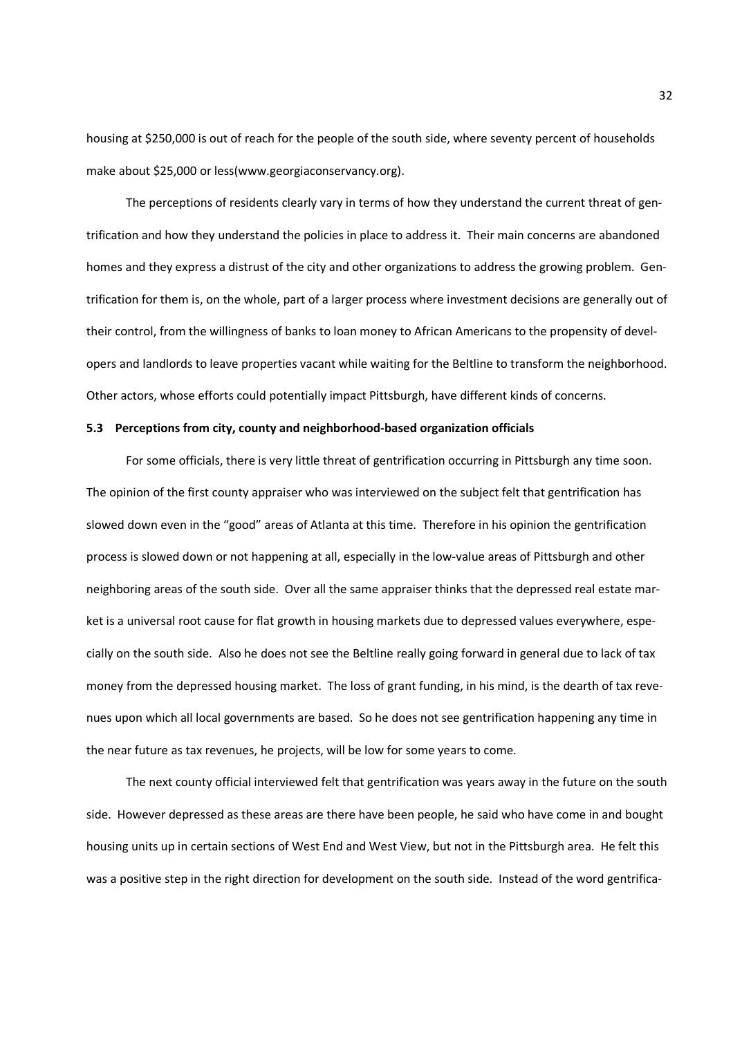housing at \$250,000 is out of reach for the people of the south side, where seventy percent of households make about \$25,000 or less(www.georgiaconservancy.org).

The perceptions of residents clearly vary in terms of how they understand the current threat of gentrification and how they understand the policies in place to address it. Their main concerns are abandoned homes and they express a distrust of the city and other organizations to address the growing problem. Gentrification for them is, on the whole, part of a larger process where investment decisions are generally out of their control, from the willingness of banks to loan money to African Americans to the propensity of developers and landlords to leave properties vacant while waiting for the Beltline to transform the neighborhood. Other actors, whose efforts could potentially impact Pittsburgh, have different kinds of concerns.

### 5.3 Perceptions from city, county and neighborhood-based organization officials

For some officials, there is very little threat of gentrification occurring in Pittsburgh any time soon. The opinion of the first county appraiser who was interviewed on the subject felt that gentrification has slowed down even in the "good" areas of Atlanta at this time. Therefore in his opinion the gentrification process is slowed down or not happening at all, especially in the low-value areas of Pittsburgh and other neighboring areas of the south side. Over all the same appraiser thinks that the depressed real estate market is a universal root cause for flat growth in housing markets due to depressed values everywhere, especially on the south side. Also he does not see the Beltline really going forward in general due to lack of tax money from the depressed housing market. The loss of grant funding, in his mind, is the dearth of tax revenues upon which all local governments are based. So he does not see gentrification happening any time in the near future as tax revenues, he projects, will be low for some years to come.

The next county official interviewed felt that gentrification was years away in the future on the south side. However depressed as these areas are there have been people, he said who have come in and bought housing units up in certain sections of West End and West View, but not in the Pittsburgh area. He felt this was a positive step in the right direction for development on the south side. Instead of the word gentrifica-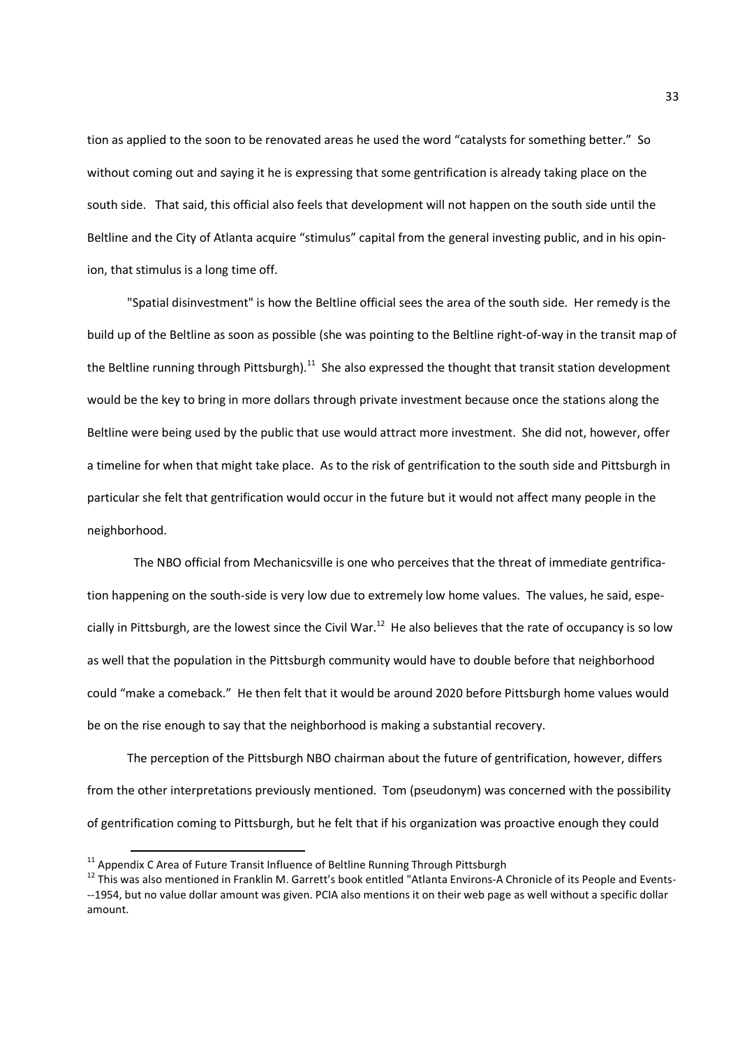tion as applied to the soon to be renovated areas he used the word "catalysts for something better." So without coming out and saying it he is expressing that some gentrification is already taking place on the south side. That said, this official also feels that development will not happen on the south side until the Beltline and the City of Atlanta acquire "stimulus" capital from the general investing public, and in his opinion, that stimulus is a long time off.

"Spatial disinvestment" is how the Beltline official sees the area of the south side. Her remedy is the build up of the Beltline as soon as possible (she was pointing to the Beltline right-of-way in the transit map of the Beltline running through Pittsburgh).[11] She also expressed the thought that transit station development would be the key to bring in more dollars through private investment because once the stations along the Beltline were being used by the public that use would attract more investment. She did not, however, offer a timeline for when that might take place. As to the risk of gentrification to the south side and Pittsburgh in particular she felt that gentrification would occur in the future but it would not affect many people in the neighborhood.

The NBO official from Mechanicsville is one who perceives that the threat of immediate gentrification happening on the south-side is very low due to extremely low home values. The values, he said, especially in Pittsburgh, are the lowest since the Civil War.[12] He also believes that the rate of occupancy is so low as well that the population in the Pittsburgh community would have to double before that neighborhood could "make a comeback." He then felt that it would be around 2020 before Pittsburgh home values would be on the rise enough to say that the neighborhood is making a substantial recovery.

The perception of the Pittsburgh NBO chairman about the future of gentrification, however, differs from the other interpretations previously mentioned. Tom (pseudonym) was concerned with the possibility of gentrification coming to Pittsburgh, but he felt that if his organization was proactive enough they could

---

[11] Appendix C Area of Future Transit Influence of Beltline Running Through Pittsburgh

[12] This was also mentioned in Franklin M. Garrett's book entitled "Atlanta Environs-A Chronicle of its People and Events---1954, but no value dollar amount was given. PCIA also mentions it on their web page as well without a specific dollar amount.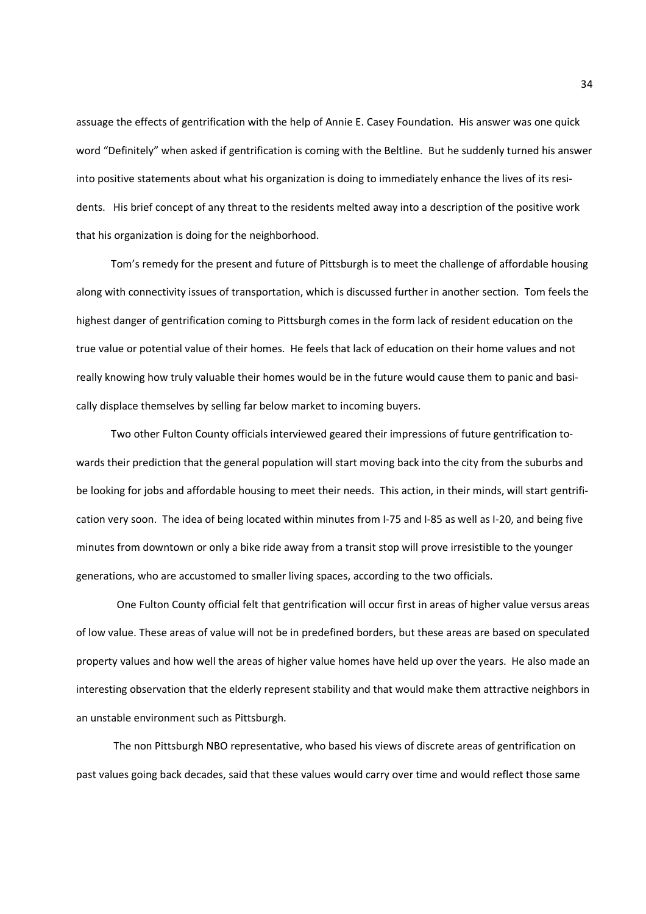assuage the effects of gentrification with the help of Annie E. Casey Foundation. His answer was one quick word "Definitely" when asked if gentrification is coming with the Beltline. But he suddenly turned his answer into positive statements about what his organization is doing to immediately enhance the lives of its residents. His brief concept of any threat to the residents melted away into a description of the positive work that his organization is doing for the neighborhood.

Tom's remedy for the present and future of Pittsburgh is to meet the challenge of affordable housing along with connectivity issues of transportation, which is discussed further in another section. Tom feels the highest danger of gentrification coming to Pittsburgh comes in the form lack of resident education on the true value or potential value of their homes. He feels that lack of education on their home values and not really knowing how truly valuable their homes would be in the future would cause them to panic and basically displace themselves by selling far below market to incoming buyers.

Two other Fulton County officials interviewed geared their impressions of future gentrification towards their prediction that the general population will start moving back into the city from the suburbs and be looking for jobs and affordable housing to meet their needs. This action, in their minds, will start gentrification very soon. The idea of being located within minutes from I-75 and I-85 as well as I-20, and being five minutes from downtown or only a bike ride away from a transit stop will prove irresistible to the younger generations, who are accustomed to smaller living spaces, according to the two officials.

One Fulton County official felt that gentrification will occur first in areas of higher value versus areas of low value. These areas of value will not be in predefined borders, but these areas are based on speculated property values and how well the areas of higher value homes have held up over the years. He also made an interesting observation that the elderly represent stability and that would make them attractive neighbors in an unstable environment such as Pittsburgh.

The non Pittsburgh NBO representative, who based his views of discrete areas of gentrification on past values going back decades, said that these values would carry over time and would reflect those same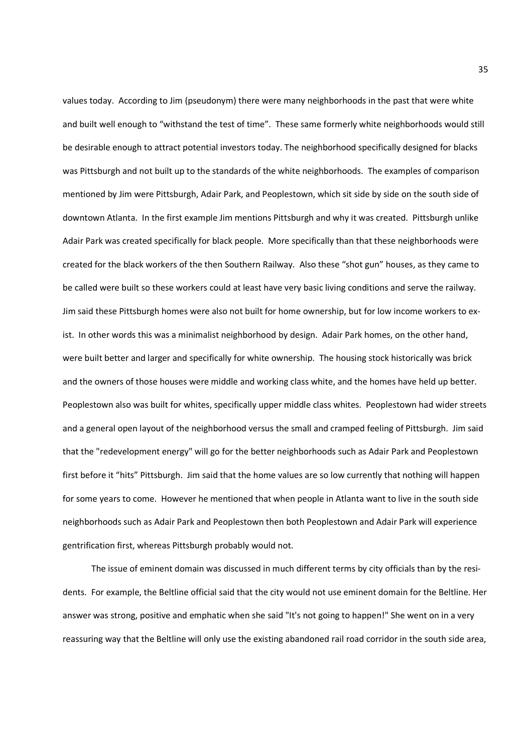values today. According to Jim (pseudonym) there were many neighborhoods in the past that were white and built well enough to "withstand the test of time". These same formerly white neighborhoods would still be desirable enough to attract potential investors today. The neighborhood specifically designed for blacks was Pittsburgh and not built up to the standards of the white neighborhoods. The examples of comparison mentioned by Jim were Pittsburgh, Adair Park, and Peoplestown, which sit side by side on the south side of downtown Atlanta. In the first example Jim mentions Pittsburgh and why it was created. Pittsburgh unlike Adair Park was created specifically for black people. More specifically than that these neighborhoods were created for the black workers of the then Southern Railway. Also these "shot gun" houses, as they came to be called were built so these workers could at least have very basic living conditions and serve the railway. Jim said these Pittsburgh homes were also not built for home ownership, but for low income workers to exist. In other words this was a minimalist neighborhood by design. Adair Park homes, on the other hand, were built better and larger and specifically for white ownership. The housing stock historically was brick and the owners of those houses were middle and working class white, and the homes have held up better. Peoplestown also was built for whites, specifically upper middle class whites. Peoplestown had wider streets and a general open layout of the neighborhood versus the small and cramped feeling of Pittsburgh. Jim said that the "redevelopment energy" will go for the better neighborhoods such as Adair Park and Peoplestown first before it "hits" Pittsburgh. Jim said that the home values are so low currently that nothing will happen for some years to come. However he mentioned that when people in Atlanta want to live in the south side neighborhoods such as Adair Park and Peoplestown then both Peoplestown and Adair Park will experience gentrification first, whereas Pittsburgh probably would not.

The issue of eminent domain was discussed in much different terms by city officials than by the residents. For example, the Beltline official said that the city would not use eminent domain for the Beltline. Her answer was strong, positive and emphatic when she said "It's not going to happen!" She went on in a very reassuring way that the Beltline will only use the existing abandoned rail road corridor in the south side area,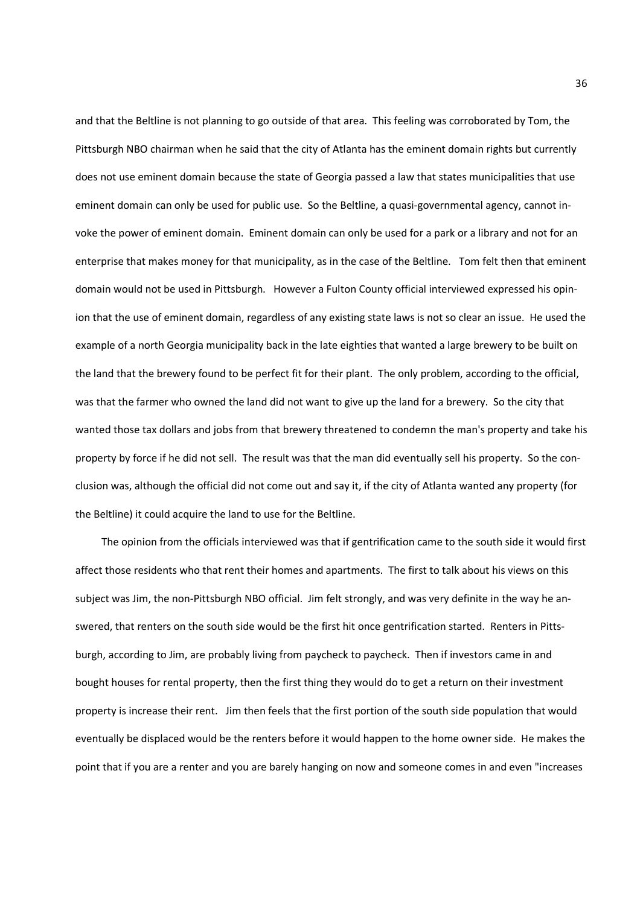and that the Beltline is not planning to go outside of that area. This feeling was corroborated by Tom, the Pittsburgh NBO chairman when he said that the city of Atlanta has the eminent domain rights but currently does not use eminent domain because the state of Georgia passed a law that states municipalities that use eminent domain can only be used for public use. So the Beltline, a quasi-governmental agency, cannot invoke the power of eminent domain. Eminent domain can only be used for a park or a library and not for an enterprise that makes money for that municipality, as in the case of the Beltline. Tom felt then that eminent domain would not be used in Pittsburgh. However a Fulton County official interviewed expressed his opinion that the use of eminent domain, regardless of any existing state laws is not so clear an issue. He used the example of a north Georgia municipality back in the late eighties that wanted a large brewery to be built on the land that the brewery found to be perfect fit for their plant. The only problem, according to the official, was that the farmer who owned the land did not want to give up the land for a brewery. So the city that wanted those tax dollars and jobs from that brewery threatened to condemn the man's property and take his property by force if he did not sell. The result was that the man did eventually sell his property. So the conclusion was, although the official did not come out and say it, if the city of Atlanta wanted any property (for the Beltline) it could acquire the land to use for the Beltline.

The opinion from the officials interviewed was that if gentrification came to the south side it would first affect those residents who that rent their homes and apartments. The first to talk about his views on this subject was Jim, the non-Pittsburgh NBO official. Jim felt strongly, and was very definite in the way he answered, that renters on the south side would be the first hit once gentrification started. Renters in Pittsburgh, according to Jim, are probably living from paycheck to paycheck. Then if investors came in and bought houses for rental property, then the first thing they would do to get a return on their investment property is increase their rent. Jim then feels that the first portion of the south side population that would eventually be displaced would be the renters before it would happen to the home owner side. He makes the point that if you are a renter and you are barely hanging on now and someone comes in and even "increases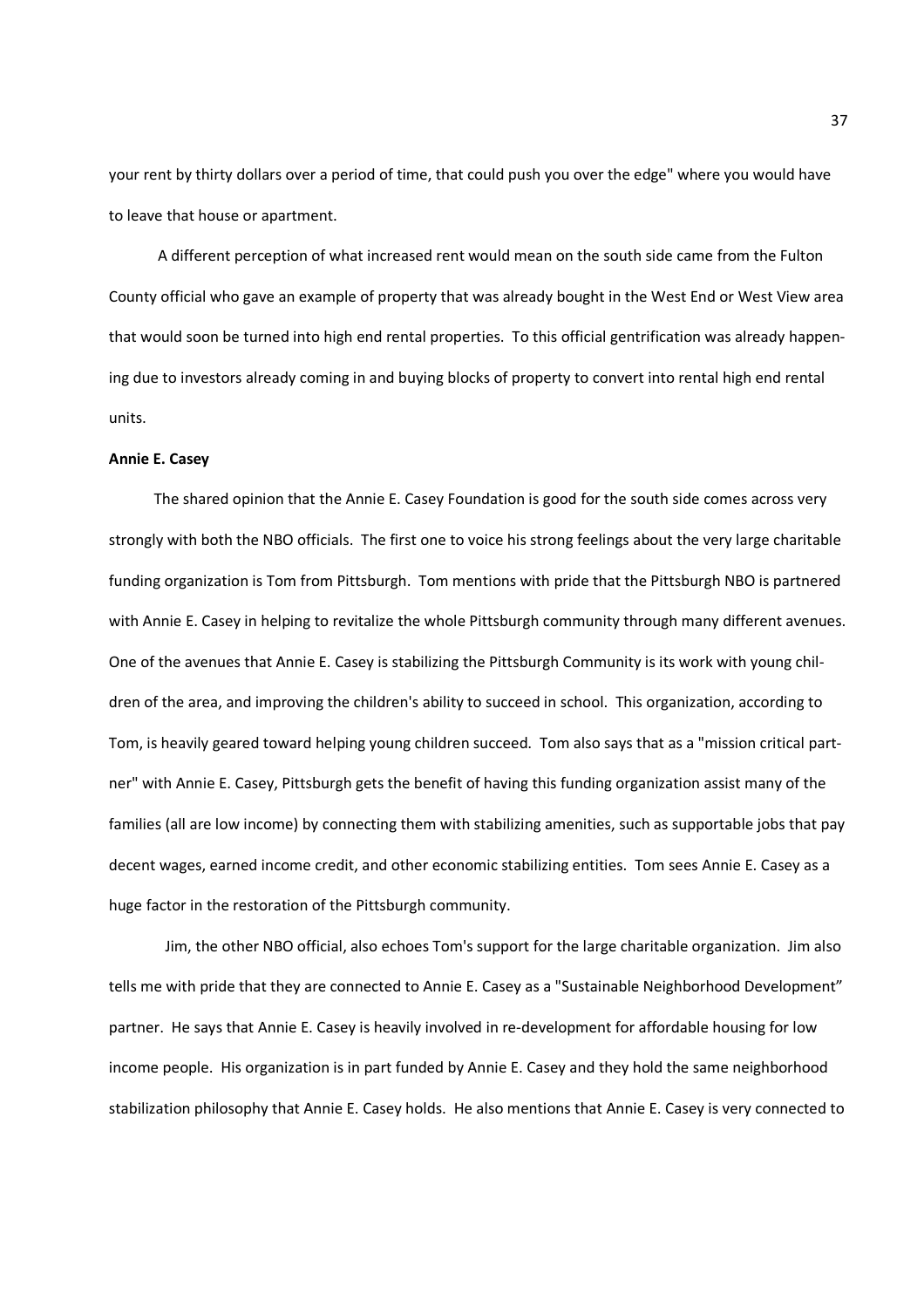your rent by thirty dollars over a period of time, that could push you over the edge" where you would have to leave that house or apartment.

A different perception of what increased rent would mean on the south side came from the Fulton County official who gave an example of property that was already bought in the West End or West View area that would soon be turned into high end rental properties. To this official gentrification was already happening due to investors already coming in and buying blocks of property to convert into rental high end rental units.

**Annie E. Casey**

The shared opinion that the Annie E. Casey Foundation is good for the south side comes across very strongly with both the NBO officials. The first one to voice his strong feelings about the very large charitable funding organization is Tom from Pittsburgh. Tom mentions with pride that the Pittsburgh NBO is partnered with Annie E. Casey in helping to revitalize the whole Pittsburgh community through many different avenues. One of the avenues that Annie E. Casey is stabilizing the Pittsburgh Community is its work with young children of the area, and improving the children's ability to succeed in school. This organization, according to Tom, is heavily geared toward helping young children succeed. Tom also says that as a "mission critical partner" with Annie E. Casey, Pittsburgh gets the benefit of having this funding organization assist many of the families (all are low income) by connecting them with stabilizing amenities, such as supportable jobs that pay decent wages, earned income credit, and other economic stabilizing entities. Tom sees Annie E. Casey as a huge factor in the restoration of the Pittsburgh community.

Jim, the other NBO official, also echoes Tom's support for the large charitable organization. Jim also tells me with pride that they are connected to Annie E. Casey as a "Sustainable Neighborhood Development" partner. He says that Annie E. Casey is heavily involved in re-development for affordable housing for low income people. His organization is in part funded by Annie E. Casey and they hold the same neighborhood stabilization philosophy that Annie E. Casey holds. He also mentions that Annie E. Casey is very connected to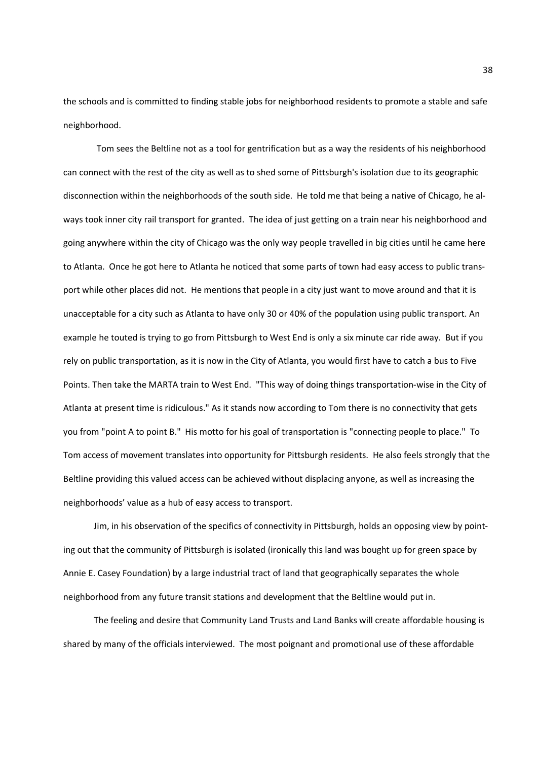the schools and is committed to finding stable jobs for neighborhood residents to promote a stable and safe neighborhood.

Tom sees the Beltline not as a tool for gentrification but as a way the residents of his neighborhood can connect with the rest of the city as well as to shed some of Pittsburgh's isolation due to its geographic disconnection within the neighborhoods of the south side. He told me that being a native of Chicago, he always took inner city rail transport for granted. The idea of just getting on a train near his neighborhood and going anywhere within the city of Chicago was the only way people travelled in big cities until he came here to Atlanta. Once he got here to Atlanta he noticed that some parts of town had easy access to public transport while other places did not. He mentions that people in a city just want to move around and that it is unacceptable for a city such as Atlanta to have only 30 or 40% of the population using public transport. An example he touted is trying to go from Pittsburgh to West End is only a six minute car ride away. But if you rely on public transportation, as it is now in the City of Atlanta, you would first have to catch a bus to Five Points. Then take the MARTA train to West End. "This way of doing things transportation-wise in the City of Atlanta at present time is ridiculous." As it stands now according to Tom there is no connectivity that gets you from "point A to point B." His motto for his goal of transportation is "connecting people to place." To Tom access of movement translates into opportunity for Pittsburgh residents. He also feels strongly that the Beltline providing this valued access can be achieved without displacing anyone, as well as increasing the neighborhoods' value as a hub of easy access to transport.

Jim, in his observation of the specifics of connectivity in Pittsburgh, holds an opposing view by pointing out that the community of Pittsburgh is isolated (ironically this land was bought up for green space by Annie E. Casey Foundation) by a large industrial tract of land that geographically separates the whole neighborhood from any future transit stations and development that the Beltline would put in.

The feeling and desire that Community Land Trusts and Land Banks will create affordable housing is shared by many of the officials interviewed. The most poignant and promotional use of these affordable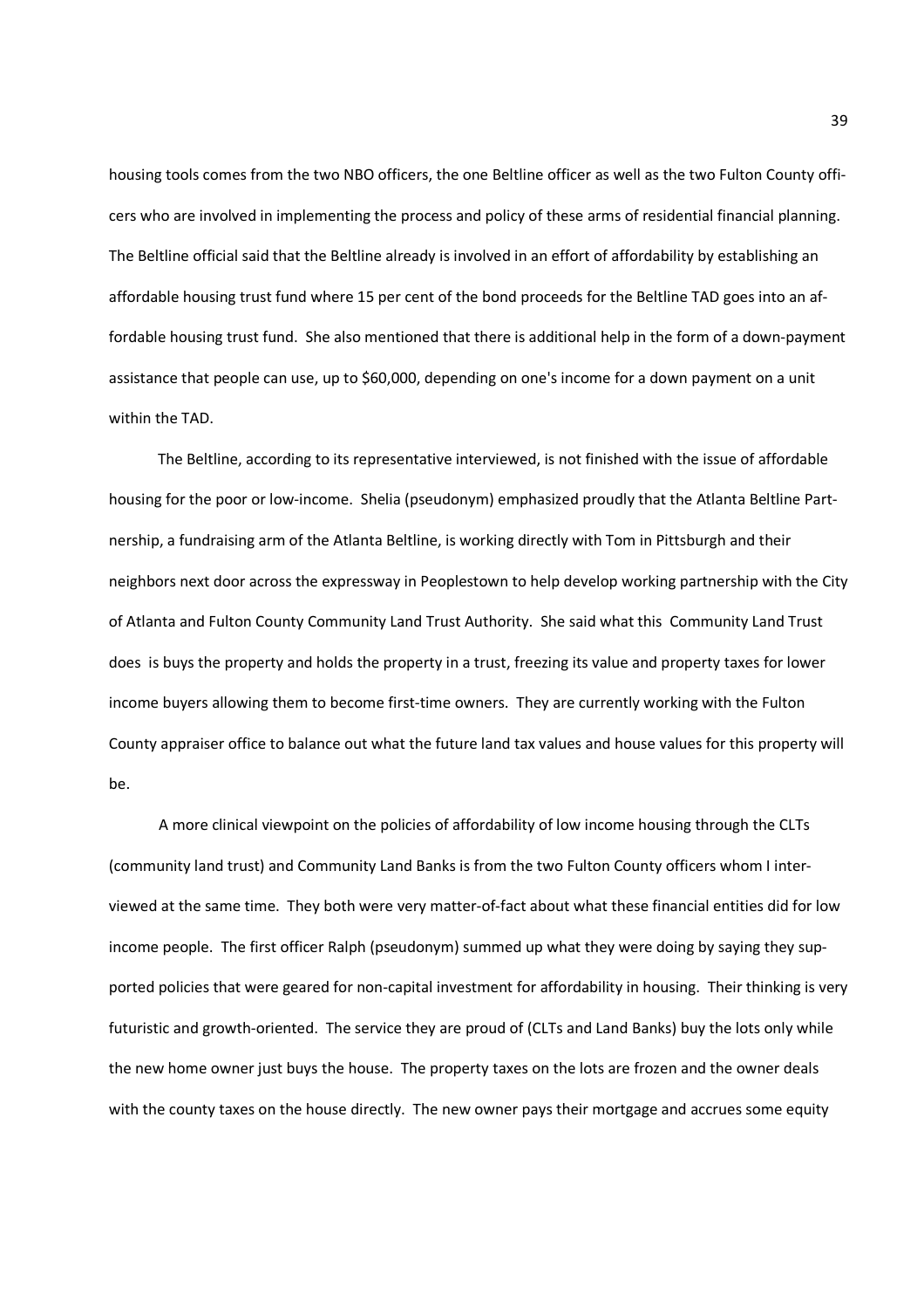housing tools comes from the two NBO officers, the one Beltline officer as well as the two Fulton County officers who are involved in implementing the process and policy of these arms of residential financial planning. The Beltline official said that the Beltline already is involved in an effort of affordability by establishing an affordable housing trust fund where 15 per cent of the bond proceeds for the Beltline TAD goes into an affordable housing trust fund. She also mentioned that there is additional help in the form of a down-payment assistance that people can use, up to $60,000, depending on one's income for a down payment on a unit within the TAD.

The Beltline, according to its representative interviewed, is not finished with the issue of affordable housing for the poor or low-income. Shelia (pseudonym) emphasized proudly that the Atlanta Beltline Partnership, a fundraising arm of the Atlanta Beltline, is working directly with Tom in Pittsburgh and their neighbors next door across the expressway in Peoplestown to help develop working partnership with the City of Atlanta and Fulton County Community Land Trust Authority. She said what this Community Land Trust does is buys the property and holds the property in a trust, freezing its value and property taxes for lower income buyers allowing them to become first-time owners. They are currently working with the Fulton County appraiser office to balance out what the future land tax values and house values for this property will be.

A more clinical viewpoint on the policies of affordability of low income housing through the CLTs (community land trust) and Community Land Banks is from the two Fulton County officers whom I interviewed at the same time. They both were very matter-of-fact about what these financial entities did for low income people. The first officer Ralph (pseudonym) summed up what they were doing by saying they supported policies that were geared for non-capital investment for affordability in housing. Their thinking is very futuristic and growth-oriented. The service they are proud of (CLTs and Land Banks) buy the lots only while the new home owner just buys the house. The property taxes on the lots are frozen and the owner deals with the county taxes on the house directly. The new owner pays their mortgage and accrues some equity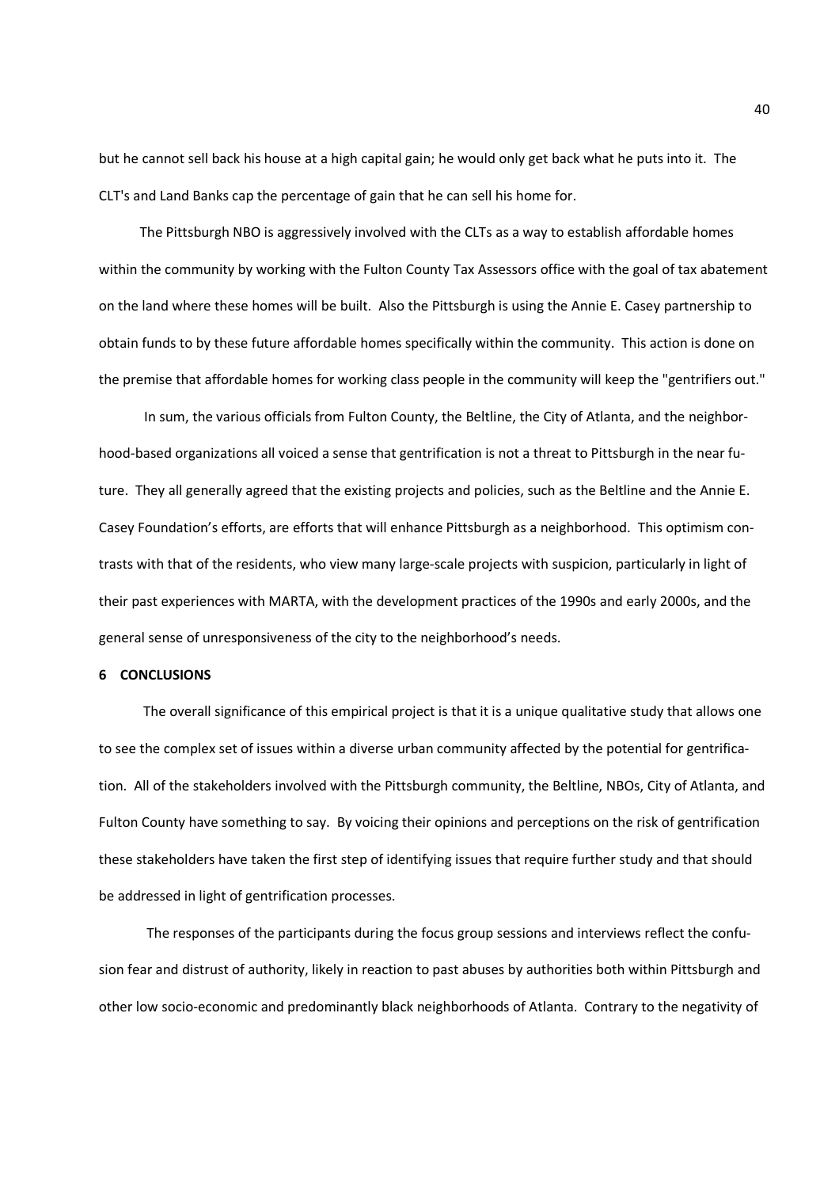but he cannot sell back his house at a high capital gain; he would only get back what he puts into it. The CLT's and Land Banks cap the percentage of gain that he can sell his home for.

The Pittsburgh NBO is aggressively involved with the CLTs as a way to establish affordable homes within the community by working with the Fulton County Tax Assessors office with the goal of tax abatement on the land where these homes will be built. Also the Pittsburgh is using the Annie E. Casey partnership to obtain funds to by these future affordable homes specifically within the community. This action is done on the premise that affordable homes for working class people in the community will keep the "gentrifiers out."

In sum, the various officials from Fulton County, the Beltline, the City of Atlanta, and the neighborhood-based organizations all voiced a sense that gentrification is not a threat to Pittsburgh in the near future. They all generally agreed that the existing projects and policies, such as the Beltline and the Annie E. Casey Foundation's efforts, are efforts that will enhance Pittsburgh as a neighborhood. This optimism contrasts with that of the residents, who view many large-scale projects with suspicion, particularly in light of their past experiences with MARTA, with the development practices of the 1990s and early 2000s, and the general sense of unresponsiveness of the city to the neighborhood's needs.

## 6 CONCLUSIONS

The overall significance of this empirical project is that it is a unique qualitative study that allows one to see the complex set of issues within a diverse urban community affected by the potential for gentrification. All of the stakeholders involved with the Pittsburgh community, the Beltline, NBOs, City of Atlanta, and Fulton County have something to say. By voicing their opinions and perceptions on the risk of gentrification these stakeholders have taken the first step of identifying issues that require further study and that should be addressed in light of gentrification processes.

The responses of the participants during the focus group sessions and interviews reflect the confusion fear and distrust of authority, likely in reaction to past abuses by authorities both within Pittsburgh and other low socio-economic and predominantly black neighborhoods of Atlanta. Contrary to the negativity of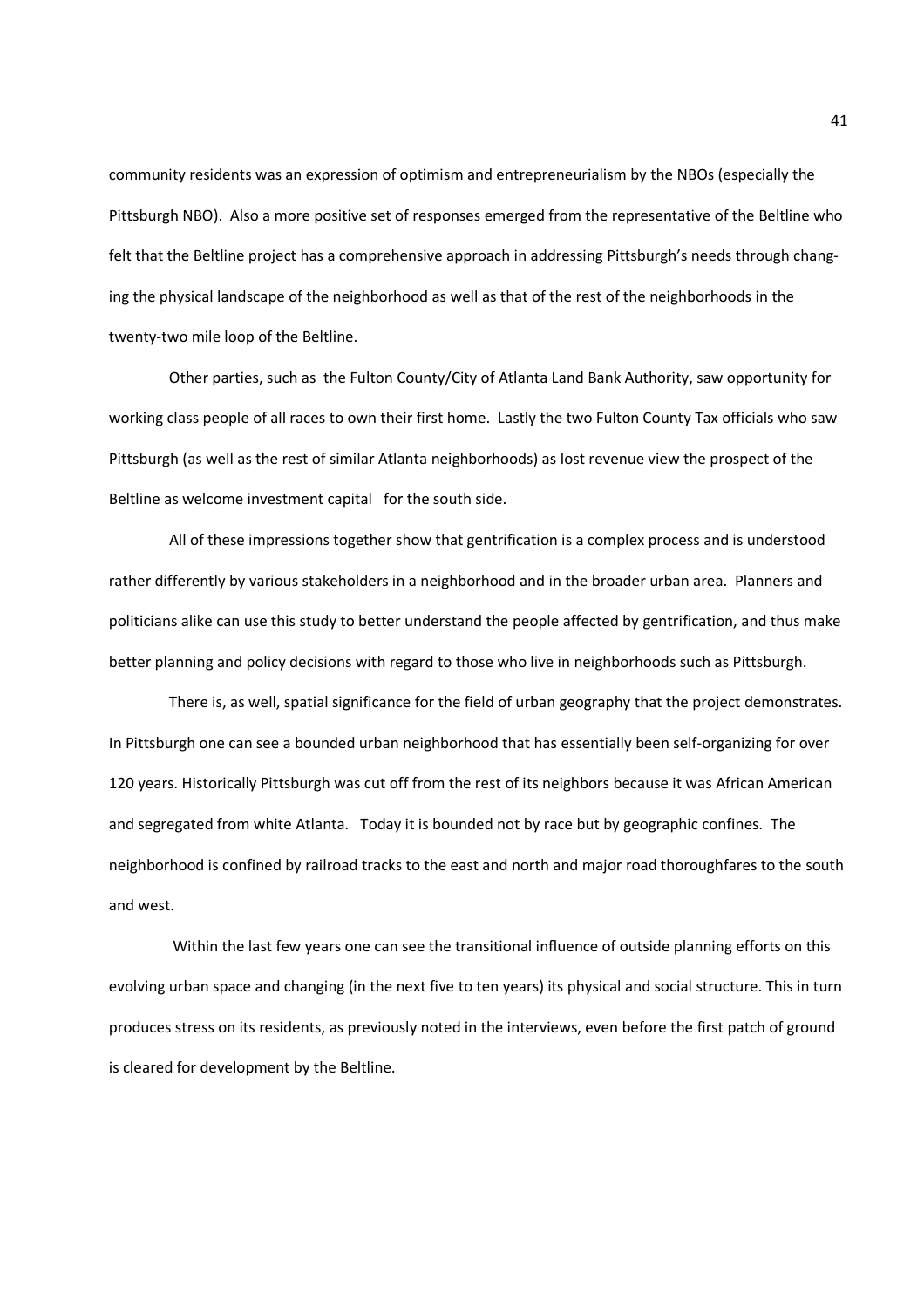community residents was an expression of optimism and entrepreneurialism by the NBOs (especially the Pittsburgh NBO). Also a more positive set of responses emerged from the representative of the Beltline who felt that the Beltline project has a comprehensive approach in addressing Pittsburgh's needs through changing the physical landscape of the neighborhood as well as that of the rest of the neighborhoods in the twenty-two mile loop of the Beltline.

Other parties, such as the Fulton County/City of Atlanta Land Bank Authority, saw opportunity for working class people of all races to own their first home. Lastly the two Fulton County Tax officials who saw Pittsburgh (as well as the rest of similar Atlanta neighborhoods) as lost revenue view the prospect of the Beltline as welcome investment capital for the south side.

All of these impressions together show that gentrification is a complex process and is understood rather differently by various stakeholders in a neighborhood and in the broader urban area. Planners and politicians alike can use this study to better understand the people affected by gentrification, and thus make better planning and policy decisions with regard to those who live in neighborhoods such as Pittsburgh.

There is, as well, spatial significance for the field of urban geography that the project demonstrates. In Pittsburgh one can see a bounded urban neighborhood that has essentially been self-organizing for over 120 years. Historically Pittsburgh was cut off from the rest of its neighbors because it was African American and segregated from white Atlanta. Today it is bounded not by race but by geographic confines. The neighborhood is confined by railroad tracks to the east and north and major road thoroughfares to the south and west.

Within the last few years one can see the transitional influence of outside planning efforts on this evolving urban space and changing (in the next five to ten years) its physical and social structure. This in turn produces stress on its residents, as previously noted in the interviews, even before the first patch of ground is cleared for development by the Beltline.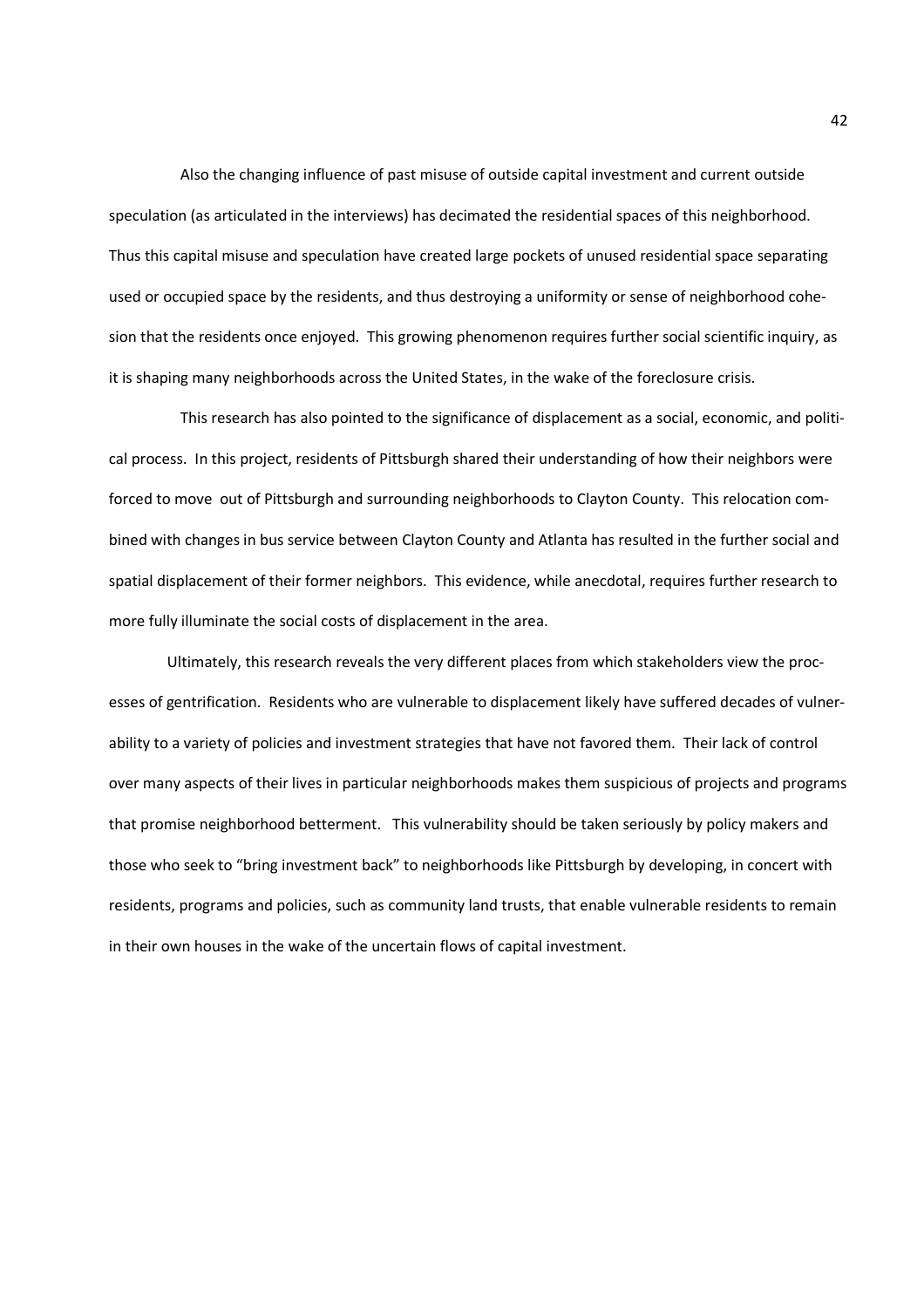Also the changing influence of past misuse of outside capital investment and current outside speculation (as articulated in the interviews) has decimated the residential spaces of this neighborhood. Thus this capital misuse and speculation have created large pockets of unused residential space separating used or occupied space by the residents, and thus destroying a uniformity or sense of neighborhood cohesion that the residents once enjoyed. This growing phenomenon requires further social scientific inquiry, as it is shaping many neighborhoods across the United States, in the wake of the foreclosure crisis.

This research has also pointed to the significance of displacement as a social, economic, and political process. In this project, residents of Pittsburgh shared their understanding of how their neighbors were forced to move out of Pittsburgh and surrounding neighborhoods to Clayton County. This relocation combined with changes in bus service between Clayton County and Atlanta has resulted in the further social and spatial displacement of their former neighbors. This evidence, while anecdotal, requires further research to more fully illuminate the social costs of displacement in the area.

Ultimately, this research reveals the very different places from which stakeholders view the processes of gentrification. Residents who are vulnerable to displacement likely have suffered decades of vulnerability to a variety of policies and investment strategies that have not favored them. Their lack of control over many aspects of their lives in particular neighborhoods makes them suspicious of projects and programs that promise neighborhood betterment. This vulnerability should be taken seriously by policy makers and those who seek to "bring investment back" to neighborhoods like Pittsburgh by developing, in concert with residents, programs and policies, such as community land trusts, that enable vulnerable residents to remain in their own houses in the wake of the uncertain flows of capital investment.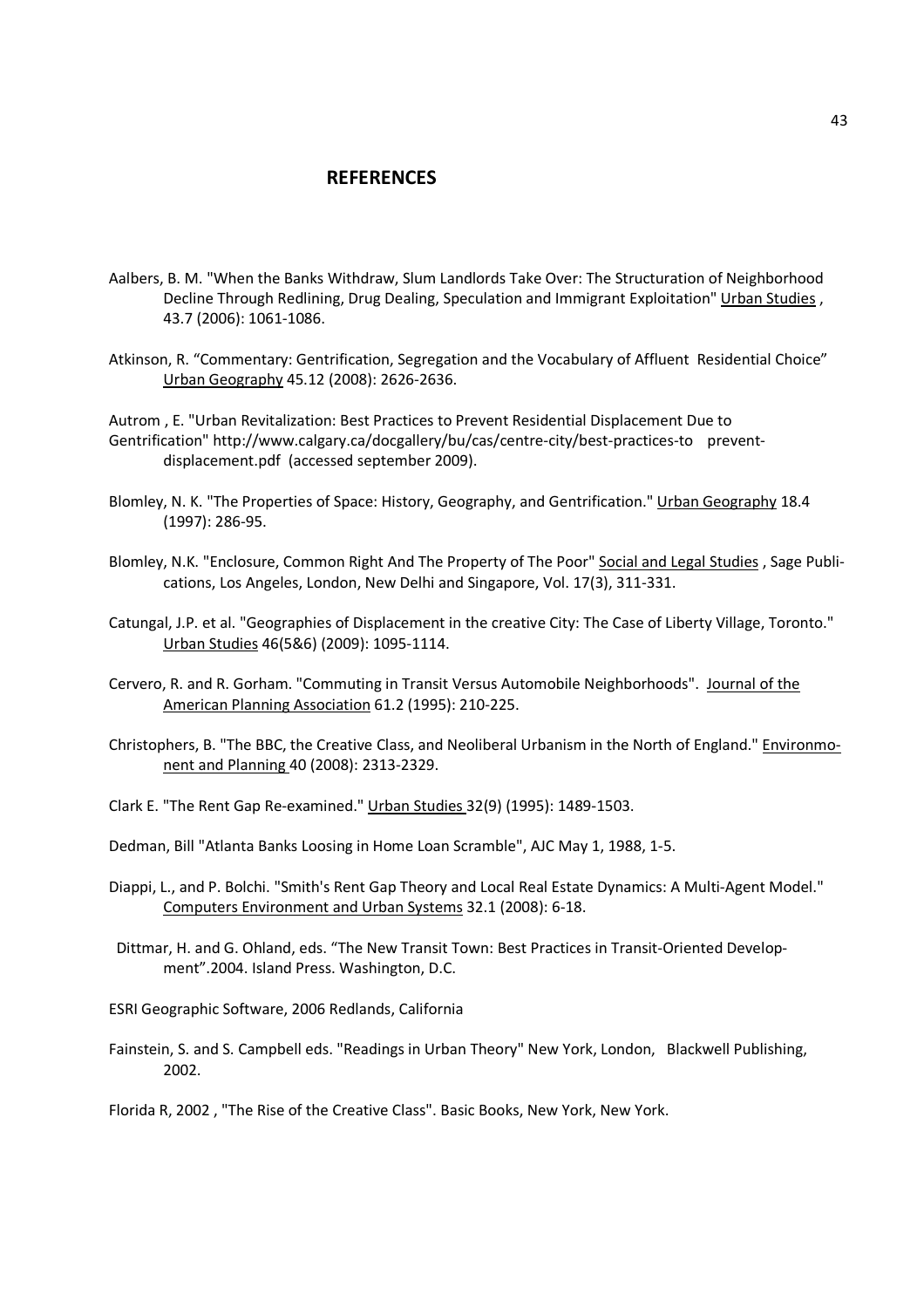## REFERENCES

Aalbers, B. M. "When the Banks Withdraw, Slum Landlords Take Over: The Structuration of Neighborhood Decline Through Redlining, Drug Dealing, Speculation and Immigrant Exploitation" Urban Studies , 43.7 (2006): 1061-1086.

Atkinson, R. "Commentary: Gentrification, Segregation and the Vocabulary of Affluent Residential Choice" Urban Geography 45.12 (2008): 2626-2636.

Autrom , E. "Urban Revitalization: Best Practices to Prevent Residential Displacement Due to Gentrification" http://www.calgary.ca/docgallery/bu/cas/centre-city/best-practices-to prevent-displacement.pdf (accessed september 2009).

Blomley, N. K. "The Properties of Space: History, Geography, and Gentrification." Urban Geography 18.4 (1997): 286-95.

Blomley, N.K. "Enclosure, Common Right And The Property of The Poor" Social and Legal Studies , Sage Publications, Los Angeles, London, New Delhi and Singapore, Vol. 17(3), 311-331.

Catungal, J.P. et al. "Geographies of Displacement in the creative City: The Case of Liberty Village, Toronto." Urban Studies 46(5&6) (2009): 1095-1114.

Cervero, R. and R. Gorham. "Commuting in Transit Versus Automobile Neighborhoods". Journal of the American Planning Association 61.2 (1995): 210-225.

Christophers, B. "The BBC, the Creative Class, and Neoliberal Urbanism in the North of England." Environmonent and Planning 40 (2008): 2313-2329.

Clark E. "The Rent Gap Re-examined." Urban Studies 32(9) (1995): 1489-1503.

Dedman, Bill "Atlanta Banks Loosing in Home Loan Scramble", AJC May 1, 1988, 1-5.

Diappi, L., and P. Bolchi. "Smith's Rent Gap Theory and Local Real Estate Dynamics: A Multi-Agent Model." Computers Environment and Urban Systems 32.1 (2008): 6-18.

Dittmar, H. and G. Ohland, eds. "The New Transit Town: Best Practices in Transit-Oriented Development".2004. Island Press. Washington, D.C.

ESRI Geographic Software, 2006 Redlands, California

Fainstein, S. and S. Campbell eds. "Readings in Urban Theory" New York, London, Blackwell Publishing, 2002.

Florida R, 2002 , "The Rise of the Creative Class". Basic Books, New York, New York.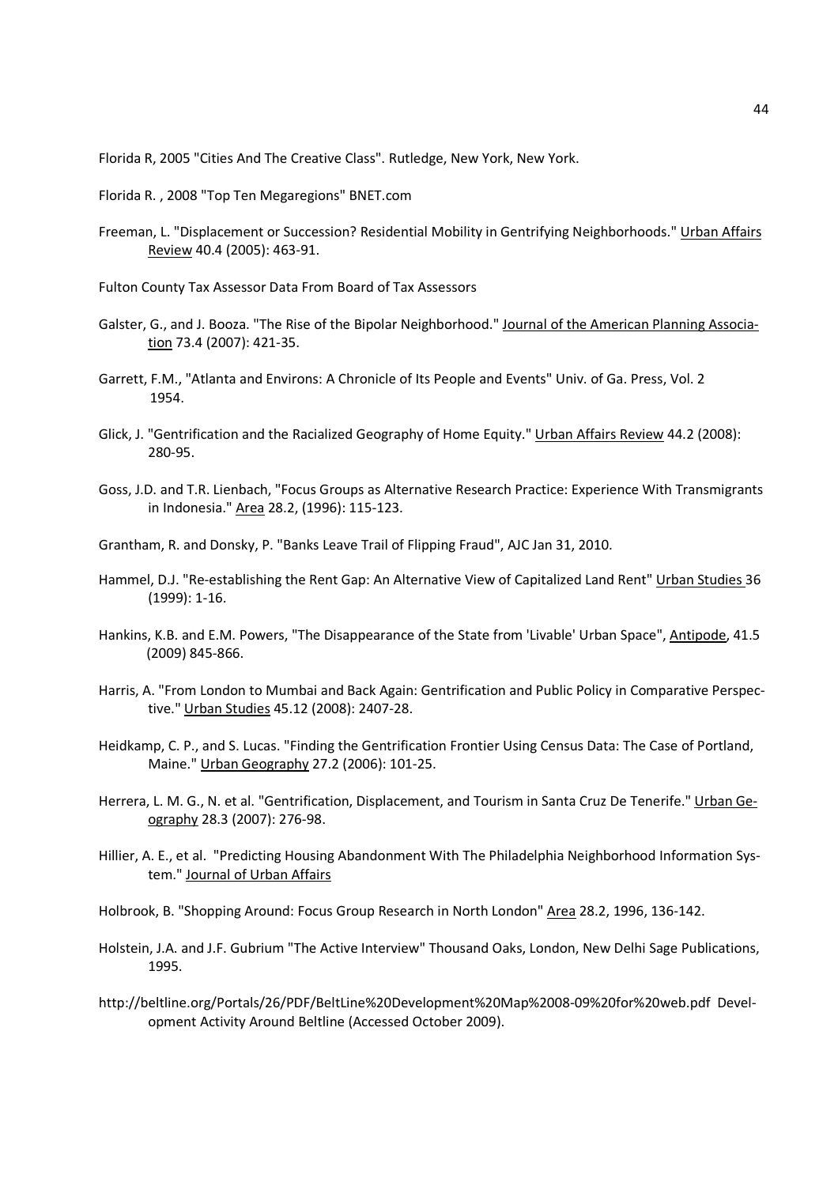Florida R, 2005 "Cities And The Creative Class". Rutledge, New York, New York.

Florida R. , 2008 "Top Ten Megaregions" BNET.com

Freeman, L. "Displacement or Succession? Residential Mobility in Gentrifying Neighborhoods." Urban Affairs Review 40.4 (2005): 463-91.

Fulton County Tax Assessor Data From Board of Tax Assessors

Galster, G., and J. Booza. "The Rise of the Bipolar Neighborhood." Journal of the American Planning Association 73.4 (2007): 421-35.

Garrett, F.M., "Atlanta and Environs: A Chronicle of Its People and Events" Univ. of Ga. Press, Vol. 2 1954.

Glick, J. "Gentrification and the Racialized Geography of Home Equity." Urban Affairs Review 44.2 (2008): 280-95.

Goss, J.D. and T.R. Lienbach, "Focus Groups as Alternative Research Practice: Experience With Transmigrants in Indonesia." Area 28.2, (1996): 115-123.

Grantham, R. and Donsky, P. "Banks Leave Trail of Flipping Fraud", AJC Jan 31, 2010.

Hammel, D.J. "Re-establishing the Rent Gap: An Alternative View of Capitalized Land Rent" Urban Studies 36 (1999): 1-16.

Hankins, K.B. and E.M. Powers, "The Disappearance of the State from 'Livable' Urban Space", Antipode, 41.5 (2009) 845-866.

Harris, A. "From London to Mumbai and Back Again: Gentrification and Public Policy in Comparative Perspective." Urban Studies 45.12 (2008): 2407-28.

Heidkamp, C. P., and S. Lucas. "Finding the Gentrification Frontier Using Census Data: The Case of Portland, Maine." Urban Geography 27.2 (2006): 101-25.

Herrera, L. M. G., N. et al. "Gentrification, Displacement, and Tourism in Santa Cruz De Tenerife." Urban Geography 28.3 (2007): 276-98.

Hillier, A. E., et al. "Predicting Housing Abandonment With The Philadelphia Neighborhood Information System." Journal of Urban Affairs

Holbrook, B. "Shopping Around: Focus Group Research in North London" Area 28.2, 1996, 136-142.

Holstein, J.A. and J.F. Gubrium "The Active Interview" Thousand Oaks, London, New Delhi Sage Publications, 1995.

http://beltline.org/Portals/26/PDF/BeltLine%20Development%20Map%2008-09%20for%20web.pdf Development Activity Around Beltline (Accessed October 2009).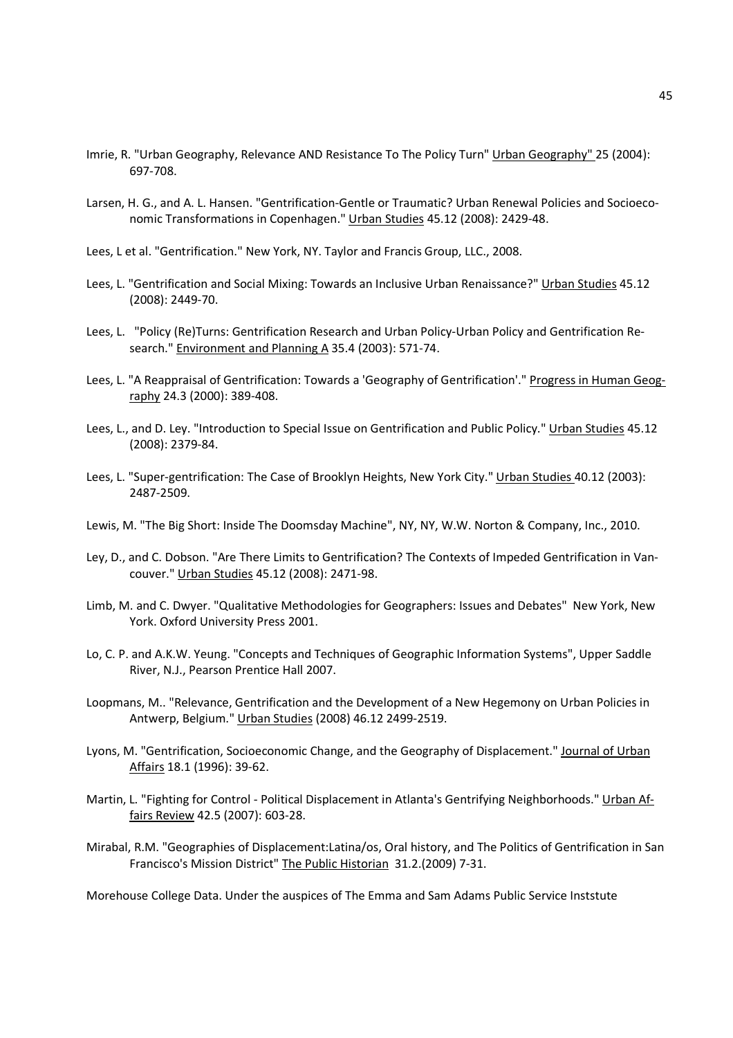Imrie, R. "Urban Geography, Relevance AND Resistance To The Policy Turn" Urban Geography" 25 (2004): 697-708.

Larsen, H. G., and A. L. Hansen. "Gentrification-Gentle or Traumatic? Urban Renewal Policies and Socioeconomic Transformations in Copenhagen." Urban Studies 45.12 (2008): 2429-48.

Lees, L et al. "Gentrification." New York, NY. Taylor and Francis Group, LLC., 2008.

Lees, L. "Gentrification and Social Mixing: Towards an Inclusive Urban Renaissance?" Urban Studies 45.12 (2008): 2449-70.

Lees, L. "Policy (Re)Turns: Gentrification Research and Urban Policy-Urban Policy and Gentrification Research." Environment and Planning A 35.4 (2003): 571-74.

Lees, L. "A Reappraisal of Gentrification: Towards a 'Geography of Gentrification'." Progress in Human Geography 24.3 (2000): 389-408.

Lees, L., and D. Ley. "Introduction to Special Issue on Gentrification and Public Policy." Urban Studies 45.12 (2008): 2379-84.

Lees, L. "Super-gentrification: The Case of Brooklyn Heights, New York City." Urban Studies 40.12 (2003): 2487-2509.

Lewis, M. "The Big Short: Inside The Doomsday Machine", NY, NY, W.W. Norton & Company, Inc., 2010.

Ley, D., and C. Dobson. "Are There Limits to Gentrification? The Contexts of Impeded Gentrification in Vancouver." Urban Studies 45.12 (2008): 2471-98.

Limb, M. and C. Dwyer. "Qualitative Methodologies for Geographers: Issues and Debates" New York, New York. Oxford University Press 2001.

Lo, C. P. and A.K.W. Yeung. "Concepts and Techniques of Geographic Information Systems", Upper Saddle River, N.J., Pearson Prentice Hall 2007.

Loopmans, M.. "Relevance, Gentrification and the Development of a New Hegemony on Urban Policies in Antwerp, Belgium." Urban Studies (2008) 46.12 2499-2519.

Lyons, M. "Gentrification, Socioeconomic Change, and the Geography of Displacement." Journal of Urban Affairs 18.1 (1996): 39-62.

Martin, L. "Fighting for Control - Political Displacement in Atlanta's Gentrifying Neighborhoods." Urban Affairs Review 42.5 (2007): 603-28.

Mirabal, R.M. "Geographies of Displacement:Latina/os, Oral history, and The Politics of Gentrification in San Francisco's Mission District" The Public Historian 31.2.(2009) 7-31.

Morehouse College Data. Under the auspices of The Emma and Sam Adams Public Service Inststute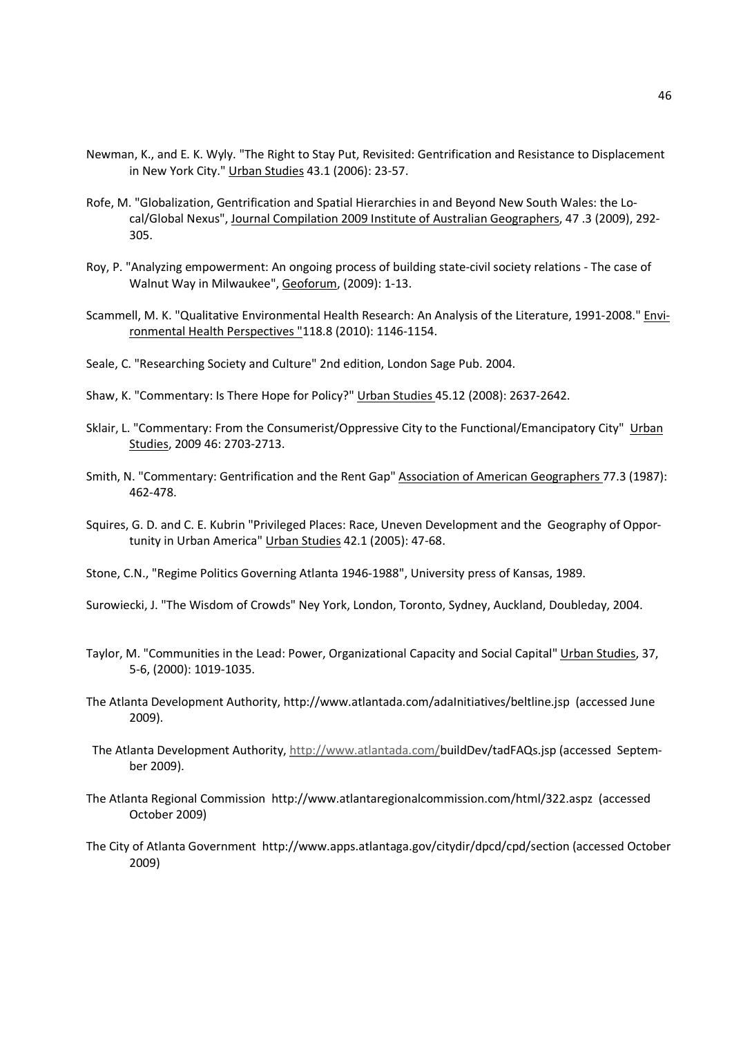Newman, K., and E. K. Wyly. "The Right to Stay Put, Revisited: Gentrification and Resistance to Displacement in New York City." Urban Studies 43.1 (2006): 23-57.

Rofe, M. "Globalization, Gentrification and Spatial Hierarchies in and Beyond New South Wales: the Local/Global Nexus", Journal Compilation 2009 Institute of Australian Geographers, 47 .3 (2009), 292-305.

Roy, P. "Analyzing empowerment: An ongoing process of building state-civil society relations - The case of Walnut Way in Milwaukee", Geoforum, (2009): 1-13.

Scammell, M. K. "Qualitative Environmental Health Research: An Analysis of the Literature, 1991-2008." Environmental Health Perspectives "118.8 (2010): 1146-1154.

Seale, C. "Researching Society and Culture" 2nd edition, London Sage Pub. 2004.

Shaw, K. "Commentary: Is There Hope for Policy?" Urban Studies 45.12 (2008): 2637-2642.

Sklair, L. "Commentary: From the Consumerist/Oppressive City to the Functional/Emancipatory City" Urban Studies, 2009 46: 2703-2713.

Smith, N. "Commentary: Gentrification and the Rent Gap" Association of American Geographers 77.3 (1987): 462-478.

Squires, G. D. and C. E. Kubrin "Privileged Places: Race, Uneven Development and the Geography of Opportunity in Urban America" Urban Studies 42.1 (2005): 47-68.

Stone, C.N., "Regime Politics Governing Atlanta 1946-1988", University press of Kansas, 1989.

Surowiecki, J. "The Wisdom of Crowds" Ney York, London, Toronto, Sydney, Auckland, Doubleday, 2004.

Taylor, M. "Communities in the Lead: Power, Organizational Capacity and Social Capital" Urban Studies, 37, 5-6, (2000): 1019-1035.

The Atlanta Development Authority, http://www.atlantada.com/adaInitiatives/beltline.jsp (accessed June 2009).

The Atlanta Development Authority, http://www.atlantada.com/buildDev/tadFAQs.jsp (accessed September 2009).

The Atlanta Regional Commission http://www.atlantaregionalcommission.com/html/322.aspz (accessed October 2009)

The City of Atlanta Government http://www.apps.atlantaga.gov/citydir/dpcd/cpd/section (accessed October 2009)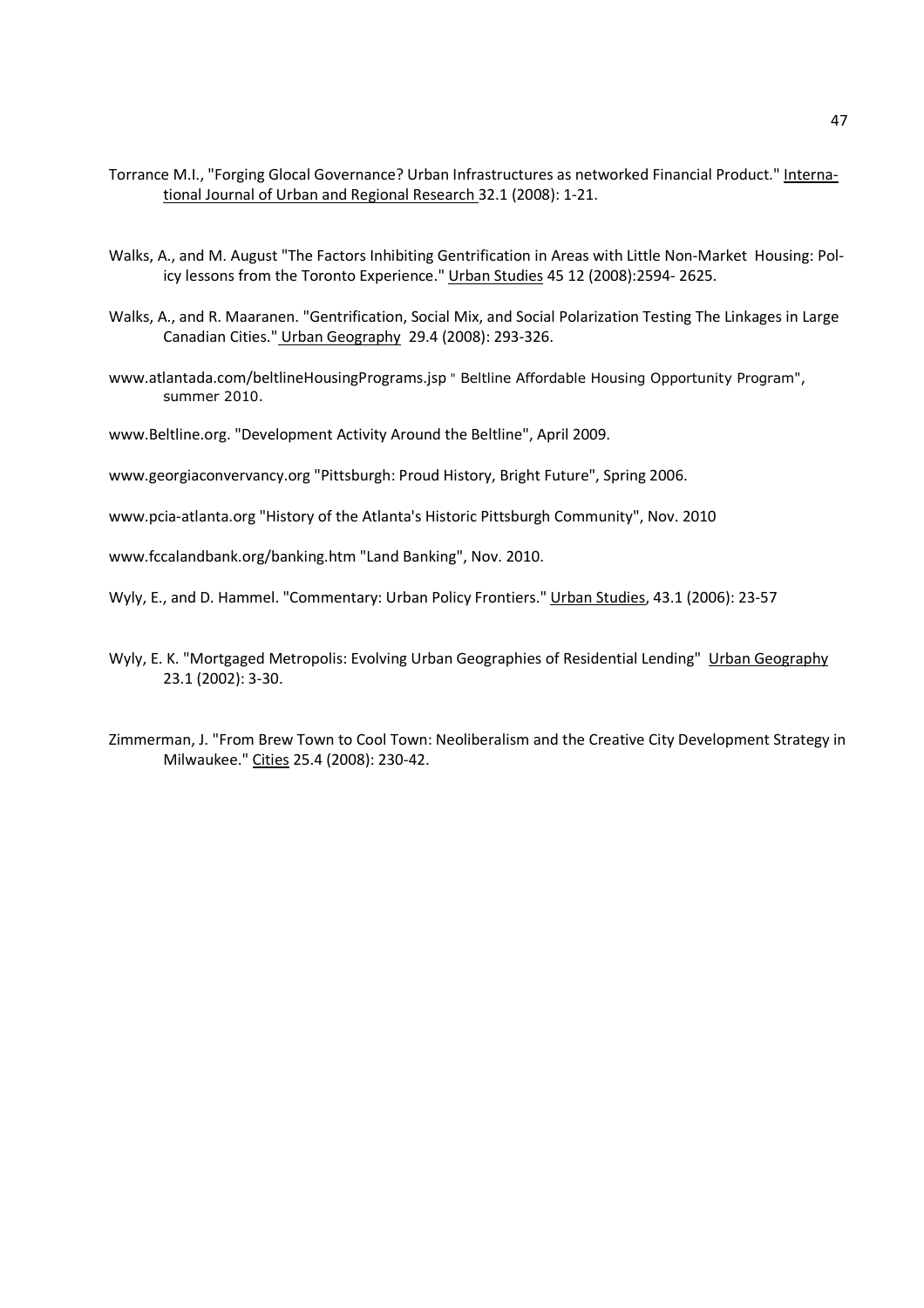Torrance M.I., "Forging Glocal Governance? Urban Infrastructures as networked Financial Product." International Journal of Urban and Regional Research 32.1 (2008): 1-21.

Walks, A., and M. August "The Factors Inhibiting Gentrification in Areas with Little Non-Market Housing: Policy lessons from the Toronto Experience." Urban Studies 45 12 (2008):2594- 2625.

Walks, A., and R. Maaranen. "Gentrification, Social Mix, and Social Polarization Testing The Linkages in Large Canadian Cities." Urban Geography 29.4 (2008): 293-326.

www.atlantada.com/beltlineHousingPrograms.jsp " Beltline Affordable Housing Opportunity Program", summer 2010.

www.Beltline.org. "Development Activity Around the Beltline", April 2009.

www.georgiaconvervancy.org "Pittsburgh: Proud History, Bright Future", Spring 2006.

www.pcia-atlanta.org "History of the Atlanta's Historic Pittsburgh Community", Nov. 2010

www.fccalandbank.org/banking.htm "Land Banking", Nov. 2010.

Wyly, E., and D. Hammel. "Commentary: Urban Policy Frontiers." Urban Studies, 43.1 (2006): 23-57

Wyly, E. K. "Mortgaged Metropolis: Evolving Urban Geographies of Residential Lending" Urban Geography 23.1 (2002): 3-30.

Zimmerman, J. "From Brew Town to Cool Town: Neoliberalism and the Creative City Development Strategy in Milwaukee." Cities 25.4 (2008): 230-42.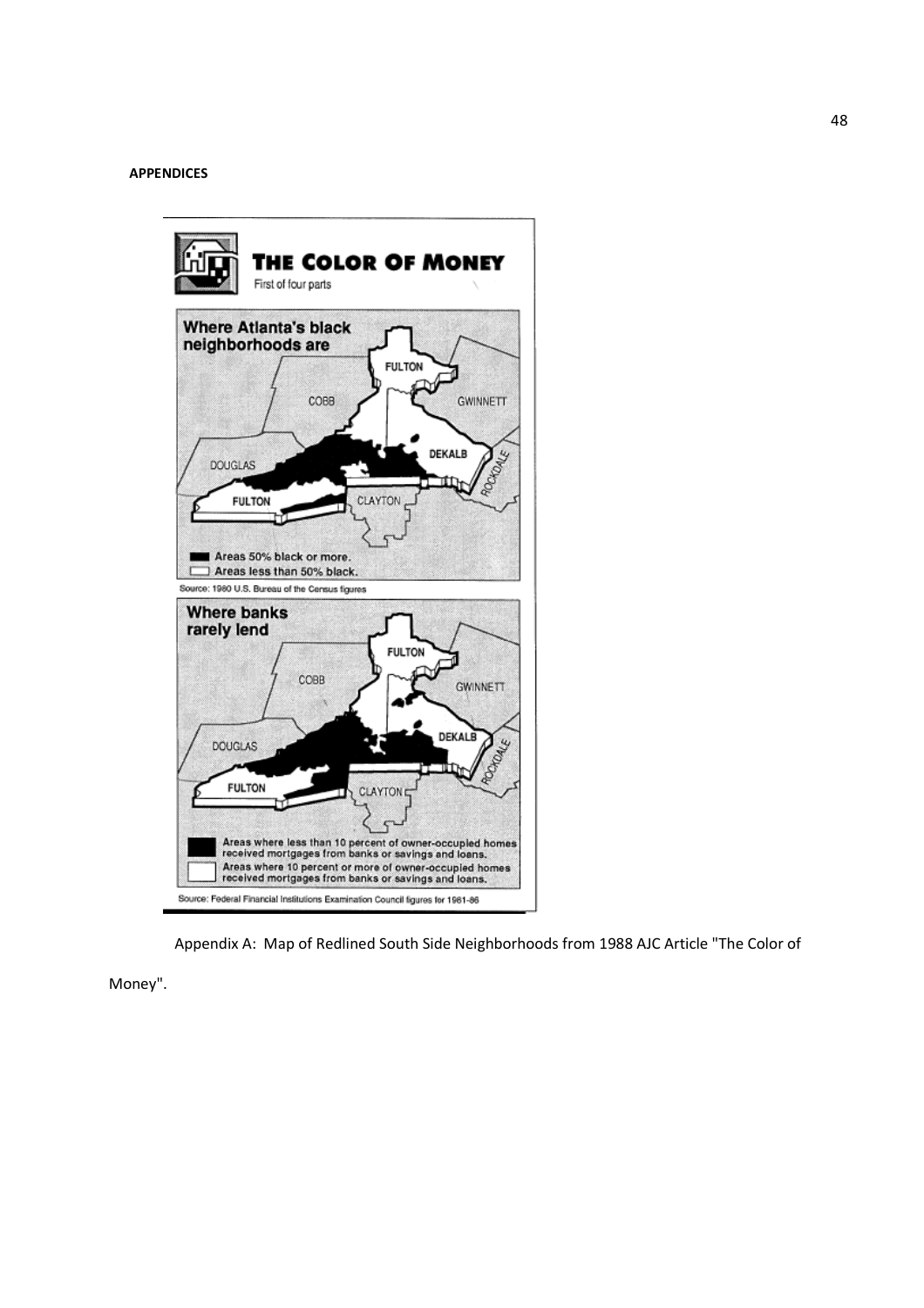**APPENDICES**

THE COLOR OF MONEY

First of four parts

Where Atlanta's black neighborhoods are

FULTON

COBB

GWINNETT

DEKALB

DOUGLAS

ROCKDALE

FULTON

CLAYTON

Areas 50% black or more.

Areas less than 50% black.

Source: 1980 U.S. Bureau of the Census figures

Where banks rarely lend

FULTON

COBB

GWINNETT

DEKALB

DOUGLAS

ROCKDALE

FULTON

CLAYTON

Areas where less than 10 percent of owner-occupied homes received mortgages from banks or savings and loans.

Areas where 10 percent or more of owner-occupied homes received mortgages from banks or savings and loans.

Source: Federal Financial Institutions Examination Council figures for 1981-86

Appendix A: Map of Redlined South Side Neighborhoods from 1988 AJC Article "The Color of Money".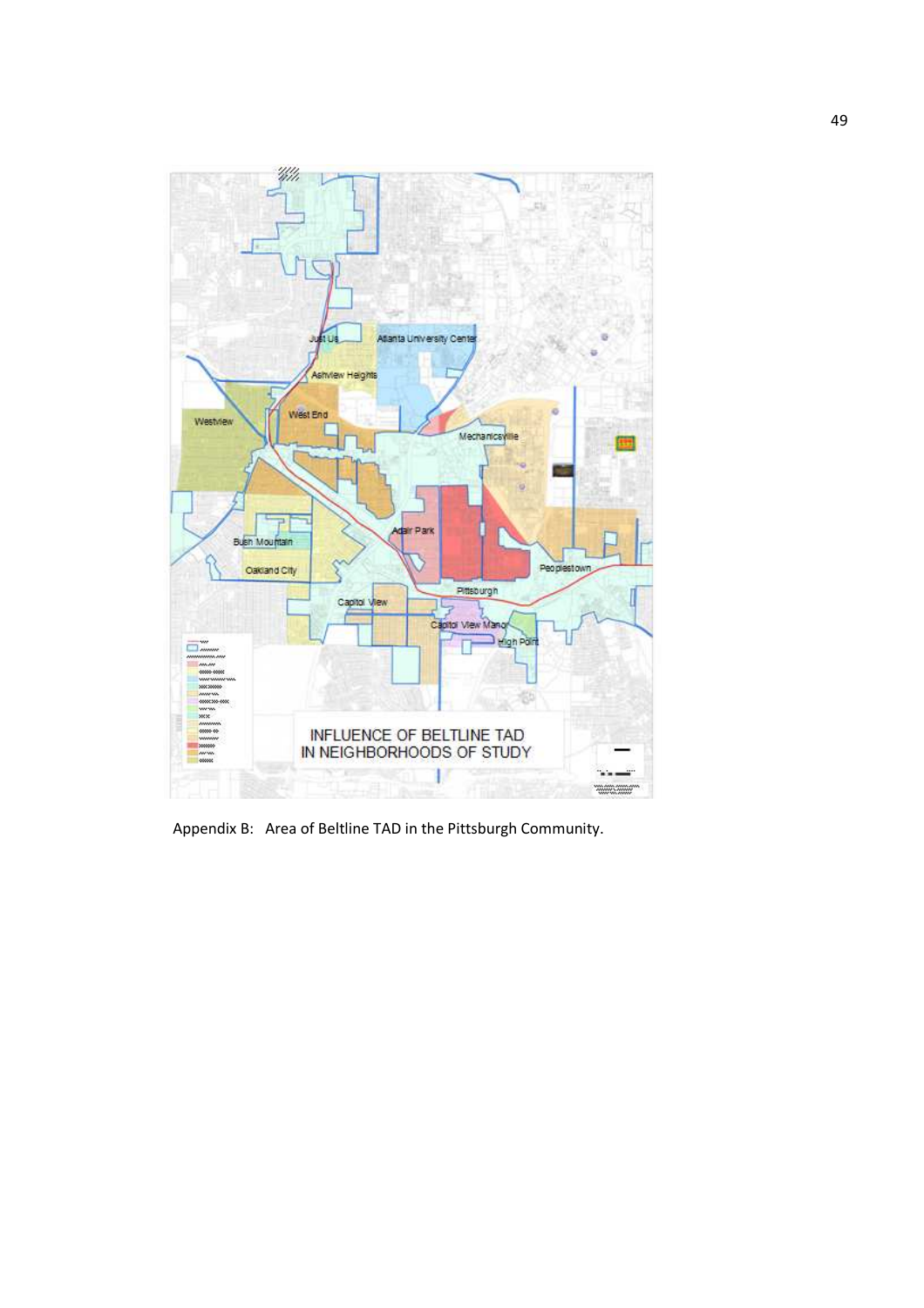Appendix B: Area of Beltline TAD in the Pittsburgh Community.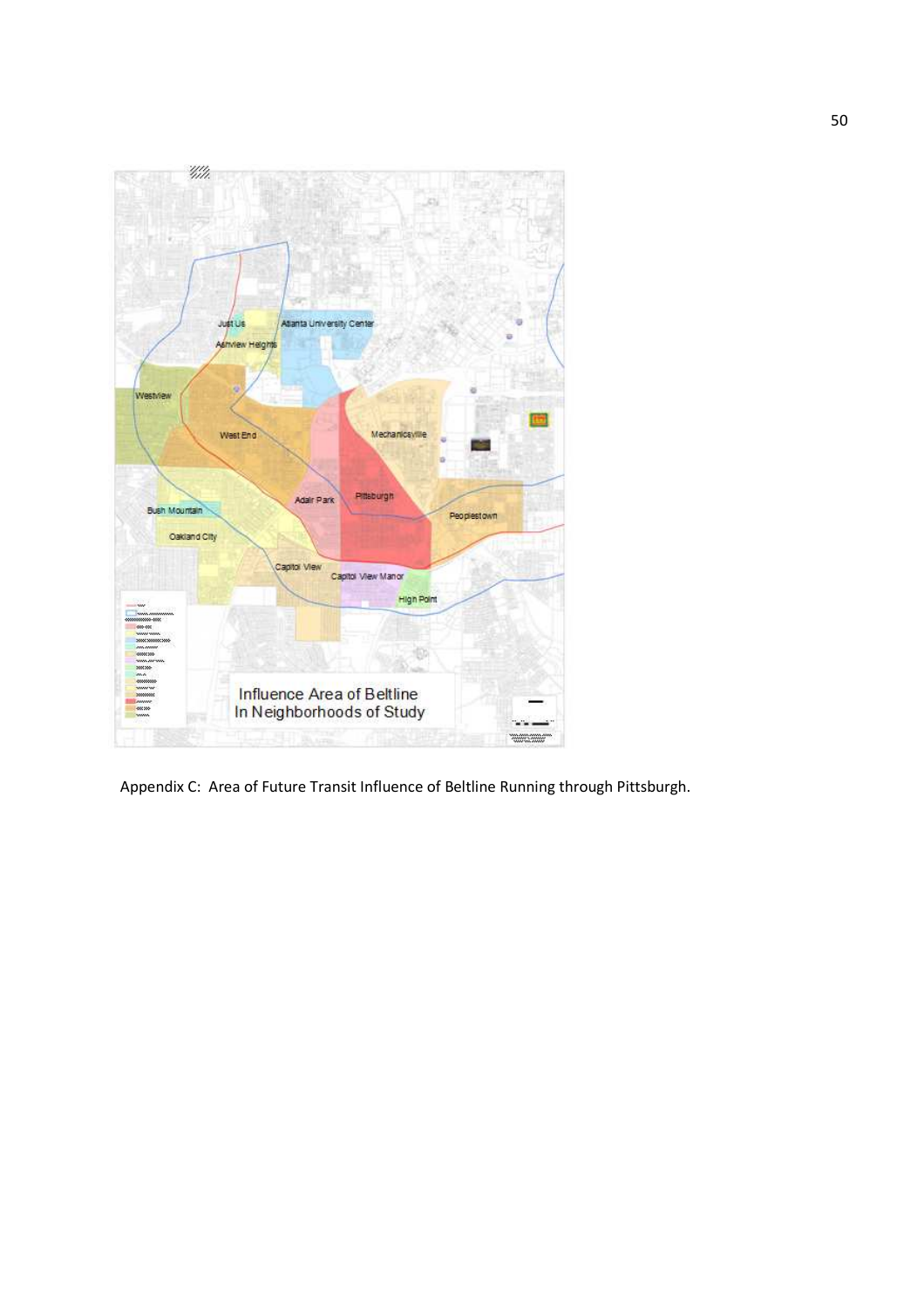Appendix C: Area of Future Transit Influence of Beltline Running through Pittsburgh.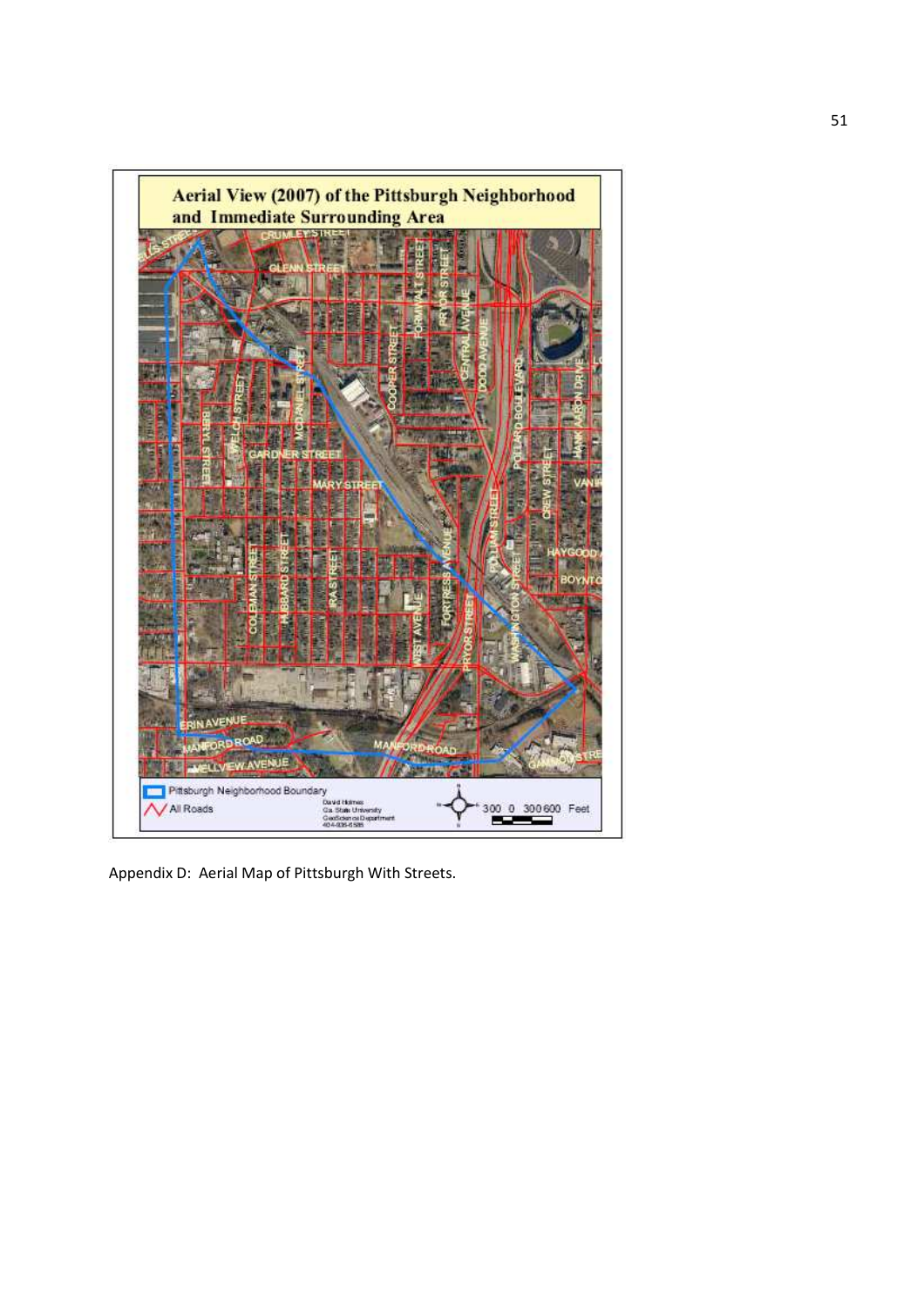Appendix D: Aerial Map of Pittsburgh With Streets.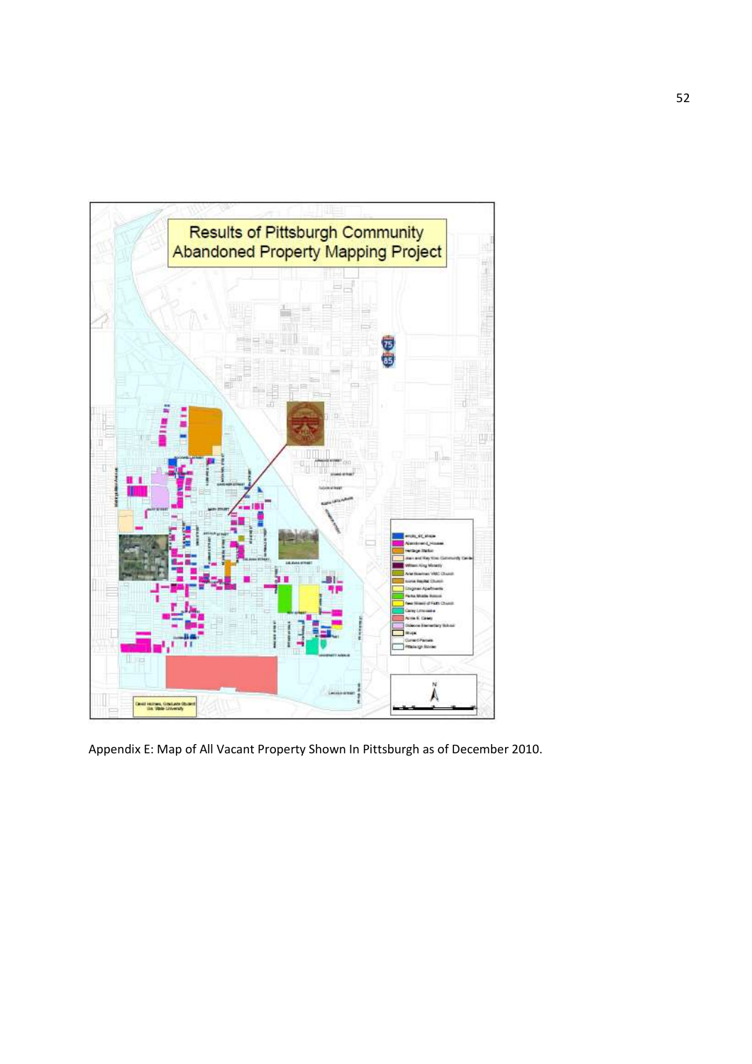Appendix E: Map of All Vacant Property Shown In Pittsburgh as of December 2010.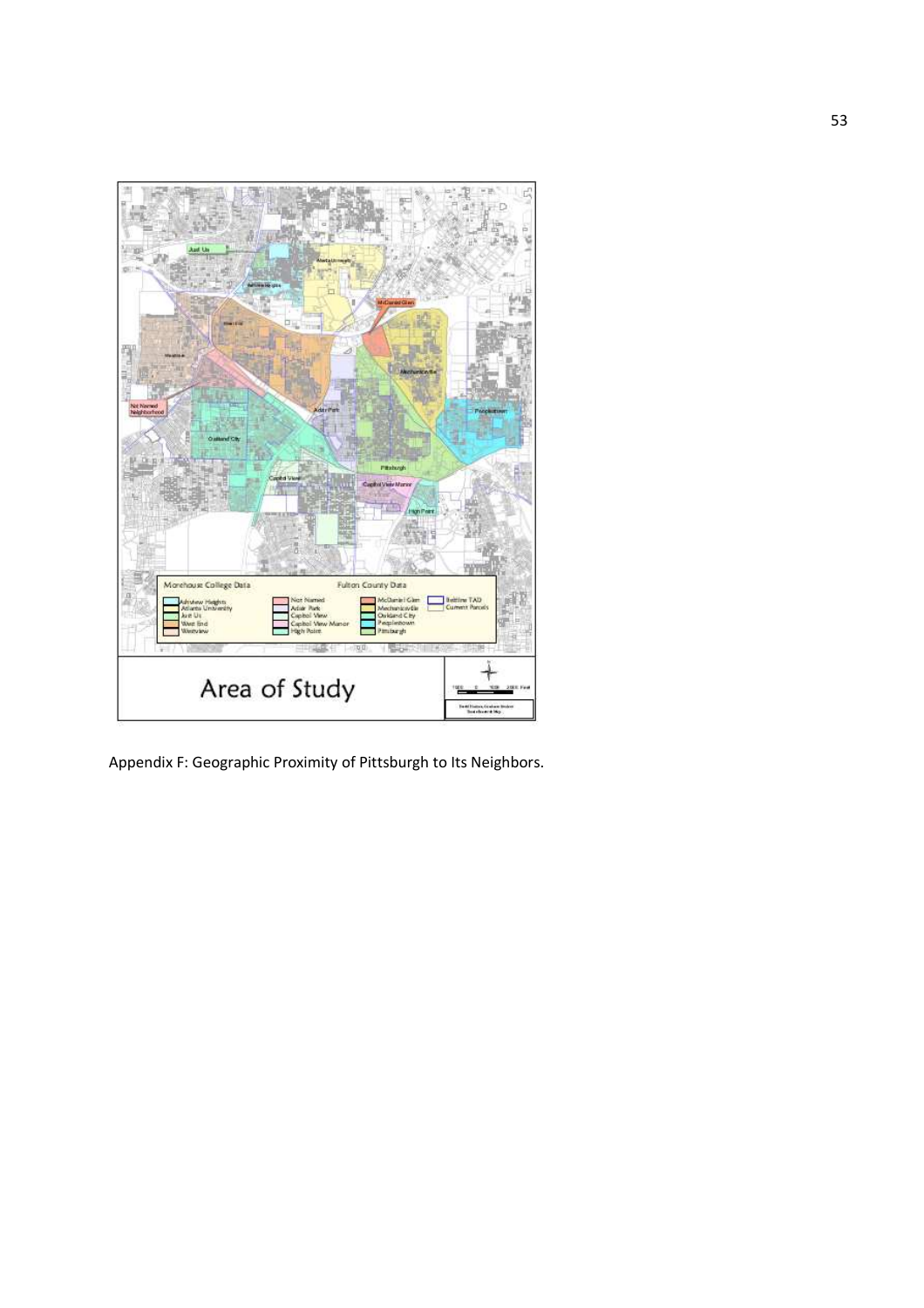Appendix F: Geographic Proximity of Pittsburgh to Its Neighbors.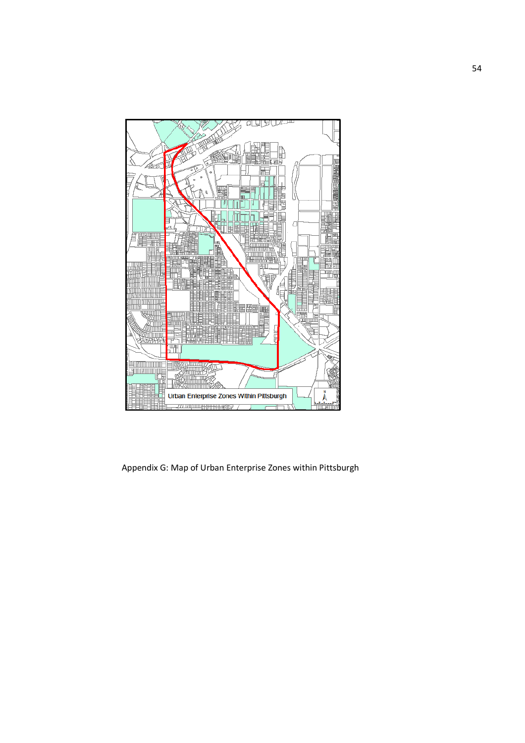Urban Enterprise Zones Within Pittsburgh

Appendix G: Map of Urban Enterprise Zones within Pittsburgh